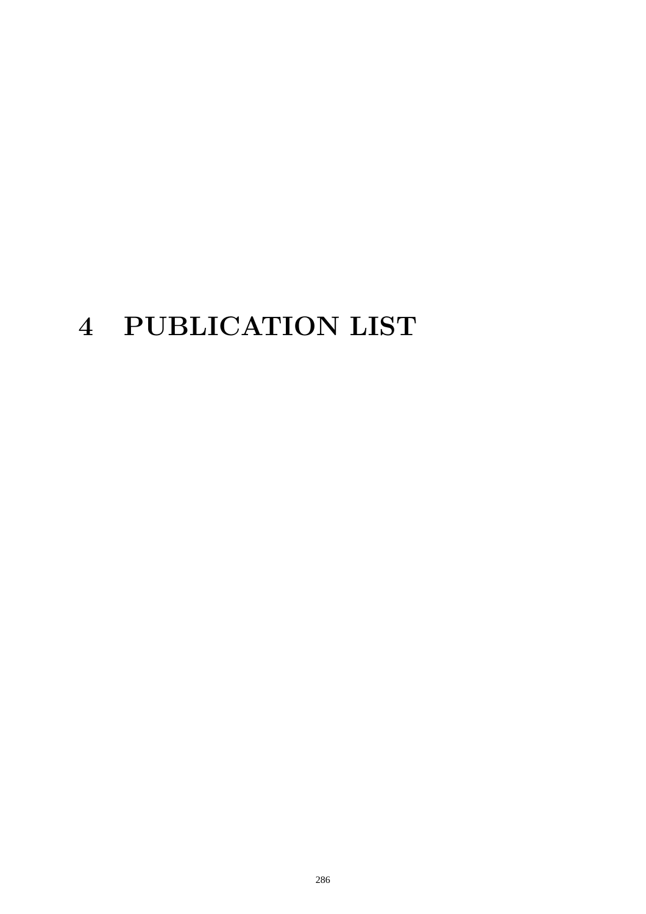# 4 PUBLICATION LIST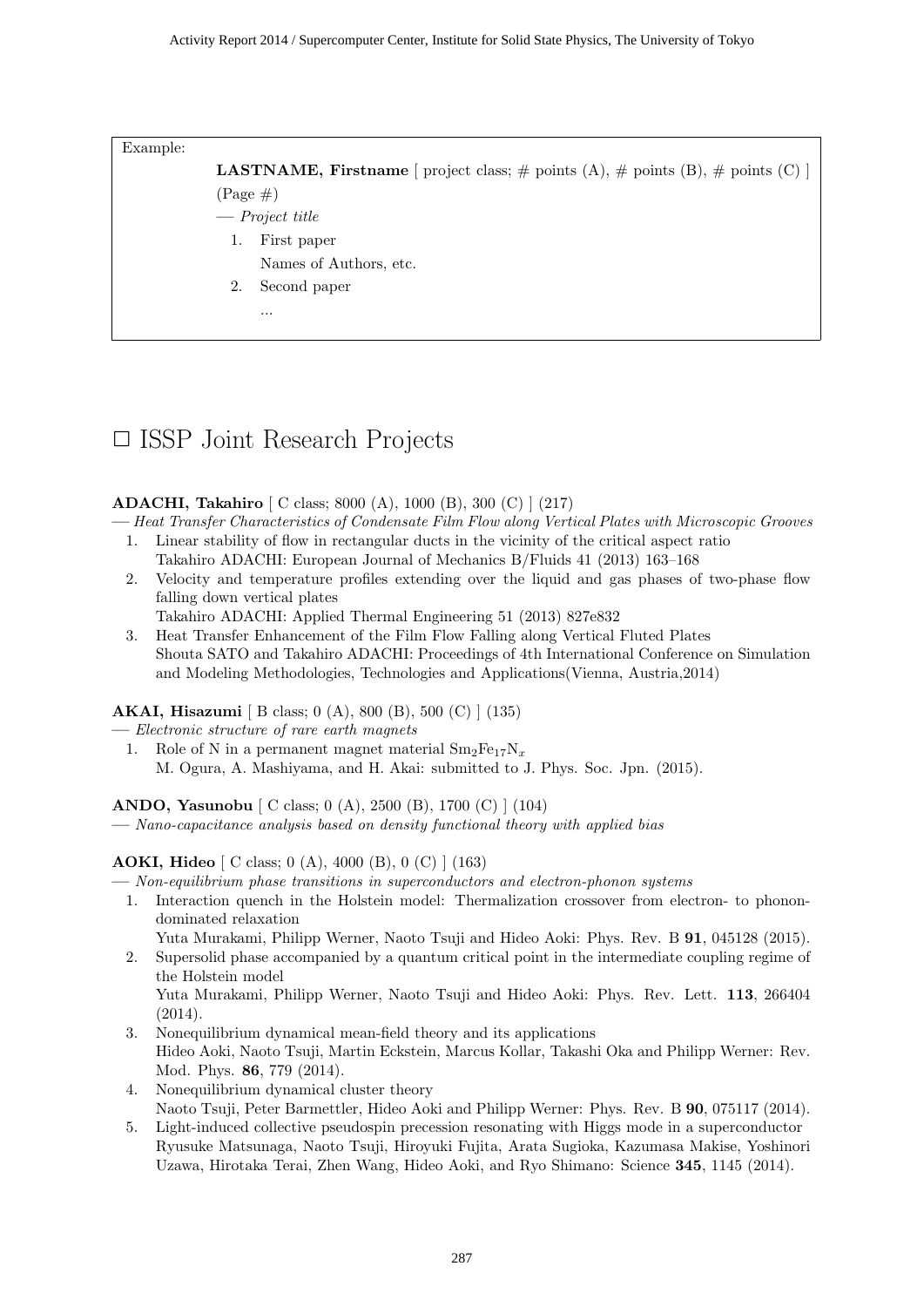Example:

**LASTNAME, Firstname** [ project class; # points (A), # points (B), # points (C) ] (Page #)

— *Project title*

1. First paper
   Names of Authors, etc.
2. Second paper
   ...

# □ ISSP Joint Research Projects

**ADACHI, Takahiro** [ C class; 8000 (A), 1000 (B), 300 (C) ] (217)

— *Heat Transfer Characteristics of Condensate Film Flow along Vertical Plates with Microscopic Grooves*

1. Linear stability of flow in rectangular ducts in the vicinity of the critical aspect ratio
   Takahiro ADACHI: European Journal of Mechanics B/Fluids 41 (2013) 163–168
2. Velocity and temperature profiles extending over the liquid and gas phases of two-phase flow falling down vertical plates
   Takahiro ADACHI: Applied Thermal Engineering 51 (2013) 827e832
3. Heat Transfer Enhancement of the Film Flow Falling along Vertical Fluted Plates
   Shouta SATO and Takahiro ADACHI: Proceedings of 4th International Conference on Simulation and Modeling Methodologies, Technologies and Applications(Vienna, Austria,2014)

**AKAI, Hisazumi** [ B class; 0 (A), 800 (B), 500 (C) ] (135)

— *Electronic structure of rare earth magnets*

1. Role of N in a permanent magnet material $Sm_2Fe_{17}N_x$
   M. Ogura, A. Mashiyama, and H. Akai: submitted to J. Phys. Soc. Jpn. (2015).

**ANDO, Yasunobu** [ C class; 0 (A), 2500 (B), 1700 (C) ] (104)

— *Nano-capacitance analysis based on density functional theory with applied bias*

**AOKI, Hideo** [ C class; 0 (A), 4000 (B), 0 (C) ] (163)

— *Non-equilibrium phase transitions in superconductors and electron-phonon systems*

1. Interaction quench in the Holstein model: Thermalization crossover from electron- to phonon-dominated relaxation
   Yuta Murakami, Philipp Werner, Naoto Tsuji and Hideo Aoki: Phys. Rev. B **91**, 045128 (2015).
2. Supersolid phase accompanied by a quantum critical point in the intermediate coupling regime of the Holstein model
   Yuta Murakami, Philipp Werner, Naoto Tsuji and Hideo Aoki: Phys. Rev. Lett. **113**, 266404 (2014).
3. Nonequilibrium dynamical mean-field theory and its applications
   Hideo Aoki, Naoto Tsuji, Martin Eckstein, Marcus Kollar, Takashi Oka and Philipp Werner: Rev. Mod. Phys. **86**, 779 (2014).
4. Nonequilibrium dynamical cluster theory
   Naoto Tsuji, Peter Barmettler, Hideo Aoki and Philipp Werner: Phys. Rev. B **90**, 075117 (2014).
5. Light-induced collective pseudospin precession resonating with Higgs mode in a superconductor
   Ryusuke Matsunaga, Naoto Tsuji, Hiroyuki Fujita, Arata Sugioka, Kazumasa Makise, Yoshinori Uzawa, Hirotaka Terai, Zhen Wang, Hideo Aoki, and Ryo Shimano: Science **345**, 1145 (2014).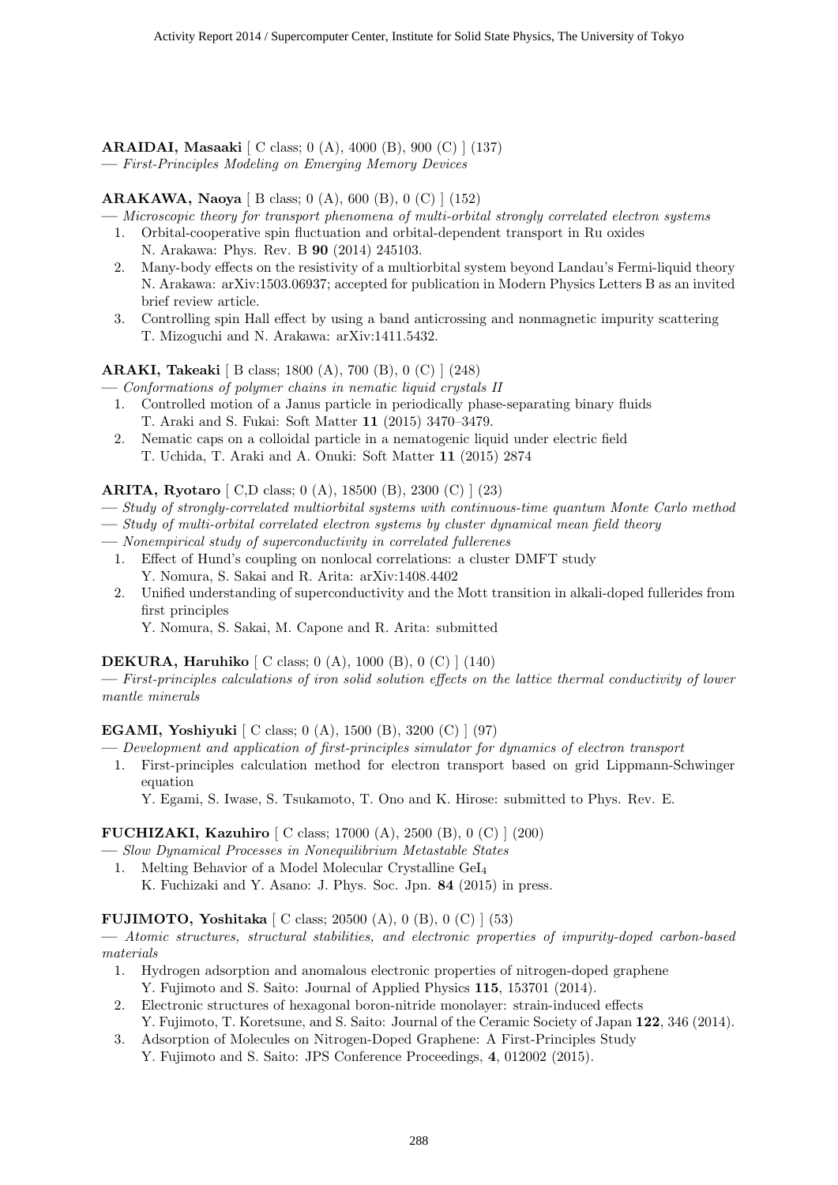**ARAIDAI, Masaaki** [ C class; 0 (A), 4000 (B), 900 (C) ] (137)
— *First-Principles Modeling on Emerging Memory Devices*

**ARAKAWA, Naoya** [ B class; 0 (A), 600 (B), 0 (C) ] (152)
— *Microscopic theory for transport phenomena of multi-orbital strongly correlated electron systems*

1. Orbital-cooperative spin fluctuation and orbital-dependent transport in Ru oxides
   N. Arakawa: Phys. Rev. B **90** (2014) 245103.
2. Many-body effects on the resistivity of a multiorbital system beyond Landau's Fermi-liquid theory
   N. Arakawa: arXiv:1503.06937; accepted for publication in Modern Physics Letters B as an invited brief review article.
3. Controlling spin Hall effect by using a band anticrossing and nonmagnetic impurity scattering
   T. Mizoguchi and N. Arakawa: arXiv:1411.5432.

**ARAKI, Takeaki** [ B class; 1800 (A), 700 (B), 0 (C) ] (248)
— *Conformations of polymer chains in nematic liquid crystals II*

1. Controlled motion of a Janus particle in periodically phase-separating binary fluids
   T. Araki and S. Fukai: Soft Matter **11** (2015) 3470–3479.
2. Nematic caps on a colloidal particle in a nematogenic liquid under electric field
   T. Uchida, T. Araki and A. Onuki: Soft Matter **11** (2015) 2874

**ARITA, Ryotaro** [ C,D class; 0 (A), 18500 (B), 2300 (C) ] (23)
— *Study of strongly-correlated multiorbital systems with continuous-time quantum Monte Carlo method*
— *Study of multi-orbital correlated electron systems by cluster dynamical mean field theory*
— *Nonempirical study of superconductivity in correlated fullerenes*

1. Effect of Hund's coupling on nonlocal correlations: a cluster DMFT study
   Y. Nomura, S. Sakai and R. Arita: arXiv:1408.4402
2. Unified understanding of superconductivity and the Mott transition in alkali-doped fullerides from first principles
   Y. Nomura, S. Sakai, M. Capone and R. Arita: submitted

**DEKURA, Haruhiko** [ C class; 0 (A), 1000 (B), 0 (C) ] (140)
— *First-principles calculations of iron solid solution effects on the lattice thermal conductivity of lower mantle minerals*

**EGAMI, Yoshiyuki** [ C class; 0 (A), 1500 (B), 3200 (C) ] (97)
— *Development and application of first-principles simulator for dynamics of electron transport*

1. First-principles calculation method for electron transport based on grid Lippmann-Schwinger equation
   Y. Egami, S. Iwase, S. Tsukamoto, T. Ono and K. Hirose: submitted to Phys. Rev. E.

**FUCHIZAKI, Kazuhiro** [ C class; 17000 (A), 2500 (B), 0 (C) ] (200)
— *Slow Dynamical Processes in Nonequilibrium Metastable States*

1. Melting Behavior of a Model Molecular Crystalline $GeI_4$
   K. Fuchizaki and Y. Asano: J. Phys. Soc. Jpn. **84** (2015) in press.

**FUJIMOTO, Yoshitaka** [ C class; 20500 (A), 0 (B), 0 (C) ] (53)
— *Atomic structures, structural stabilities, and electronic properties of impurity-doped carbon-based materials*

1. Hydrogen adsorption and anomalous electronic properties of nitrogen-doped graphene
   Y. Fujimoto and S. Saito: Journal of Applied Physics **115**, 153701 (2014).
2. Electronic structures of hexagonal boron-nitride monolayer: strain-induced effects
   Y. Fujimoto, T. Koretsune, and S. Saito: Journal of the Ceramic Society of Japan **122**, 346 (2014).
3. Adsorption of Molecules on Nitrogen-Doped Graphene: A First-Principles Study
   Y. Fujimoto and S. Saito: JPS Conference Proceedings, **4**, 012002 (2015).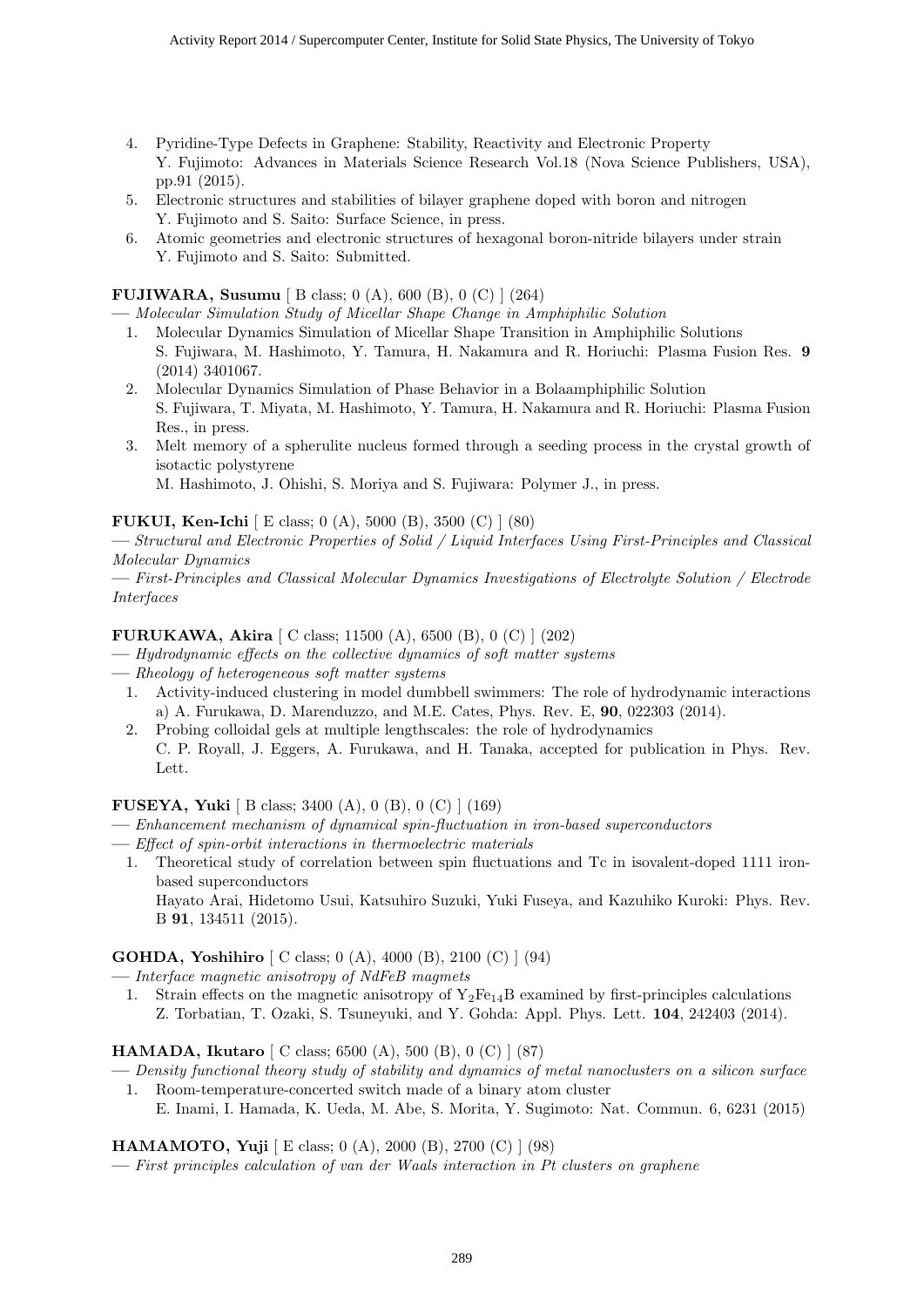4. Pyridine-Type Defects in Graphene: Stability, Reactivity and Electronic Property
   Y. Fujimoto: Advances in Materials Science Research Vol.18 (Nova Science Publishers, USA), pp.91 (2015).
5. Electronic structures and stabilities of bilayer graphene doped with boron and nitrogen
   Y. Fujimoto and S. Saito: Surface Science, in press.
6. Atomic geometries and electronic structures of hexagonal boron-nitride bilayers under strain
   Y. Fujimoto and S. Saito: Submitted.

**FUJIWARA, Susumu** [ B class; 0 (A), 600 (B), 0 (C) ] (264)

— *Molecular Simulation Study of Micellar Shape Change in Amphiphilic Solution*

1. Molecular Dynamics Simulation of Micellar Shape Transition in Amphiphilic Solutions
   S. Fujiwara, M. Hashimoto, Y. Tamura, H. Nakamura and R. Horiuchi: Plasma Fusion Res. **9** (2014) 3401067.
2. Molecular Dynamics Simulation of Phase Behavior in a Bolaamphiphilic Solution
   S. Fujiwara, T. Miyata, M. Hashimoto, Y. Tamura, H. Nakamura and R. Horiuchi: Plasma Fusion Res., in press.
3. Melt memory of a spherulite nucleus formed through a seeding process in the crystal growth of isotactic polystyrene
   M. Hashimoto, J. Ohishi, S. Moriya and S. Fujiwara: Polymer J., in press.

**FUKUI, Ken-Ichi** [ E class; 0 (A), 5000 (B), 3500 (C) ] (80)

— *Structural and Electronic Properties of Solid / Liquid Interfaces Using First-Principles and Classical Molecular Dynamics*

— *First-Principles and Classical Molecular Dynamics Investigations of Electrolyte Solution / Electrode Interfaces*

**FURUKAWA, Akira** [ C class; 11500 (A), 6500 (B), 0 (C) ] (202)

— *Hydrodynamic effects on the collective dynamics of soft matter systems*

— *Rheology of heterogeneous soft matter systems*

1. Activity-induced clustering in model dumbbell swimmers: The role of hydrodynamic interactions
   a) A. Furukawa, D. Marenduzzo, and M.E. Cates, Phys. Rev. E, **90**, 022303 (2014).
2. Probing colloidal gels at multiple lengthscales: the role of hydrodynamics
   C. P. Royall, J. Eggers, A. Furukawa, and H. Tanaka, accepted for publication in Phys. Rev. Lett.

**FUSEYA, Yuki** [ B class; 3400 (A), 0 (B), 0 (C) ] (169)

— *Enhancement mechanism of dynamical spin-fluctuation in iron-based superconductors*

— *Effect of spin-orbit interactions in thermoelectric materials*

1. Theoretical study of correlation between spin fluctuations and Tc in isovalent-doped 1111 iron-based superconductors
   Hayato Arai, Hidetomo Usui, Katsuhiro Suzuki, Yuki Fuseya, and Kazuhiko Kuroki: Phys. Rev. B **91**, 134511 (2015).

**GOHDA, Yoshihiro** [ C class; 0 (A), 4000 (B), 2100 (C) ] (94)

— *Interface magnetic anisotropy of NdFeB magmets*

1. Strain effects on the magnetic anisotropy of $Y_2Fe_{14}B$ examined by first-principles calculations
   Z. Torbatian, T. Ozaki, S. Tsuneyuki, and Y. Gohda: Appl. Phys. Lett. **104**, 242403 (2014).

**HAMADA, Ikutaro** [ C class; 6500 (A), 500 (B), 0 (C) ] (87)

— *Density functional theory study of stability and dynamics of metal nanoclusters on a silicon surface*

1. Room-temperature-concerted switch made of a binary atom cluster
   E. Inami, I. Hamada, K. Ueda, M. Abe, S. Morita, Y. Sugimoto: Nat. Commun. 6, 6231 (2015)

**HAMAMOTO, Yuji** [ E class; 0 (A), 2000 (B), 2700 (C) ] (98)

— *First principles calculation of van der Waals interaction in Pt clusters on graphene*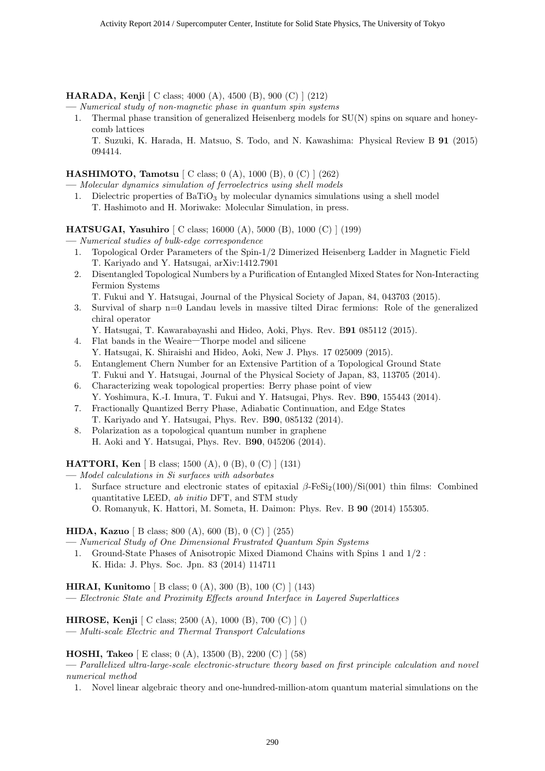**HARADA, Kenji** [ C class; 4000 (A), 4500 (B), 900 (C) ] (212)

— *Numerical study of non-magnetic phase in quantum spin systems*

1. Thermal phase transition of generalized Heisenberg models for SU(N) spins on square and honeycomb lattices
   T. Suzuki, K. Harada, H. Matsuo, S. Todo, and N. Kawashima: Physical Review B **91** (2015) 094414.

**HASHIMOTO, Tamotsu** [ C class; 0 (A), 1000 (B), 0 (C) ] (262)

— *Molecular dynamics simulation of ferroelectrics using shell models*

1. Dielectric properties of $BaTiO_3$ by molecular dynamics simulations using a shell model
   T. Hashimoto and H. Moriwake: Molecular Simulation, in press.

**HATSUGAI, Yasuhiro** [ C class; 16000 (A), 5000 (B), 1000 (C) ] (199)

— *Numerical studies of bulk-edge correspondence*

1. Topological Order Parameters of the Spin-1/2 Dimerized Heisenberg Ladder in Magnetic Field
   T. Kariyado and Y. Hatsugai, arXiv:1412.7901
2. Disentangled Topological Numbers by a Purification of Entangled Mixed States for Non-Interacting Fermion Systems
   T. Fukui and Y. Hatsugai, Journal of the Physical Society of Japan, 84, 043703 (2015).
3. Survival of sharp n=0 Landau levels in massive tilted Dirac fermions: Role of the generalized chiral operator
   Y. Hatsugai, T. Kawarabayashi and Hideo, Aoki, Phys. Rev. B**91** 085112 (2015).
4. Flat bands in the Weaire—Thorpe model and silicene
   Y. Hatsugai, K. Shiraishi and Hideo, Aoki, New J. Phys. 17 025009 (2015).
5. Entanglement Chern Number for an Extensive Partition of a Topological Ground State
   T. Fukui and Y. Hatsugai, Journal of the Physical Society of Japan, 83, 113705 (2014).
6. Characterizing weak topological properties: Berry phase point of view
   Y. Yoshimura, K.-I. Imura, T. Fukui and Y. Hatsugai, Phys. Rev. B**90**, 155443 (2014).
7. Fractionally Quantized Berry Phase, Adiabatic Continuation, and Edge States
   T. Kariyado and Y. Hatsugai, Phys. Rev. B**90**, 085132 (2014).
8. Polarization as a topological quantum number in graphene
   H. Aoki and Y. Hatsugai, Phys. Rev. B**90**, 045206 (2014).

**HATTORI, Ken** [ B class; 1500 (A), 0 (B), 0 (C) ] (131)

— *Model calculations in Si surfaces with adsorbates*

1. Surface structure and electronic states of epitaxial $\beta$-$FeSi_2$(100)/Si(001) thin films: Combined quantitative LEED, *ab initio* DFT, and STM study
   O. Romanyuk, K. Hattori, M. Someta, H. Daimon: Phys. Rev. B **90** (2014) 155305.

**HIDA, Kazuo** [ B class; 800 (A), 600 (B), 0 (C) ] (255)

— *Numerical Study of One Dimensional Frustrated Quantum Spin Systems*

1. Ground-State Phases of Anisotropic Mixed Diamond Chains with Spins 1 and 1/2 :
   K. Hida: J. Phys. Soc. Jpn. 83 (2014) 114711

**HIRAI, Kunitomo** [ B class; 0 (A), 300 (B), 100 (C) ] (143)

— *Electronic State and Proximity Effects around Interface in Layered Superlattices*

**HIROSE, Kenji** [ C class; 2500 (A), 1000 (B), 700 (C) ] ()

— *Multi-scale Electric and Thermal Transport Calculations*

**HOSHI, Takeo** [ E class; 0 (A), 13500 (B), 2200 (C) ] (58)

— *Parallelized ultra-large-scale electronic-structure theory based on first principle calculation and novel numerical method*

1. Novel linear algebraic theory and one-hundred-million-atom quantum material simulations on the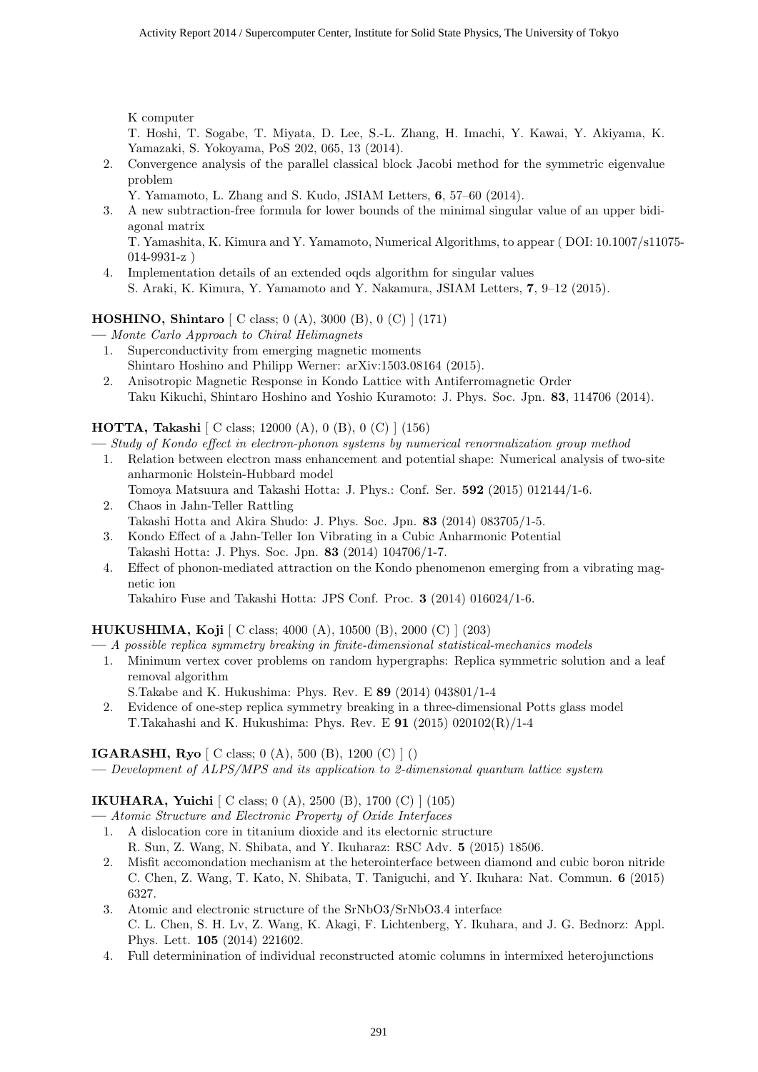K computer
T. Hoshi, T. Sogabe, T. Miyata, D. Lee, S.-L. Zhang, H. Imachi, Y. Kawai, Y. Akiyama, K. Yamazaki, S. Yokoyama, PoS 202, 065, 13 (2014).

2. Convergence analysis of the parallel classical block Jacobi method for the symmetric eigenvalue problem
   Y. Yamamoto, L. Zhang and S. Kudo, JSIAM Letters, **6**, 57–60 (2014).
3. A new subtraction-free formula for lower bounds of the minimal singular value of an upper bidiagonal matrix
   T. Yamashita, K. Kimura and Y. Yamamoto, Numerical Algorithms, to appear ( DOI: 10.1007/s11075-014-9931-z )
4. Implementation details of an extended oqds algorithm for singular values
   S. Araki, K. Kimura, Y. Yamamoto and Y. Nakamura, JSIAM Letters, **7**, 9–12 (2015).

**HOSHINO, Shintaro** [ C class; 0 (A), 3000 (B), 0 (C) ] (171)
— *Monte Carlo Approach to Chiral Helimagnets*

1. Superconductivity from emerging magnetic moments
   Shintaro Hoshino and Philipp Werner: arXiv:1503.08164 (2015).
2. Anisotropic Magnetic Response in Kondo Lattice with Antiferromagnetic Order
   Taku Kikuchi, Shintaro Hoshino and Yoshio Kuramoto: J. Phys. Soc. Jpn. **83**, 114706 (2014).

**HOTTA, Takashi** [ C class; 12000 (A), 0 (B), 0 (C) ] (156)
— *Study of Kondo effect in electron-phonon systems by numerical renormalization group method*

1. Relation between electron mass enhancement and potential shape: Numerical analysis of two-site anharmonic Holstein-Hubbard model
   Tomoya Matsuura and Takashi Hotta: J. Phys.: Conf. Ser. **592** (2015) 012144/1-6.
2. Chaos in Jahn-Teller Rattling
   Takashi Hotta and Akira Shudo: J. Phys. Soc. Jpn. **83** (2014) 083705/1-5.
3. Kondo Effect of a Jahn-Teller Ion Vibrating in a Cubic Anharmonic Potential
   Takashi Hotta: J. Phys. Soc. Jpn. **83** (2014) 104706/1-7.
4. Effect of phonon-mediated attraction on the Kondo phenomenon emerging from a vibrating magnetic ion
   Takahiro Fuse and Takashi Hotta: JPS Conf. Proc. **3** (2014) 016024/1-6.

**HUKUSHIMA, Koji** [ C class; 4000 (A), 10500 (B), 2000 (C) ] (203)
— *A possible replica symmetry breaking in finite-dimensional statistical-mechanics models*

1. Minimum vertex cover problems on random hypergraphs: Replica symmetric solution and a leaf removal algorithm
   S.Takabe and K. Hukushima: Phys. Rev. E **89** (2014) 043801/1-4
2. Evidence of one-step replica symmetry breaking in a three-dimensional Potts glass model
   T.Takahashi and K. Hukushima: Phys. Rev. E **91** (2015) 020102(R)/1-4

**IGARASHI, Ryo** [ C class; 0 (A), 500 (B), 1200 (C) ] ()
— *Development of ALPS/MPS and its application to 2-dimensional quantum lattice system*

**IKUHARA, Yuichi** [ C class; 0 (A), 2500 (B), 1700 (C) ] (105)
— *Atomic Structure and Electronic Property of Oxide Interfaces*

1. A dislocation core in titanium dioxide and its electornic structure
   R. Sun, Z. Wang, N. Shibata, and Y. Ikuharaz: RSC Adv. **5** (2015) 18506.
2. Misfit accomondation mechanism at the heterointerface between diamond and cubic boron nitride
   C. Chen, Z. Wang, T. Kato, N. Shibata, T. Taniguchi, and Y. Ikuhara: Nat. Commun. **6** (2015) 6327.
3. Atomic and electronic structure of the SrNbO3/SrNbO3.4 interface
   C. L. Chen, S. H. Lv, Z. Wang, K. Akagi, F. Lichtenberg, Y. Ikuhara, and J. G. Bednorz: Appl. Phys. Lett. **105** (2014) 221602.
4. Full determinination of individual reconstructed atomic columns in intermixed heterojunctions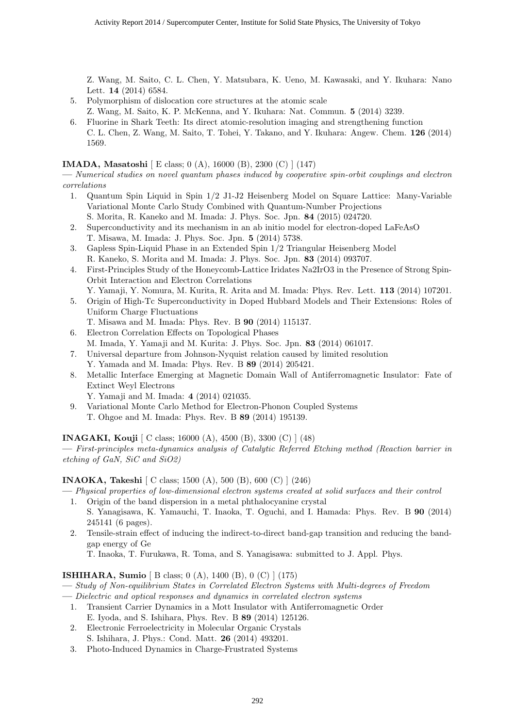Z. Wang, M. Saito, C. L. Chen, Y. Matsubara, K. Ueno, M. Kawasaki, and Y. Ikuhara: Nano Lett. **14** (2014) 6584.

5. Polymorphism of dislocation core structures at the atomic scale
   Z. Wang, M. Saito, K. P. McKenna, and Y. Ikuhara: Nat. Commun. **5** (2014) 3239.
6. Fluorine in Shark Teeth: Its direct atomic-resolution imaging and strengthening function
   C. L. Chen, Z. Wang, M. Saito, T. Tohei, Y. Takano, and Y. Ikuhara: Angew. Chem. **126** (2014) 1569.

**IMADA, Masatoshi** [ E class; 0 (A), 16000 (B), 2300 (C) ] (147)

— *Numerical studies on novel quantum phases induced by cooperative spin-orbit couplings and electron correlations*

1. Quantum Spin Liquid in Spin 1/2 J1-J2 Heisenberg Model on Square Lattice: Many-Variable Variational Monte Carlo Study Combined with Quantum-Number Projections
   S. Morita, R. Kaneko and M. Imada: J. Phys. Soc. Jpn. **84** (2015) 024720.
2. Superconductivity and its mechanism in an ab initio model for electron-doped LaFeAsO
   T. Misawa, M. Imada: J. Phys. Soc. Jpn. **5** (2014) 5738.
3. Gapless Spin-Liquid Phase in an Extended Spin 1/2 Triangular Heisenberg Model
   R. Kaneko, S. Morita and M. Imada: J. Phys. Soc. Jpn. **83** (2014) 093707.
4. First-Principles Study of the Honeycomb-Lattice Iridates Na2IrO3 in the Presence of Strong Spin-Orbit Interaction and Electron Correlations
   Y. Yamaji, Y. Nomura, M. Kurita, R. Arita and M. Imada: Phys. Rev. Lett. **113** (2014) 107201.
5. Origin of High-Tc Superconductivity in Doped Hubbard Models and Their Extensions: Roles of Uniform Charge Fluctuations
   T. Misawa and M. Imada: Phys. Rev. B **90** (2014) 115137.
6. Electron Correlation Effects on Topological Phases
   M. Imada, Y. Yamaji and M. Kurita: J. Phys. Soc. Jpn. **83** (2014) 061017.
7. Universal departure from Johnson-Nyquist relation caused by limited resolution
   Y. Yamada and M. Imada: Phys. Rev. B **89** (2014) 205421.
8. Metallic Interface Emerging at Magnetic Domain Wall of Antiferromagnetic Insulator: Fate of Extinct Weyl Electrons
   Y. Yamaji and M. Imada: **4** (2014) 021035.
9. Variational Monte Carlo Method for Electron-Phonon Coupled Systems
   T. Ohgoe and M. Imada: Phys. Rev. B **89** (2014) 195139.

**INAGAKI, Kouji** [ C class; 16000 (A), 4500 (B), 3300 (C) ] (48)

— *First-principles meta-dynamics analysis of Catalytic Referred Etching method (Reaction barrier in etching of GaN, SiC and SiO2)*

**INAOKA, Takeshi** [ C class; 1500 (A), 500 (B), 600 (C) ] (246)

— *Physical properties of low-dimensional electron systems created at solid surfaces and their control*

1. Origin of the band dispersion in a metal phthalocyanine crystal
   S. Yanagisawa, K. Yamauchi, T. Inaoka, T. Oguchi, and I. Hamada: Phys. Rev. B **90** (2014) 245141 (6 pages).
2. Tensile-strain effect of inducing the indirect-to-direct band-gap transition and reducing the band-gap energy of Ge
   T. Inaoka, T. Furukawa, R. Toma, and S. Yanagisawa: submitted to J. Appl. Phys.

**ISHIHARA, Sumio** [ B class; 0 (A), 1400 (B), 0 (C) ] (175)

— *Study of Non-equilibrium States in Correlated Electron Systems with Multi-degrees of Freedom*

— *Dielectric and optical responses and dynamics in correlated electron systems*

1. Transient Carrier Dynamics in a Mott Insulator with Antiferromagnetic Order
   E. Iyoda, and S. Ishihara, Phys. Rev. B **89** (2014) 125126.
2. Electronic Ferroelectricity in Molecular Organic Crystals
   S. Ishihara, J. Phys.: Cond. Matt. **26** (2014) 493201.
3. Photo-Induced Dynamics in Charge-Frustrated Systems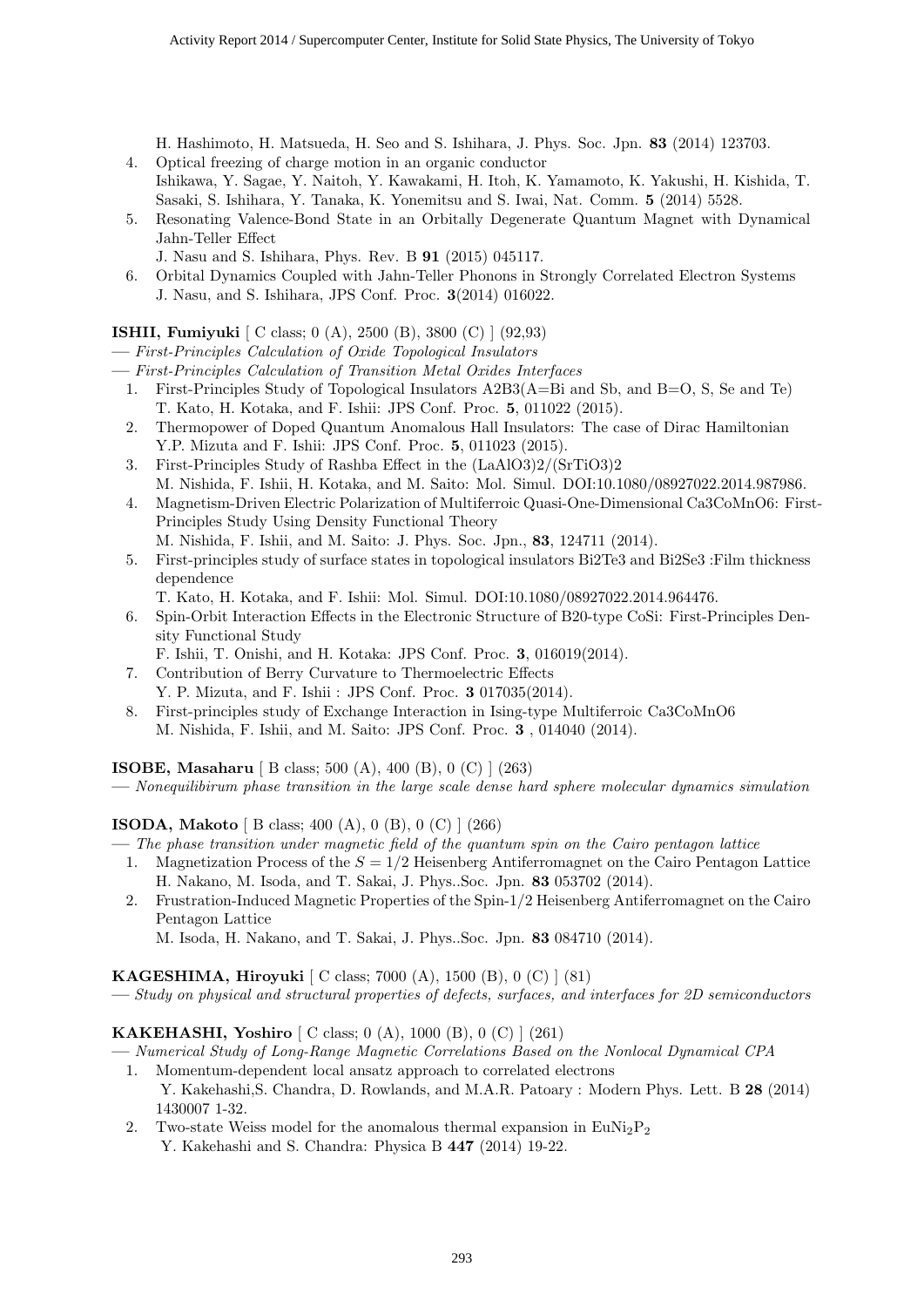H. Hashimoto, H. Matsueda, H. Seo and S. Ishihara, J. Phys. Soc. Jpn. **83** (2014) 123703.

4. Optical freezing of charge motion in an organic conductor
   Ishikawa, Y. Sagae, Y. Naitoh, Y. Kawakami, H. Itoh, K. Yamamoto, K. Yakushi, H. Kishida, T. Sasaki, S. Ishihara, Y. Tanaka, K. Yonemitsu and S. Iwai, Nat. Comm. **5** (2014) 5528.
5. Resonating Valence-Bond State in an Orbitally Degenerate Quantum Magnet with Dynamical Jahn-Teller Effect
   J. Nasu and S. Ishihara, Phys. Rev. B **91** (2015) 045117.
6. Orbital Dynamics Coupled with Jahn-Teller Phonons in Strongly Correlated Electron Systems
   J. Nasu, and S. Ishihara, JPS Conf. Proc. **3**(2014) 016022.

**ISHII, Fumiyuki** [ C class; 0 (A), 2500 (B), 3800 (C) ] (92,93)

— *First-Principles Calculation of Oxide Topological Insulators*

— *First-Principles Calculation of Transition Metal Oxides Interfaces*

1. First-Principles Study of Topological Insulators A2B3(A=Bi and Sb, and B=O, S, Se and Te)
   T. Kato, H. Kotaka, and F. Ishii: JPS Conf. Proc. **5**, 011022 (2015).
2. Thermopower of Doped Quantum Anomalous Hall Insulators: The case of Dirac Hamiltonian
   Y.P. Mizuta and F. Ishii: JPS Conf. Proc. **5**, 011023 (2015).
3. First-Principles Study of Rashba Effect in the (LaAlO3)2/(SrTiO3)2
   M. Nishida, F. Ishii, H. Kotaka, and M. Saito: Mol. Simul. DOI:10.1080/08927022.2014.987986.
4. Magnetism-Driven Electric Polarization of Multiferroic Quasi-One-Dimensional Ca3CoMnO6: First-Principles Study Using Density Functional Theory
   M. Nishida, F. Ishii, and M. Saito: J. Phys. Soc. Jpn., **83**, 124711 (2014).
5. First-principles study of surface states in topological insulators Bi2Te3 and Bi2Se3 :Film thickness dependence
   T. Kato, H. Kotaka, and F. Ishii: Mol. Simul. DOI:10.1080/08927022.2014.964476.
6. Spin-Orbit Interaction Effects in the Electronic Structure of B20-type CoSi: First-Principles Density Functional Study
   F. Ishii, T. Onishi, and H. Kotaka: JPS Conf. Proc. **3**, 016019(2014).
7. Contribution of Berry Curvature to Thermoelectric Effects
   Y. P. Mizuta, and F. Ishii : JPS Conf. Proc. **3** 017035(2014).
8. First-principles study of Exchange Interaction in Ising-type Multiferroic Ca3CoMnO6
   M. Nishida, F. Ishii, and M. Saito: JPS Conf. Proc. **3** , 014040 (2014).

**ISOBE, Masaharu** [ B class; 500 (A), 400 (B), 0 (C) ] (263)

— *Nonequilibirum phase transition in the large scale dense hard sphere molecular dynamics simulation*

**ISODA, Makoto** [ B class; 400 (A), 0 (B), 0 (C) ] (266)

— *The phase transition under magnetic field of the quantum spin on the Cairo pentagon lattice*

1. Magnetization Process of the $S = 1/2$ Heisenberg Antiferromagnet on the Cairo Pentagon Lattice
   H. Nakano, M. Isoda, and T. Sakai, J. Phys..Soc. Jpn. **83** 053702 (2014).
2. Frustration-Induced Magnetic Properties of the Spin-1/2 Heisenberg Antiferromagnet on the Cairo Pentagon Lattice
   M. Isoda, H. Nakano, and T. Sakai, J. Phys..Soc. Jpn. **83** 084710 (2014).

**KAGESHIMA, Hiroyuki** [ C class; 7000 (A), 1500 (B), 0 (C) ] (81)

— *Study on physical and structural properties of defects, surfaces, and interfaces for 2D semiconductors*

**KAKEHASHI, Yoshiro** [ C class; 0 (A), 1000 (B), 0 (C) ] (261)

— *Numerical Study of Long-Range Magnetic Correlations Based on the Nonlocal Dynamical CPA*

1. Momentum-dependent local ansatz approach to correlated electrons
   Y. Kakehashi,S. Chandra, D. Rowlands, and M.A.R. Patoary : Modern Phys. Lett. B **28** (2014) 1430007 1-32.
2. Two-state Weiss model for the anomalous thermal expansion in $EuNi_2P_2$
   Y. Kakehashi and S. Chandra: Physica B **447** (2014) 19-22.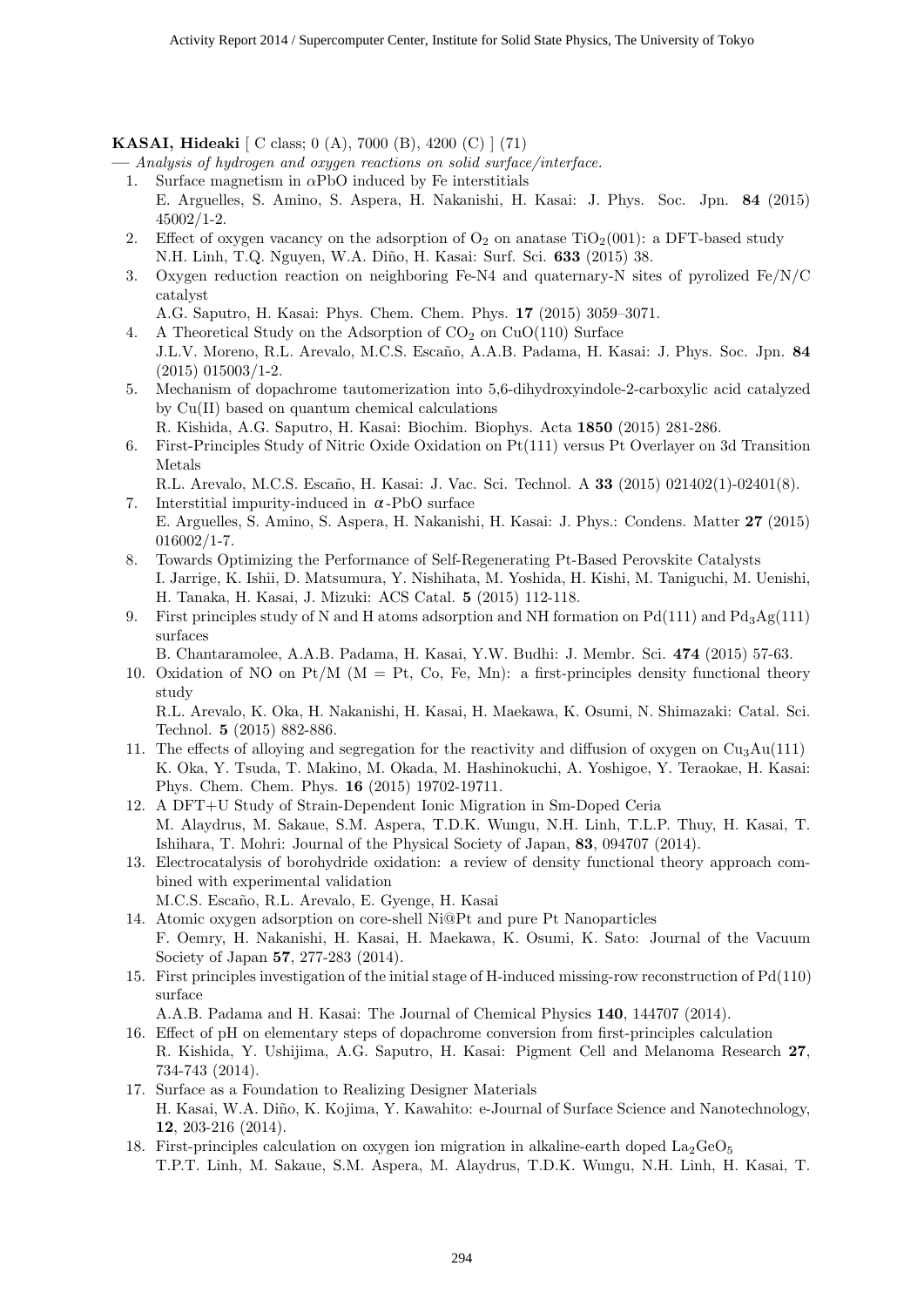**KASAI, Hideaki** [ C class; 0 (A), 7000 (B), 4200 (C) ] (71)

— *Analysis of hydrogen and oxygen reactions on solid surface/interface.*

1. Surface magnetism in $\alpha$PbO induced by Fe interstitials
   E. Arguelles, S. Amino, S. Aspera, H. Nakanishi, H. Kasai: J. Phys. Soc. Jpn. **84** (2015) 45002/1-2.
2. Effect of oxygen vacancy on the adsorption of $O_2$ on anatase $TiO_2$(001): a DFT-based study
   N.H. Linh, T.Q. Nguyen, W.A. Diño, H. Kasai: Surf. Sci. **633** (2015) 38.
3. Oxygen reduction reaction on neighboring Fe-N4 and quaternary-N sites of pyrolized Fe/N/C catalyst
   A.G. Saputro, H. Kasai: Phys. Chem. Chem. Phys. **17** (2015) 3059–3071.
4. A Theoretical Study on the Adsorption of $CO_2$ on CuO(110) Surface
   J.L.V. Moreno, R.L. Arevalo, M.C.S. Escaño, A.A.B. Padama, H. Kasai: J. Phys. Soc. Jpn. **84** (2015) 015003/1-2.
5. Mechanism of dopachrome tautomerization into 5,6-dihydroxyindole-2-carboxylic acid catalyzed by Cu(II) based on quantum chemical calculations
   R. Kishida, A.G. Saputro, H. Kasai: Biochim. Biophys. Acta **1850** (2015) 281-286.
6. First-Principles Study of Nitric Oxide Oxidation on Pt(111) versus Pt Overlayer on 3d Transition Metals
   R.L. Arevalo, M.C.S. Escaño, H. Kasai: J. Vac. Sci. Technol. A **33** (2015) 021402(1)-02401(8).
7. Interstitial impurity-induced in $\alpha$-PbO surface
   E. Arguelles, S. Amino, S. Aspera, H. Nakanishi, H. Kasai: J. Phys.: Condens. Matter **27** (2015) 016002/1-7.
8. Towards Optimizing the Performance of Self-Regenerating Pt-Based Perovskite Catalysts
   I. Jarrige, K. Ishii, D. Matsumura, Y. Nishihata, M. Yoshida, H. Kishi, M. Taniguchi, M. Uenishi, H. Tanaka, H. Kasai, J. Mizuki: ACS Catal. **5** (2015) 112-118.
9. First principles study of N and H atoms adsorption and NH formation on Pd(111) and $Pd_3Ag$(111) surfaces
   B. Chantaramolee, A.A.B. Padama, H. Kasai, Y.W. Budhi: J. Membr. Sci. **474** (2015) 57-63.
10. Oxidation of NO on Pt/M (M = Pt, Co, Fe, Mn): a first-principles density functional theory study
    R.L. Arevalo, K. Oka, H. Nakanishi, H. Kasai, H. Maekawa, K. Osumi, N. Shimazaki: Catal. Sci. Technol. **5** (2015) 882-886.
11. The effects of alloying and segregation for the reactivity and diffusion of oxygen on $Cu_3Au$(111)
    K. Oka, Y. Tsuda, T. Makino, M. Okada, M. Hashinokuchi, A. Yoshigoe, Y. Teraokae, H. Kasai: Phys. Chem. Chem. Phys. **16** (2015) 19702-19711.
12. A DFT+U Study of Strain-Dependent Ionic Migration in Sm-Doped Ceria
    M. Alaydrus, M. Sakaue, S.M. Aspera, T.D.K. Wungu, N.H. Linh, T.L.P. Thuy, H. Kasai, T. Ishihara, T. Mohri: Journal of the Physical Society of Japan, **83**, 094707 (2014).
13. Electrocatalysis of borohydride oxidation: a review of density functional theory approach combined with experimental validation
    M.C.S. Escaño, R.L. Arevalo, E. Gyenge, H. Kasai
14. Atomic oxygen adsorption on core-shell Ni@Pt and pure Pt Nanoparticles
    F. Oemry, H. Nakanishi, H. Kasai, H. Maekawa, K. Osumi, K. Sato: Journal of the Vacuum Society of Japan **57**, 277-283 (2014).
15. First principles investigation of the initial stage of H-induced missing-row reconstruction of Pd(110) surface
    A.A.B. Padama and H. Kasai: The Journal of Chemical Physics **140**, 144707 (2014).
16. Effect of pH on elementary steps of dopachrome conversion from first-principles calculation
    R. Kishida, Y. Ushijima, A.G. Saputro, H. Kasai: Pigment Cell and Melanoma Research **27**, 734-743 (2014).
17. Surface as a Foundation to Realizing Designer Materials
    H. Kasai, W.A. Diño, K. Kojima, Y. Kawahito: e-Journal of Surface Science and Nanotechnology, **12**, 203-216 (2014).
18. First-principles calculation on oxygen ion migration in alkaline-earth doped $La_2GeO_5$
    T.P.T. Linh, M. Sakaue, S.M. Aspera, M. Alaydrus, T.D.K. Wungu, N.H. Linh, H. Kasai, T.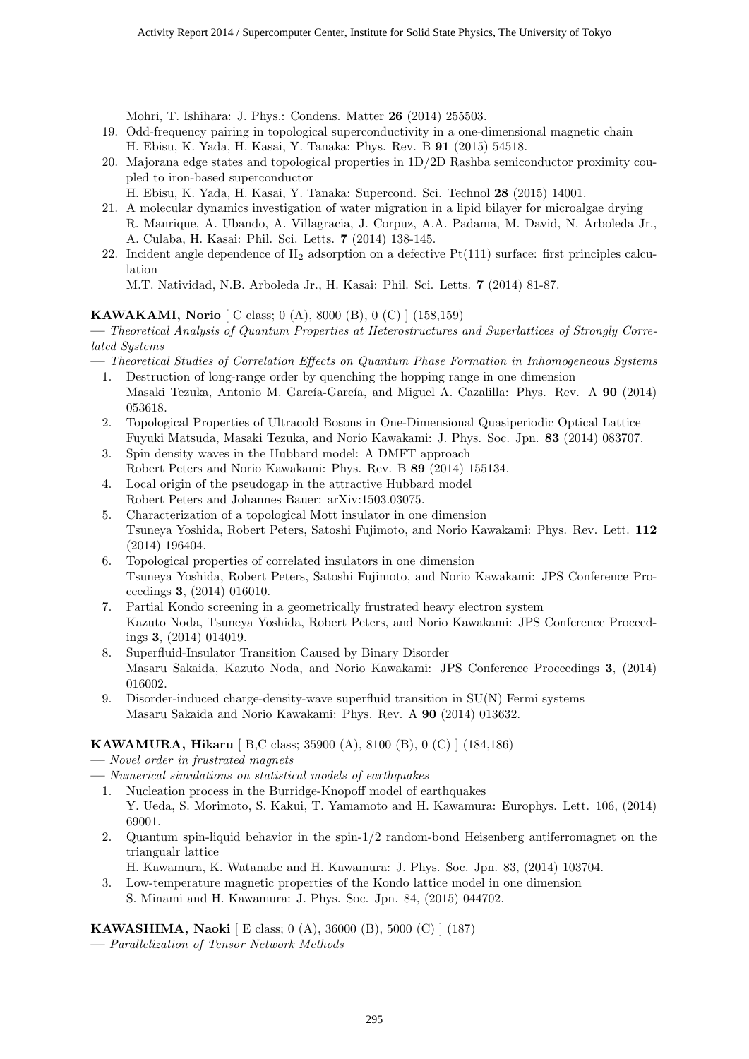Mohri, T. Ishihara: J. Phys.: Condens. Matter **26** (2014) 255503.

19. Odd-frequency pairing in topological superconductivity in a one-dimensional magnetic chain
    H. Ebisu, K. Yada, H. Kasai, Y. Tanaka: Phys. Rev. B **91** (2015) 54518.
20. Majorana edge states and topological properties in 1D/2D Rashba semiconductor proximity coupled to iron-based superconductor
    H. Ebisu, K. Yada, H. Kasai, Y. Tanaka: Supercond. Sci. Technol **28** (2015) 14001.
21. A molecular dynamics investigation of water migration in a lipid bilayer for microalgae drying
    R. Manrique, A. Ubando, A. Villagracia, J. Corpuz, A.A. Padama, M. David, N. Arboleda Jr., A. Culaba, H. Kasai: Phil. Sci. Letts. **7** (2014) 138-145.
22. Incident angle dependence of $H_2$ adsorption on a defective Pt(111) surface: first principles calculation
    M.T. Natividad, N.B. Arboleda Jr., H. Kasai: Phil. Sci. Letts. **7** (2014) 81-87.

**KAWAKAMI, Norio** [ C class; 0 (A), 8000 (B), 0 (C) ] (158,159)

— *Theoretical Analysis of Quantum Properties at Heterostructures and Superlattices of Strongly Correlated Systems*

— *Theoretical Studies of Correlation Effects on Quantum Phase Formation in Inhomogeneous Systems*

1. Destruction of long-range order by quenching the hopping range in one dimension
   Masaki Tezuka, Antonio M. García-García, and Miguel A. Cazalilla: Phys. Rev. A **90** (2014) 053618.
2. Topological Properties of Ultracold Bosons in One-Dimensional Quasiperiodic Optical Lattice
   Fuyuki Matsuda, Masaki Tezuka, and Norio Kawakami: J. Phys. Soc. Jpn. **83** (2014) 083707.
3. Spin density waves in the Hubbard model: A DMFT approach
   Robert Peters and Norio Kawakami: Phys. Rev. B **89** (2014) 155134.
4. Local origin of the pseudogap in the attractive Hubbard model
   Robert Peters and Johannes Bauer: arXiv:1503.03075.
5. Characterization of a topological Mott insulator in one dimension
   Tsuneya Yoshida, Robert Peters, Satoshi Fujimoto, and Norio Kawakami: Phys. Rev. Lett. **112** (2014) 196404.
6. Topological properties of correlated insulators in one dimension
   Tsuneya Yoshida, Robert Peters, Satoshi Fujimoto, and Norio Kawakami: JPS Conference Proceedings **3**, (2014) 016010.
7. Partial Kondo screening in a geometrically frustrated heavy electron system
   Kazuto Noda, Tsuneya Yoshida, Robert Peters, and Norio Kawakami: JPS Conference Proceedings **3**, (2014) 014019.
8. Superfluid-Insulator Transition Caused by Binary Disorder
   Masaru Sakaida, Kazuto Noda, and Norio Kawakami: JPS Conference Proceedings **3**, (2014) 016002.
9. Disorder-induced charge-density-wave superfluid transition in SU(N) Fermi systems
   Masaru Sakaida and Norio Kawakami: Phys. Rev. A **90** (2014) 013632.

**KAWAMURA, Hikaru** [ B,C class; 35900 (A), 8100 (B), 0 (C) ] (184,186)

— *Novel order in frustrated magnets*

— *Numerical simulations on statistical models of earthquakes*

1. Nucleation process in the Burridge-Knopoff model of earthquakes
   Y. Ueda, S. Morimoto, S. Kakui, T. Yamamoto and H. Kawamura: Europhys. Lett. 106, (2014) 69001.
2. Quantum spin-liquid behavior in the spin-1/2 random-bond Heisenberg antiferromagnet on the triangualr lattice
   H. Kawamura, K. Watanabe and H. Kawamura: J. Phys. Soc. Jpn. 83, (2014) 103704.
3. Low-temperature magnetic properties of the Kondo lattice model in one dimension
   S. Minami and H. Kawamura: J. Phys. Soc. Jpn. 84, (2015) 044702.

**KAWASHIMA, Naoki** [ E class; 0 (A), 36000 (B), 5000 (C) ] (187)

— *Parallelization of Tensor Network Methods*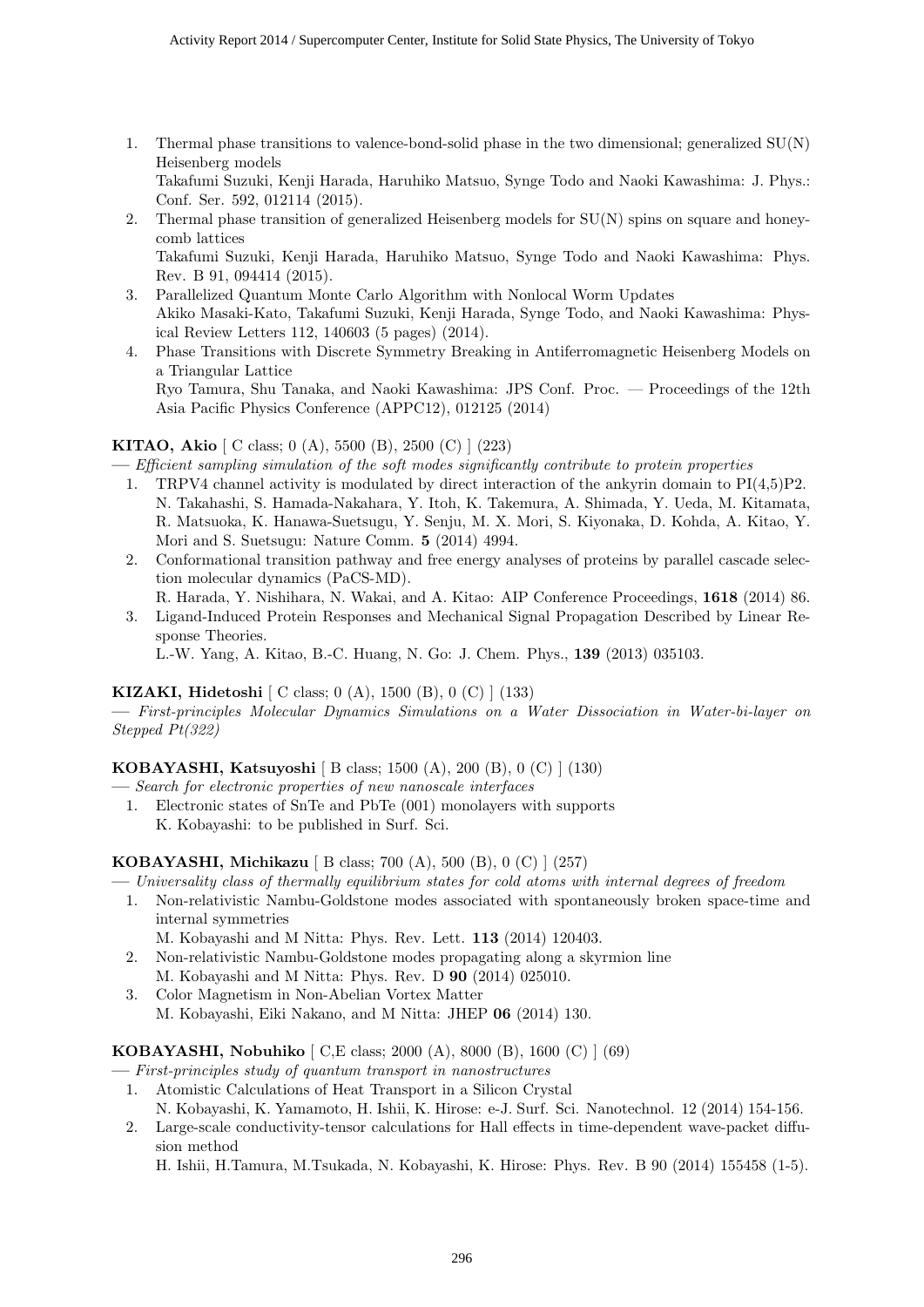1. Thermal phase transitions to valence-bond-solid phase in the two dimensional; generalized SU(N) Heisenberg models
   Takafumi Suzuki, Kenji Harada, Haruhiko Matsuo, Synge Todo and Naoki Kawashima: J. Phys.: Conf. Ser. 592, 012114 (2015).
2. Thermal phase transition of generalized Heisenberg models for SU(N) spins on square and honeycomb lattices
   Takafumi Suzuki, Kenji Harada, Haruhiko Matsuo, Synge Todo and Naoki Kawashima: Phys. Rev. B 91, 094414 (2015).
3. Parallelized Quantum Monte Carlo Algorithm with Nonlocal Worm Updates
   Akiko Masaki-Kato, Takafumi Suzuki, Kenji Harada, Synge Todo, and Naoki Kawashima: Physical Review Letters 112, 140603 (5 pages) (2014).
4. Phase Transitions with Discrete Symmetry Breaking in Antiferromagnetic Heisenberg Models on a Triangular Lattice
   Ryo Tamura, Shu Tanaka, and Naoki Kawashima: JPS Conf. Proc. — Proceedings of the 12th Asia Pacific Physics Conference (APPC12), 012125 (2014)

**KITAO, Akio** [ C class; 0 (A), 5500 (B), 2500 (C) ] (223)

— *Efficient sampling simulation of the soft modes significantly contribute to protein properties*

1. TRPV4 channel activity is modulated by direct interaction of the ankyrin domain to PI(4,5)P2.
   N. Takahashi, S. Hamada-Nakahara, Y. Itoh, K. Takemura, A. Shimada, Y. Ueda, M. Kitamata, R. Matsuoka, K. Hanawa-Suetsugu, Y. Senju, M. X. Mori, S. Kiyonaka, D. Kohda, A. Kitao, Y. Mori and S. Suetsugu: Nature Comm. **5** (2014) 4994.
2. Conformational transition pathway and free energy analyses of proteins by parallel cascade selection molecular dynamics (PaCS-MD).
   R. Harada, Y. Nishihara, N. Wakai, and A. Kitao: AIP Conference Proceedings, **1618** (2014) 86.
3. Ligand-Induced Protein Responses and Mechanical Signal Propagation Described by Linear Response Theories.
   L.-W. Yang, A. Kitao, B.-C. Huang, N. Go: J. Chem. Phys., **139** (2013) 035103.

**KIZAKI, Hidetoshi** [ C class; 0 (A), 1500 (B), 0 (C) ] (133)

— *First-principles Molecular Dynamics Simulations on a Water Dissociation in Water-bi-layer on Stepped Pt(322)*

**KOBAYASHI, Katsuyoshi** [ B class; 1500 (A), 200 (B), 0 (C) ] (130)

— *Search for electronic properties of new nanoscale interfaces*

1. Electronic states of SnTe and PbTe (001) monolayers with supports
   K. Kobayashi: to be published in Surf. Sci.

**KOBAYASHI, Michikazu** [ B class; 700 (A), 500 (B), 0 (C) ] (257)

— *Universality class of thermally equilibrium states for cold atoms with internal degrees of freedom*

1. Non-relativistic Nambu-Goldstone modes associated with spontaneously broken space-time and internal symmetries
   M. Kobayashi and M Nitta: Phys. Rev. Lett. **113** (2014) 120403.
2. Non-relativistic Nambu-Goldstone modes propagating along a skyrmion line
   M. Kobayashi and M Nitta: Phys. Rev. D **90** (2014) 025010.
3. Color Magnetism in Non-Abelian Vortex Matter
   M. Kobayashi, Eiki Nakano, and M Nitta: JHEP **06** (2014) 130.

**KOBAYASHI, Nobuhiko** [ C,E class; 2000 (A), 8000 (B), 1600 (C) ] (69)

— *First-principles study of quantum transport in nanostructures*

1. Atomistic Calculations of Heat Transport in a Silicon Crystal
   N. Kobayashi, K. Yamamoto, H. Ishii, K. Hirose: e-J. Surf. Sci. Nanotechnol. 12 (2014) 154-156.
2. Large-scale conductivity-tensor calculations for Hall effects in time-dependent wave-packet diffusion method
   H. Ishii, H.Tamura, M.Tsukada, N. Kobayashi, K. Hirose: Phys. Rev. B 90 (2014) 155458 (1-5).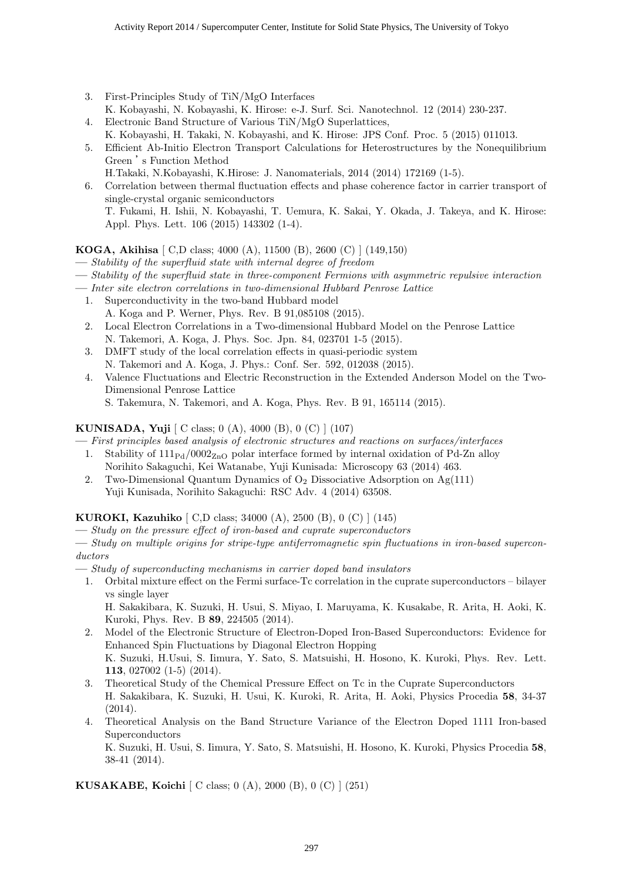3. First-Principles Study of TiN/MgO Interfaces
   K. Kobayashi, N. Kobayashi, K. Hirose: e-J. Surf. Sci. Nanotechnol. 12 (2014) 230-237.
4. Electronic Band Structure of Various TiN/MgO Superlattices,
   K. Kobayashi, H. Takaki, N. Kobayashi, and K. Hirose: JPS Conf. Proc. 5 (2015) 011013.
5. Efficient Ab-Initio Electron Transport Calculations for Heterostructures by the Nonequilibrium Green's Function Method
   H.Takaki, N.Kobayashi, K.Hirose: J. Nanomaterials, 2014 (2014) 172169 (1-5).
6. Correlation between thermal fluctuation effects and phase coherence factor in carrier transport of single-crystal organic semiconductors
   T. Fukami, H. Ishii, N. Kobayashi, T. Uemura, K. Sakai, Y. Okada, J. Takeya, and K. Hirose: Appl. Phys. Lett. 106 (2015) 143302 (1-4).

**KOGA, Akihisa** [ C,D class; 4000 (A), 11500 (B), 2600 (C) ] (149,150)

— *Stability of the superfluid state with internal degree of freedom*

— *Stability of the superfluid state in three-component Fermions with asymmetric repulsive interaction*

— *Inter site electron correlations in two-dimensional Hubbard Penrose Lattice*

1. Superconductivity in the two-band Hubbard model
   A. Koga and P. Werner, Phys. Rev. B 91,085108 (2015).
2. Local Electron Correlations in a Two-dimensional Hubbard Model on the Penrose Lattice
   N. Takemori, A. Koga, J. Phys. Soc. Jpn. 84, 023701 1-5 (2015).
3. DMFT study of the local correlation effects in quasi-periodic system
   N. Takemori and A. Koga, J. Phys.: Conf. Ser. 592, 012038 (2015).
4. Valence Fluctuations and Electric Reconstruction in the Extended Anderson Model on the Two-Dimensional Penrose Lattice
   S. Takemura, N. Takemori, and A. Koga, Phys. Rev. B 91, 165114 (2015).

**KUNISADA, Yuji** [ C class; 0 (A), 4000 (B), 0 (C) ] (107)

— *First principles based analysis of electronic structures and reactions on surfaces/interfaces*

1. Stability of $111_{\mathrm{Pd}}/0002_{\mathrm{ZnO}}$ polar interface formed by internal oxidation of Pd-Zn alloy
   Norihito Sakaguchi, Kei Watanabe, Yuji Kunisada: Microscopy 63 (2014) 463.
2. Two-Dimensional Quantum Dynamics of $O_2$ Dissociative Adsorption on Ag(111)
   Yuji Kunisada, Norihito Sakaguchi: RSC Adv. 4 (2014) 63508.

**KUROKI, Kazuhiko** [ C,D class; 34000 (A), 2500 (B), 0 (C) ] (145)

— *Study on the pressure effect of iron-based and cuprate superconductors*

— *Study on multiple origins for stripe-type antiferromagnetic spin fluctuations in iron-based superconductors*

— *Study of superconducting mechanisms in carrier doped band insulators*

1. Orbital mixture effect on the Fermi surface-Tc correlation in the cuprate superconductors – bilayer vs single layer
   H. Sakakibara, K. Suzuki, H. Usui, S. Miyao, I. Maruyama, K. Kusakabe, R. Arita, H. Aoki, K. Kuroki, Phys. Rev. B **89**, 224505 (2014).
2. Model of the Electronic Structure of Electron-Doped Iron-Based Superconductors: Evidence for Enhanced Spin Fluctuations by Diagonal Electron Hopping
   K. Suzuki, H.Usui, S. Iimura, Y. Sato, S. Matsuishi, H. Hosono, K. Kuroki, Phys. Rev. Lett. **113**, 027002 (1-5) (2014).
3. Theoretical Study of the Chemical Pressure Effect on Tc in the Cuprate Superconductors
   H. Sakakibara, K. Suzuki, H. Usui, K. Kuroki, R. Arita, H. Aoki, Physics Procedia **58**, 34-37 (2014).
4. Theoretical Analysis on the Band Structure Variance of the Electron Doped 1111 Iron-based Superconductors
   K. Suzuki, H. Usui, S. Iimura, Y. Sato, S. Matsuishi, H. Hosono, K. Kuroki, Physics Procedia **58**, 38-41 (2014).

**KUSAKABE, Koichi** [ C class; 0 (A), 2000 (B), 0 (C) ] (251)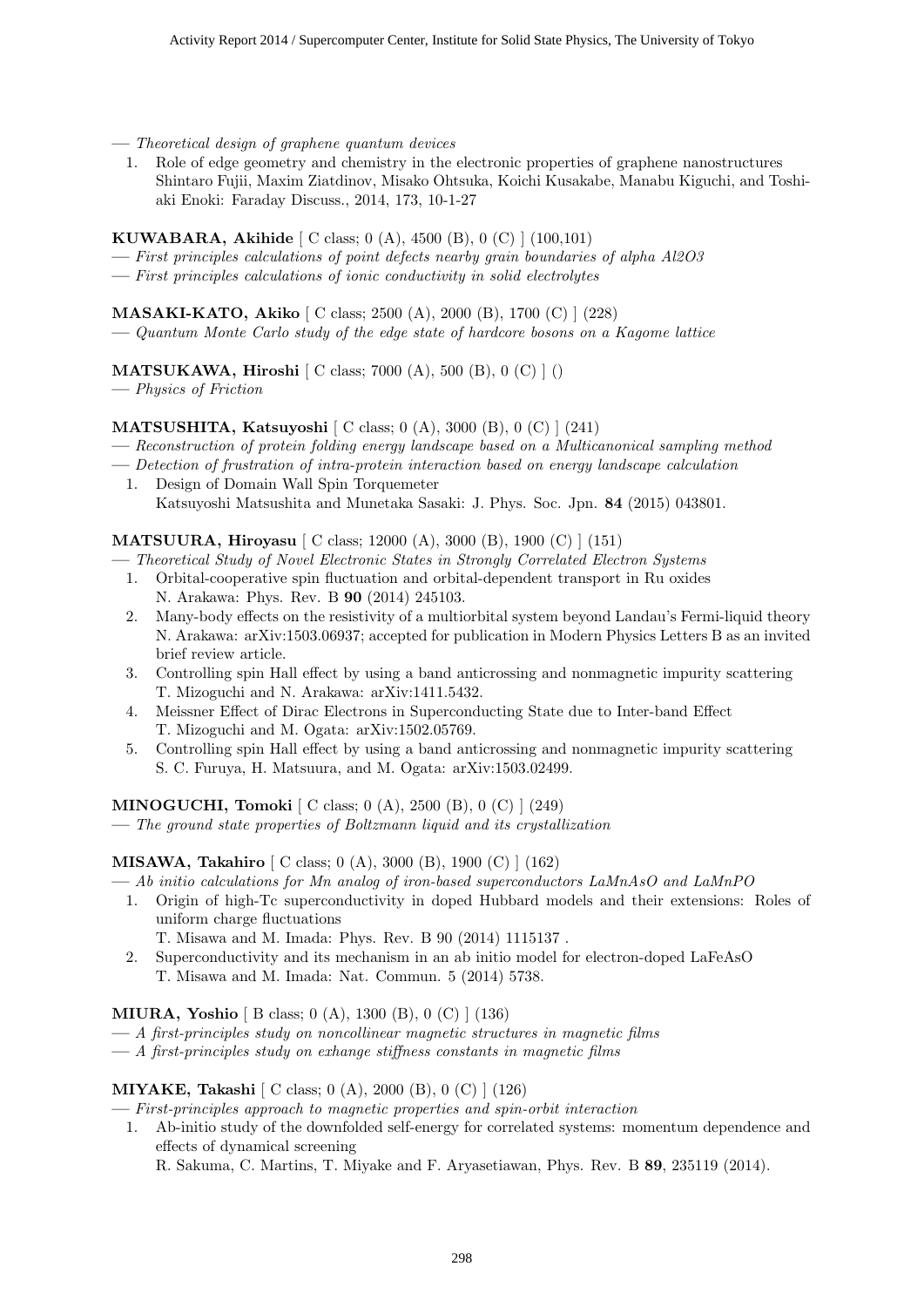— *Theoretical design of graphene quantum devices*

1. Role of edge geometry and chemistry in the electronic properties of graphene nanostructures
   Shintaro Fujii, Maxim Ziatdinov, Misako Ohtsuka, Koichi Kusakabe, Manabu Kiguchi, and Toshiaki Enoki: Faraday Discuss., 2014, 173, 10-1-27

**KUWABARA, Akihide** [ C class; 0 (A), 4500 (B), 0 (C) ] (100,101)

— *First principles calculations of point defects nearby grain boundaries of alpha Al2O3*

— *First principles calculations of ionic conductivity in solid electrolytes*

**MASAKI-KATO, Akiko** [ C class; 2500 (A), 2000 (B), 1700 (C) ] (228)

— *Quantum Monte Carlo study of the edge state of hardcore bosons on a Kagome lattice*

**MATSUKAWA, Hiroshi** [ C class; 7000 (A), 500 (B), 0 (C) ] ()

— *Physics of Friction*

**MATSUSHITA, Katsuyoshi** [ C class; 0 (A), 3000 (B), 0 (C) ] (241)

— *Reconstruction of protein folding energy landscape based on a Multicanonical sampling method*

— *Detection of frustration of intra-protein interaction based on energy landscape calculation*

1. Design of Domain Wall Spin Torquemeter
   Katsuyoshi Matsushita and Munetaka Sasaki: J. Phys. Soc. Jpn. **84** (2015) 043801.

**MATSUURA, Hiroyasu** [ C class; 12000 (A), 3000 (B), 1900 (C) ] (151)

— *Theoretical Study of Novel Electronic States in Strongly Correlated Electron Systems*

1. Orbital-cooperative spin fluctuation and orbital-dependent transport in Ru oxides
   N. Arakawa: Phys. Rev. B **90** (2014) 245103.
2. Many-body effects on the resistivity of a multiorbital system beyond Landau's Fermi-liquid theory
   N. Arakawa: arXiv:1503.06937; accepted for publication in Modern Physics Letters B as an invited brief review article.
3. Controlling spin Hall effect by using a band anticrossing and nonmagnetic impurity scattering
   T. Mizoguchi and N. Arakawa: arXiv:1411.5432.
4. Meissner Effect of Dirac Electrons in Superconducting State due to Inter-band Effect
   T. Mizoguchi and M. Ogata: arXiv:1502.05769.
5. Controlling spin Hall effect by using a band anticrossing and nonmagnetic impurity scattering
   S. C. Furuya, H. Matsuura, and M. Ogata: arXiv:1503.02499.

**MINOGUCHI, Tomoki** [ C class; 0 (A), 2500 (B), 0 (C) ] (249)

— *The ground state properties of Boltzmann liquid and its crystallization*

**MISAWA, Takahiro** [ C class; 0 (A), 3000 (B), 1900 (C) ] (162)

— *Ab initio calculations for Mn analog of iron-based superconductors LaMnAsO and LaMnPO*

1. Origin of high-Tc superconductivity in doped Hubbard models and their extensions: Roles of uniform charge fluctuations
   T. Misawa and M. Imada: Phys. Rev. B 90 (2014) 1115137 .
2. Superconductivity and its mechanism in an ab initio model for electron-doped LaFeAsO
   T. Misawa and M. Imada: Nat. Commun. 5 (2014) 5738.

**MIURA, Yoshio** [ B class; 0 (A), 1300 (B), 0 (C) ] (136)

— *A first-principles study on noncollinear magnetic structures in magnetic films*

— *A first-principles study on exhange stiffness constants in magnetic films*

**MIYAKE, Takashi** [ C class; 0 (A), 2000 (B), 0 (C) ] (126)

— *First-principles approach to magnetic properties and spin-orbit interaction*

1. Ab-initio study of the downfolded self-energy for correlated systems: momentum dependence and effects of dynamical screening
   R. Sakuma, C. Martins, T. Miyake and F. Aryasetiawan, Phys. Rev. B **89**, 235119 (2014).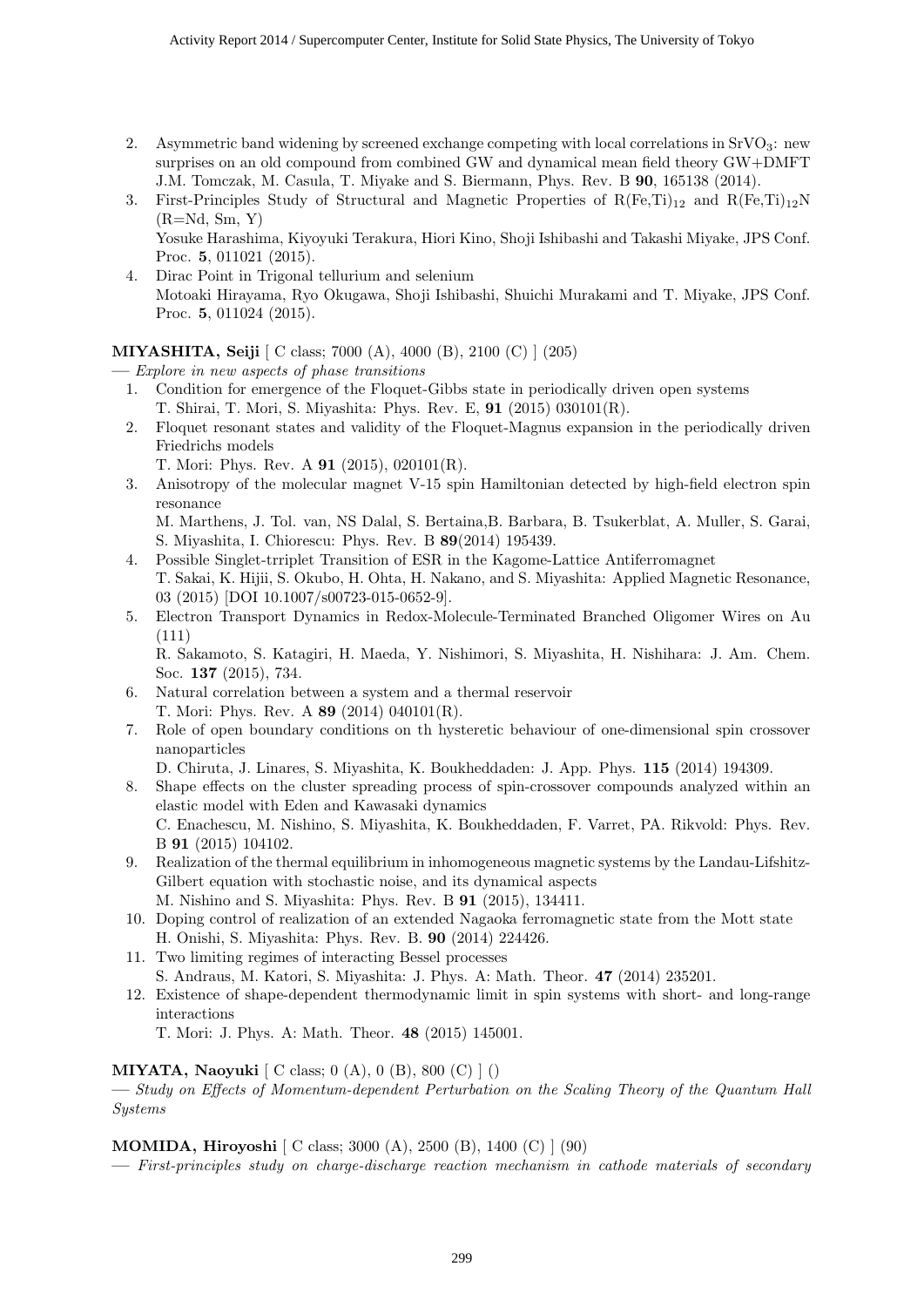2. Asymmetric band widening by screened exchange competing with local correlations in $SrVO_3$: new surprises on an old compound from combined GW and dynamical mean field theory GW+DMFT
   J.M. Tomczak, M. Casula, T. Miyake and S. Biermann, Phys. Rev. B **90**, 165138 (2014).
3. First-Principles Study of Structural and Magnetic Properties of $R(Fe,Ti)_{12}$ and $R(Fe,Ti)_{12}N$ (R=Nd, Sm, Y)
   Yosuke Harashima, Kiyoyuki Terakura, Hiori Kino, Shoji Ishibashi and Takashi Miyake, JPS Conf. Proc. **5**, 011021 (2015).
4. Dirac Point in Trigonal tellurium and selenium
   Motoaki Hirayama, Ryo Okugawa, Shoji Ishibashi, Shuichi Murakami and T. Miyake, JPS Conf. Proc. **5**, 011024 (2015).

**MIYASHITA, Seiji** [ C class; 7000 (A), 4000 (B), 2100 (C) ] (205)

— *Explore in new aspects of phase transitions*

1. Condition for emergence of the Floquet-Gibbs state in periodically driven open systems
   T. Shirai, T. Mori, S. Miyashita: Phys. Rev. E, **91** (2015) 030101(R).
2. Floquet resonant states and validity of the Floquet-Magnus expansion in the periodically driven Friedrichs models
   T. Mori: Phys. Rev. A **91** (2015), 020101(R).
3. Anisotropy of the molecular magnet V-15 spin Hamiltonian detected by high-field electron spin resonance
   M. Marthens, J. Tol. van, NS Dalal, S. Bertaina,B. Barbara, B. Tsukerblat, A. Muller, S. Garai, S. Miyashita, I. Chiorescu: Phys. Rev. B **89**(2014) 195439.
4. Possible Singlet-trriplet Transition of ESR in the Kagome-Lattice Antiferromagnet
   T. Sakai, K. Hijii, S. Okubo, H. Ohta, H. Nakano, and S. Miyashita: Applied Magnetic Resonance, 03 (2015) [DOI 10.1007/s00723-015-0652-9].
5. Electron Transport Dynamics in Redox-Molecule-Terminated Branched Oligomer Wires on Au (111)
   R. Sakamoto, S. Katagiri, H. Maeda, Y. Nishimori, S. Miyashita, H. Nishihara: J. Am. Chem. Soc. **137** (2015), 734.
6. Natural correlation between a system and a thermal reservoir
   T. Mori: Phys. Rev. A **89** (2014) 040101(R).
7. Role of open boundary conditions on th hysteretic behaviour of one-dimensional spin crossover nanoparticles
   D. Chiruta, J. Linares, S. Miyashita, K. Boukheddaden: J. App. Phys. **115** (2014) 194309.
8. Shape effects on the cluster spreading process of spin-crossover compounds analyzed within an elastic model with Eden and Kawasaki dynamics
   C. Enachescu, M. Nishino, S. Miyashita, K. Boukheddaden, F. Varret, PA. Rikvold: Phys. Rev. B **91** (2015) 104102.
9. Realization of the thermal equilibrium in inhomogeneous magnetic systems by the Landau-Lifshitz-Gilbert equation with stochastic noise, and its dynamical aspects
   M. Nishino and S. Miyashita: Phys. Rev. B **91** (2015), 134411.
10. Doping control of realization of an extended Nagaoka ferromagnetic state from the Mott state
    H. Onishi, S. Miyashita: Phys. Rev. B. **90** (2014) 224426.
11. Two limiting regimes of interacting Bessel processes
    S. Andraus, M. Katori, S. Miyashita: J. Phys. A: Math. Theor. **47** (2014) 235201.
12. Existence of shape-dependent thermodynamic limit in spin systems with short- and long-range interactions
    T. Mori: J. Phys. A: Math. Theor. **48** (2015) 145001.

**MIYATA, Naoyuki** [ C class; 0 (A), 0 (B), 800 (C) ] ()

— *Study on Effects of Momentum-dependent Perturbation on the Scaling Theory of the Quantum Hall Systems*

**MOMIDA, Hiroyoshi** [ C class; 3000 (A), 2500 (B), 1400 (C) ] (90)

— *First-principles study on charge-discharge reaction mechanism in cathode materials of secondary*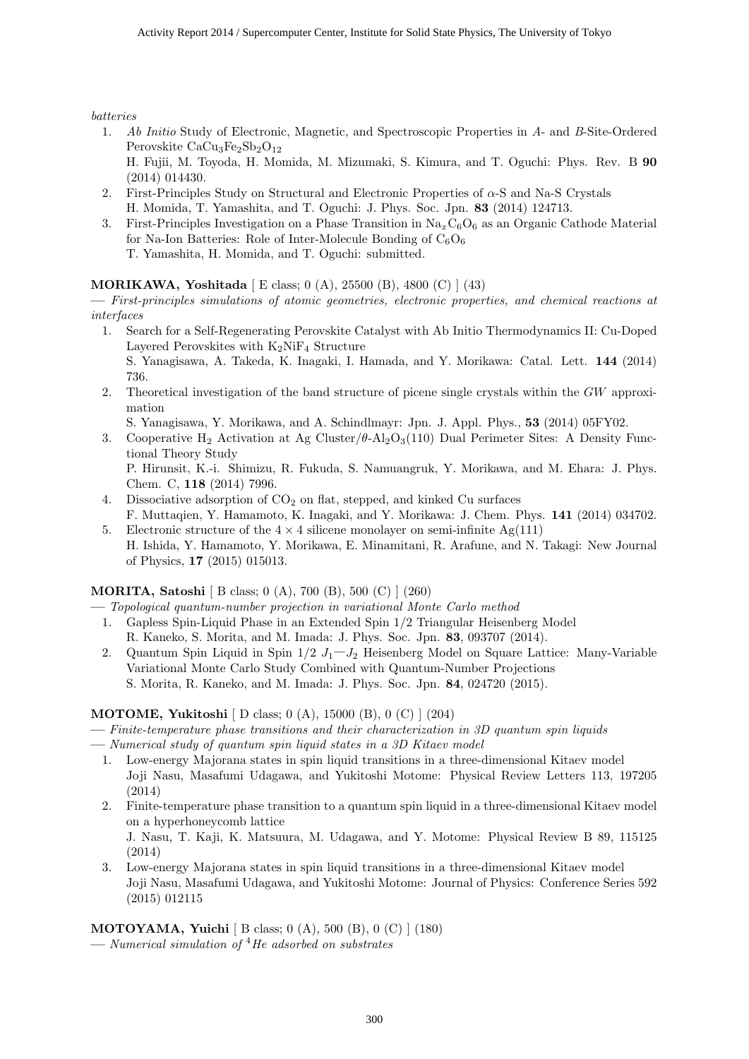*batteries*

1. *Ab Initio* Study of Electronic, Magnetic, and Spectroscopic Properties in *A*- and *B*-Site-Ordered Perovskite $CaCu_3Fe_2Sb_2O_{12}$
   H. Fujii, M. Toyoda, H. Momida, M. Mizumaki, S. Kimura, and T. Oguchi: Phys. Rev. B **90** (2014) 014430.
2. First-Principles Study on Structural and Electronic Properties of $\alpha$-S and Na-S Crystals
   H. Momida, T. Yamashita, and T. Oguchi: J. Phys. Soc. Jpn. **83** (2014) 124713.
3. First-Principles Investigation on a Phase Transition in $Na_xC_6O_6$ as an Organic Cathode Material for Na-Ion Batteries: Role of Inter-Molecule Bonding of $C_6O_6$
   T. Yamashita, H. Momida, and T. Oguchi: submitted.

**MORIKAWA, Yoshitada** [ E class; 0 (A), 25500 (B), 4800 (C) ] (43)
— *First-principles simulations of atomic geometries, electronic properties, and chemical reactions at interfaces*

1. Search for a Self-Regenerating Perovskite Catalyst with Ab Initio Thermodynamics II: Cu-Doped Layered Perovskites with $K_2NiF_4$ Structure
   S. Yanagisawa, A. Takeda, K. Inagaki, I. Hamada, and Y. Morikawa: Catal. Lett. **144** (2014) 736.
2. Theoretical investigation of the band structure of picene single crystals within the *GW* approximation
   S. Yanagisawa, Y. Morikawa, and A. Schindlmayr: Jpn. J. Appl. Phys., **53** (2014) 05FY02.
3. Cooperative $H_2$ Activation at Ag Cluster/$\theta$-$Al_2O_3$(110) Dual Perimeter Sites: A Density Functional Theory Study
   P. Hirunsit, K.-i. Shimizu, R. Fukuda, S. Namuangruk, Y. Morikawa, and M. Ehara: J. Phys. Chem. C, **118** (2014) 7996.
4. Dissociative adsorption of $CO_2$ on flat, stepped, and kinked Cu surfaces
   F. Muttaqien, Y. Hamamoto, K. Inagaki, and Y. Morikawa: J. Chem. Phys. **141** (2014) 034702.
5. Electronic structure of the $4 \times 4$ silicene monolayer on semi-infinite Ag(111)
   H. Ishida, Y. Hamamoto, Y. Morikawa, E. Minamitani, R. Arafune, and N. Takagi: New Journal of Physics, **17** (2015) 015013.

**MORITA, Satoshi** [ B class; 0 (A), 700 (B), 500 (C) ] (260)
— *Topological quantum-number projection in variational Monte Carlo method*

1. Gapless Spin-Liquid Phase in an Extended Spin 1/2 Triangular Heisenberg Model
   R. Kaneko, S. Morita, and M. Imada: J. Phys. Soc. Jpn. **83**, 093707 (2014).
2. Quantum Spin Liquid in Spin 1/2 $J_1$—$J_2$ Heisenberg Model on Square Lattice: Many-Variable Variational Monte Carlo Study Combined with Quantum-Number Projections
   S. Morita, R. Kaneko, and M. Imada: J. Phys. Soc. Jpn. **84**, 024720 (2015).

**MOTOME, Yukitoshi** [ D class; 0 (A), 15000 (B), 0 (C) ] (204)
— *Finite-temperature phase transitions and their characterization in 3D quantum spin liquids*
— *Numerical study of quantum spin liquid states in a 3D Kitaev model*

1. Low-energy Majorana states in spin liquid transitions in a three-dimensional Kitaev model
   Joji Nasu, Masafumi Udagawa, and Yukitoshi Motome: Physical Review Letters 113, 197205 (2014)
2. Finite-temperature phase transition to a quantum spin liquid in a three-dimensional Kitaev model on a hyperhoneycomb lattice
   J. Nasu, T. Kaji, K. Matsuura, M. Udagawa, and Y. Motome: Physical Review B 89, 115125 (2014)
3. Low-energy Majorana states in spin liquid transitions in a three-dimensional Kitaev model
   Joji Nasu, Masafumi Udagawa, and Yukitoshi Motome: Journal of Physics: Conference Series 592 (2015) 012115

**MOTOYAMA, Yuichi** [ B class; 0 (A), 500 (B), 0 (C) ] (180)
— *Numerical simulation of $^4$He adsorbed on substrates*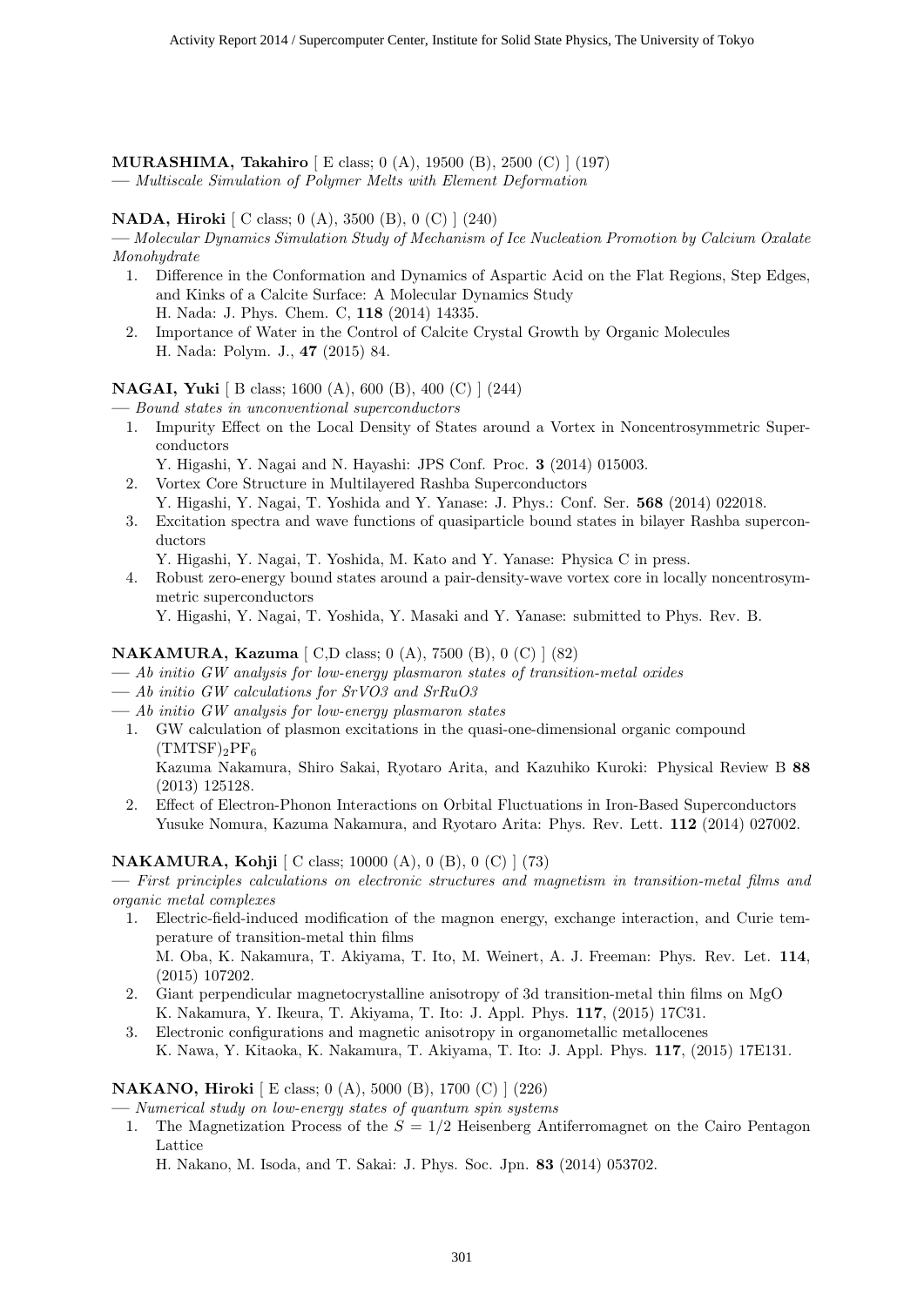**MURASHIMA, Takahiro** [ E class; 0 (A), 19500 (B), 2500 (C) ] (197)
— *Multiscale Simulation of Polymer Melts with Element Deformation*

**NADA, Hiroki** [ C class; 0 (A), 3500 (B), 0 (C) ] (240)
— *Molecular Dynamics Simulation Study of Mechanism of Ice Nucleation Promotion by Calcium Oxalate Monohydrate*

1. Difference in the Conformation and Dynamics of Aspartic Acid on the Flat Regions, Step Edges, and Kinks of a Calcite Surface: A Molecular Dynamics Study
   H. Nada: J. Phys. Chem. C, **118** (2014) 14335.
2. Importance of Water in the Control of Calcite Crystal Growth by Organic Molecules
   H. Nada: Polym. J., **47** (2015) 84.

**NAGAI, Yuki** [ B class; 1600 (A), 600 (B), 400 (C) ] (244)
— *Bound states in unconventional superconductors*

1. Impurity Effect on the Local Density of States around a Vortex in Noncentrosymmetric Superconductors
   Y. Higashi, Y. Nagai and N. Hayashi: JPS Conf. Proc. **3** (2014) 015003.
2. Vortex Core Structure in Multilayered Rashba Superconductors
   Y. Higashi, Y. Nagai, T. Yoshida and Y. Yanase: J. Phys.: Conf. Ser. **568** (2014) 022018.
3. Excitation spectra and wave functions of quasiparticle bound states in bilayer Rashba superconductors
   Y. Higashi, Y. Nagai, T. Yoshida, M. Kato and Y. Yanase: Physica C in press.
4. Robust zero-energy bound states around a pair-density-wave vortex core in locally noncentrosymmetric superconductors
   Y. Higashi, Y. Nagai, T. Yoshida, Y. Masaki and Y. Yanase: submitted to Phys. Rev. B.

**NAKAMURA, Kazuma** [ C,D class; 0 (A), 7500 (B), 0 (C) ] (82)
— *Ab initio GW analysis for low-energy plasmaron states of transition-metal oxides*
— *Ab initio GW calculations for SrVO3 and SrRuO3*
— *Ab initio GW analysis for low-energy plasmaron states*

1. GW calculation of plasmon excitations in the quasi-one-dimensional organic compound $(TMTSF)_2PF_6$
   Kazuma Nakamura, Shiro Sakai, Ryotaro Arita, and Kazuhiko Kuroki: Physical Review B **88** (2013) 125128.
2. Effect of Electron-Phonon Interactions on Orbital Fluctuations in Iron-Based Superconductors
   Yusuke Nomura, Kazuma Nakamura, and Ryotaro Arita: Phys. Rev. Lett. **112** (2014) 027002.

**NAKAMURA, Kohji** [ C class; 10000 (A), 0 (B), 0 (C) ] (73)
— *First principles calculations on electronic structures and magnetism in transition-metal films and organic metal complexes*

1. Electric-field-induced modification of the magnon energy, exchange interaction, and Curie temperature of transition-metal thin films
   M. Oba, K. Nakamura, T. Akiyama, T. Ito, M. Weinert, A. J. Freeman: Phys. Rev. Let. **114**, (2015) 107202.
2. Giant perpendicular magnetocrystalline anisotropy of 3d transition-metal thin films on MgO
   K. Nakamura, Y. Ikeura, T. Akiyama, T. Ito: J. Appl. Phys. **117**, (2015) 17C31.
3. Electronic configurations and magnetic anisotropy in organometallic metallocenes
   K. Nawa, Y. Kitaoka, K. Nakamura, T. Akiyama, T. Ito: J. Appl. Phys. **117**, (2015) 17E131.

**NAKANO, Hiroki** [ E class; 0 (A), 5000 (B), 1700 (C) ] (226)
— *Numerical study on low-energy states of quantum spin systems*

1. The Magnetization Process of the $S = 1/2$ Heisenberg Antiferromagnet on the Cairo Pentagon Lattice
   H. Nakano, M. Isoda, and T. Sakai: J. Phys. Soc. Jpn. **83** (2014) 053702.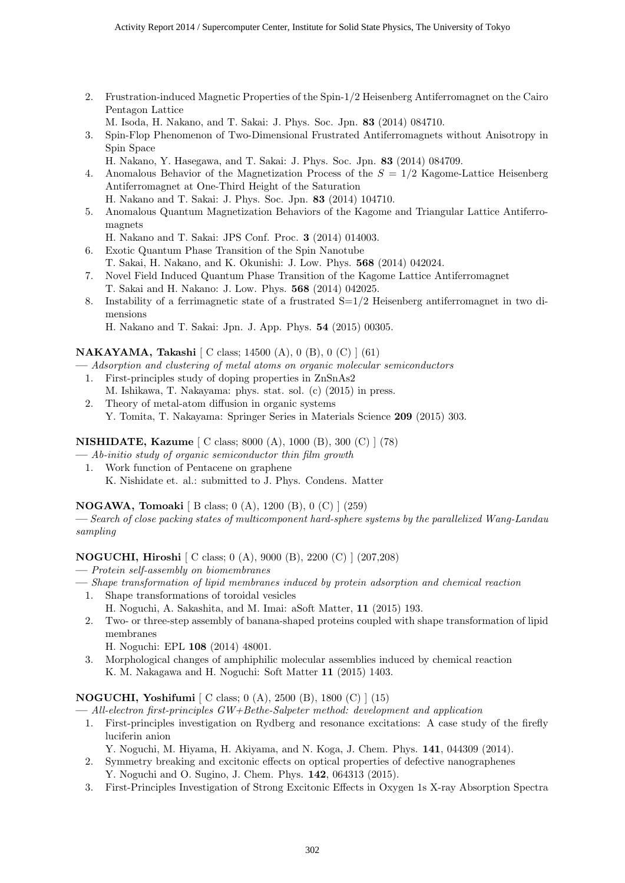2. Frustration-induced Magnetic Properties of the Spin-1/2 Heisenberg Antiferromagnet on the Cairo Pentagon Lattice
   M. Isoda, H. Nakano, and T. Sakai: J. Phys. Soc. Jpn. **83** (2014) 084710.
3. Spin-Flop Phenomenon of Two-Dimensional Frustrated Antiferromagnets without Anisotropy in Spin Space
   H. Nakano, Y. Hasegawa, and T. Sakai: J. Phys. Soc. Jpn. **83** (2014) 084709.
4. Anomalous Behavior of the Magnetization Process of the $S = 1/2$ Kagome-Lattice Heisenberg Antiferromagnet at One-Third Height of the Saturation
   H. Nakano and T. Sakai: J. Phys. Soc. Jpn. **83** (2014) 104710.
5. Anomalous Quantum Magnetization Behaviors of the Kagome and Triangular Lattice Antiferromagnets
   H. Nakano and T. Sakai: JPS Conf. Proc. **3** (2014) 014003.
6. Exotic Quantum Phase Transition of the Spin Nanotube
   T. Sakai, H. Nakano, and K. Okunishi: J. Low. Phys. **568** (2014) 042024.
7. Novel Field Induced Quantum Phase Transition of the Kagome Lattice Antiferromagnet
   T. Sakai and H. Nakano: J. Low. Phys. **568** (2014) 042025.
8. Instability of a ferrimagnetic state of a frustrated S=1/2 Heisenberg antiferromagnet in two dimensions
   H. Nakano and T. Sakai: Jpn. J. App. Phys. **54** (2015) 00305.

**NAKAYAMA, Takashi** [ C class; 14500 (A), 0 (B), 0 (C) ] (61)
— *Adsorption and clustering of metal atoms on organic molecular semiconductors*

1. First-principles study of doping properties in ZnSnAs2
   M. Ishikawa, T. Nakayama: phys. stat. sol. (c) (2015) in press.
2. Theory of metal-atom diffusion in organic systems
   Y. Tomita, T. Nakayama: Springer Series in Materials Science **209** (2015) 303.

**NISHIDATE, Kazume** [ C class; 8000 (A), 1000 (B), 300 (C) ] (78)
— *Ab-initio study of organic semiconductor thin film growth*

1. Work function of Pentacene on graphene
   K. Nishidate et. al.: submitted to J. Phys. Condens. Matter

**NOGAWA, Tomoaki** [ B class; 0 (A), 1200 (B), 0 (C) ] (259)
— *Search of close packing states of multicomponent hard-sphere systems by the parallelized Wang-Landau sampling*

**NOGUCHI, Hiroshi** [ C class; 0 (A), 9000 (B), 2200 (C) ] (207,208)
— *Protein self-assembly on biomembranes*
— *Shape transformation of lipid membranes induced by protein adsorption and chemical reaction*

1. Shape transformations of toroidal vesicles
   H. Noguchi, A. Sakashita, and M. Imai: aSoft Matter, **11** (2015) 193.
2. Two- or three-step assembly of banana-shaped proteins coupled with shape transformation of lipid membranes
   H. Noguchi: EPL **108** (2014) 48001.
3. Morphological changes of amphiphilic molecular assemblies induced by chemical reaction
   K. M. Nakagawa and H. Noguchi: Soft Matter **11** (2015) 1403.

**NOGUCHI, Yoshifumi** [ C class; 0 (A), 2500 (B), 1800 (C) ] (15)
— *All-electron first-principles GW+Bethe-Salpeter method: development and application*

1. First-principles investigation on Rydberg and resonance excitations: A case study of the firefly luciferin anion
   Y. Noguchi, M. Hiyama, H. Akiyama, and N. Koga, J. Chem. Phys. **141**, 044309 (2014).
2. Symmetry breaking and excitonic effects on optical properties of defective nanographenes
   Y. Noguchi and O. Sugino, J. Chem. Phys. **142**, 064313 (2015).
3. First-Principles Investigation of Strong Excitonic Effects in Oxygen 1s X-ray Absorption Spectra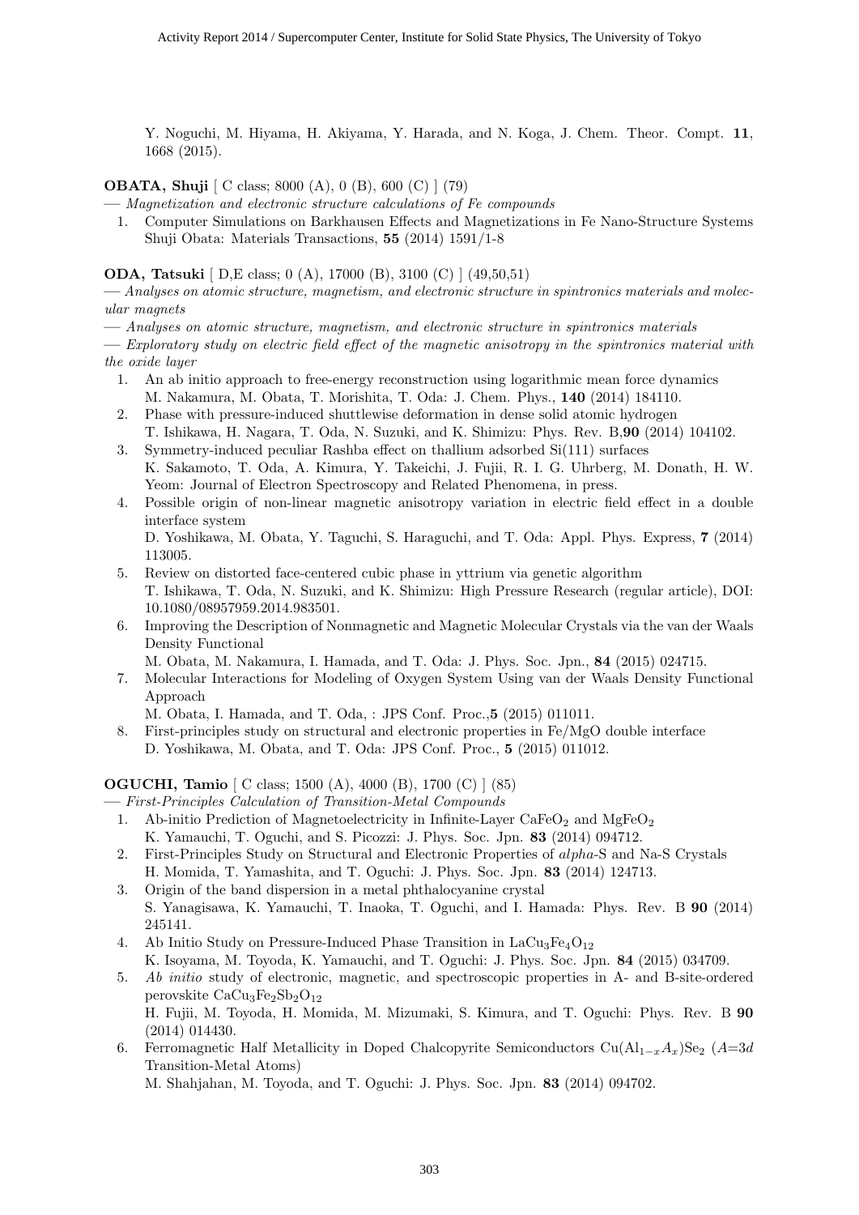Y. Noguchi, M. Hiyama, H. Akiyama, Y. Harada, and N. Koga, J. Chem. Theor. Compt. **11**, 1668 (2015).

**OBATA, Shuji** [ C class; 8000 (A), 0 (B), 600 (C) ] (79)

— *Magnetization and electronic structure calculations of Fe compounds*

1. Computer Simulations on Barkhausen Effects and Magnetizations in Fe Nano-Structure Systems
   Shuji Obata: Materials Transactions, **55** (2014) 1591/1-8

**ODA, Tatsuki** [ D,E class; 0 (A), 17000 (B), 3100 (C) ] (49,50,51)

— *Analyses on atomic structure, magnetism, and electronic structure in spintronics materials and molecular magnets*

— *Analyses on atomic structure, magnetism, and electronic structure in spintronics materials*

— *Exploratory study on electric field effect of the magnetic anisotropy in the spintronics material with the oxide layer*

1. An ab initio approach to free-energy reconstruction using logarithmic mean force dynamics
   M. Nakamura, M. Obata, T. Morishita, T. Oda: J. Chem. Phys., **140** (2014) 184110.
2. Phase with pressure-induced shuttlewise deformation in dense solid atomic hydrogen
   T. Ishikawa, H. Nagara, T. Oda, N. Suzuki, and K. Shimizu: Phys. Rev. B,**90** (2014) 104102.
3. Symmetry-induced peculiar Rashba effect on thallium adsorbed Si(111) surfaces
   K. Sakamoto, T. Oda, A. Kimura, Y. Takeichi, J. Fujii, R. I. G. Uhrberg, M. Donath, H. W. Yeom: Journal of Electron Spectroscopy and Related Phenomena, in press.
4. Possible origin of non-linear magnetic anisotropy variation in electric field effect in a double interface system
   D. Yoshikawa, M. Obata, Y. Taguchi, S. Haraguchi, and T. Oda: Appl. Phys. Express, **7** (2014) 113005.
5. Review on distorted face-centered cubic phase in yttrium via genetic algorithm
   T. Ishikawa, T. Oda, N. Suzuki, and K. Shimizu: High Pressure Research (regular article), DOI: 10.1080/08957959.2014.983501.
6. Improving the Description of Nonmagnetic and Magnetic Molecular Crystals via the van der Waals Density Functional
   M. Obata, M. Nakamura, I. Hamada, and T. Oda: J. Phys. Soc. Jpn., **84** (2015) 024715.
7. Molecular Interactions for Modeling of Oxygen System Using van der Waals Density Functional Approach
   M. Obata, I. Hamada, and T. Oda, : JPS Conf. Proc.,**5** (2015) 011011.
8. First-principles study on structural and electronic properties in Fe/MgO double interface
   D. Yoshikawa, M. Obata, and T. Oda: JPS Conf. Proc., **5** (2015) 011012.

**OGUCHI, Tamio** [ C class; 1500 (A), 4000 (B), 1700 (C) ] (85)

— *First-Principles Calculation of Transition-Metal Compounds*

1. Ab-initio Prediction of Magnetoelectricity in Infinite-Layer $CaFeO_2$ and $MgFeO_2$
   K. Yamauchi, T. Oguchi, and S. Picozzi: J. Phys. Soc. Jpn. **83** (2014) 094712.
2. First-Principles Study on Structural and Electronic Properties of *alpha*-S and Na-S Crystals
   H. Momida, T. Yamashita, and T. Oguchi: J. Phys. Soc. Jpn. **83** (2014) 124713.
3. Origin of the band dispersion in a metal phthalocyanine crystal
   S. Yanagisawa, K. Yamauchi, T. Inaoka, T. Oguchi, and I. Hamada: Phys. Rev. B **90** (2014) 245141.
4. Ab Initio Study on Pressure-Induced Phase Transition in $LaCu_3Fe_4O_{12}$
   K. Isoyama, M. Toyoda, K. Yamauchi, and T. Oguchi: J. Phys. Soc. Jpn. **84** (2015) 034709.
5. *Ab initio* study of electronic, magnetic, and spectroscopic properties in A- and B-site-ordered perovskite $CaCu_3Fe_2Sb_2O_{12}$
   H. Fujii, M. Toyoda, H. Momida, M. Mizumaki, S. Kimura, and T. Oguchi: Phys. Rev. B **90** (2014) 014430.
6. Ferromagnetic Half Metallicity in Doped Chalcopyrite Semiconductors $Cu(Al_{1-x}A_x)Se_2$ ($A$=3$d$ Transition-Metal Atoms)
   M. Shahjahan, M. Toyoda, and T. Oguchi: J. Phys. Soc. Jpn. **83** (2014) 094702.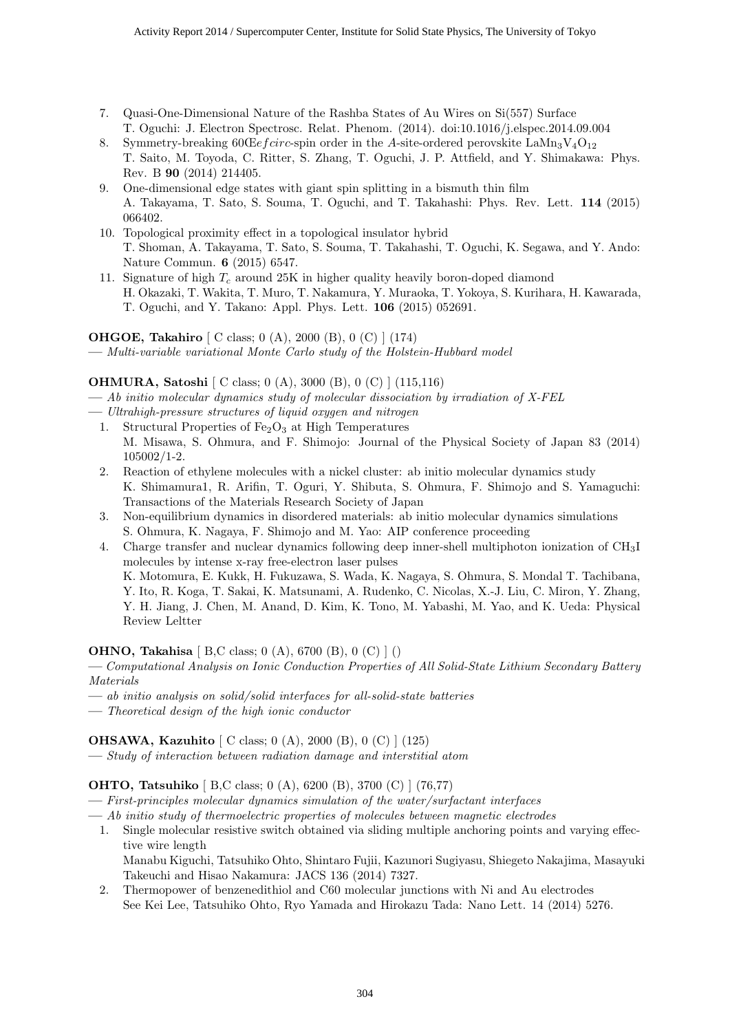7. Quasi-One-Dimensional Nature of the Rashba States of Au Wires on Si(557) Surface
   T. Oguchi: J. Electron Spectrosc. Relat. Phenom. (2014). doi:10.1016/j.elspec.2014.09.004
8. Symmetry-breaking 60Œ$efcirc$-spin order in the $A$-site-ordered perovskite $LaMn_3V_4O_{12}$
   T. Saito, M. Toyoda, C. Ritter, S. Zhang, T. Oguchi, J. P. Attfield, and Y. Shimakawa: Phys. Rev. B **90** (2014) 214405.
9. One-dimensional edge states with giant spin splitting in a bismuth thin film
   A. Takayama, T. Sato, S. Souma, T. Oguchi, and T. Takahashi: Phys. Rev. Lett. **114** (2015) 066402.
10. Topological proximity effect in a topological insulator hybrid
    T. Shoman, A. Takayama, T. Sato, S. Souma, T. Takahashi, T. Oguchi, K. Segawa, and Y. Ando: Nature Commun. **6** (2015) 6547.
11. Signature of high $T_c$ around 25K in higher quality heavily boron-doped diamond
    H. Okazaki, T. Wakita, T. Muro, T. Nakamura, Y. Muraoka, T. Yokoya, S. Kurihara, H. Kawarada, T. Oguchi, and Y. Takano: Appl. Phys. Lett. **106** (2015) 052691.

**OHGOE, Takahiro** [ C class; 0 (A), 2000 (B), 0 (C) ] (174)
— *Multi-variable variational Monte Carlo study of the Holstein-Hubbard model*

**OHMURA, Satoshi** [ C class; 0 (A), 3000 (B), 0 (C) ] (115,116)
— *Ab initio molecular dynamics study of molecular dissociation by irradiation of X-FEL*
— *Ultrahigh-pressure structures of liquid oxygen and nitrogen*

1. Structural Properties of $Fe_2O_3$ at High Temperatures
   M. Misawa, S. Ohmura, and F. Shimojo: Journal of the Physical Society of Japan 83 (2014) 105002/1-2.
2. Reaction of ethylene molecules with a nickel cluster: ab initio molecular dynamics study
   K. Shimamura1, R. Arifin, T. Oguri, Y. Shibuta, S. Ohmura, F. Shimojo and S. Yamaguchi: Transactions of the Materials Research Society of Japan
3. Non-equilibrium dynamics in disordered materials: ab initio molecular dynamics simulations
   S. Ohmura, K. Nagaya, F. Shimojo and M. Yao: AIP conference proceeding
4. Charge transfer and nuclear dynamics following deep inner-shell multiphoton ionization of $CH_3I$ molecules by intense x-ray free-electron laser pulses
   K. Motomura, E. Kukk, H. Fukuzawa, S. Wada, K. Nagaya, S. Ohmura, S. Mondal T. Tachibana, Y. Ito, R. Koga, T. Sakai, K. Matsunami, A. Rudenko, C. Nicolas, X.-J. Liu, C. Miron, Y. Zhang, Y. H. Jiang, J. Chen, M. Anand, D. Kim, K. Tono, M. Yabashi, M. Yao, and K. Ueda: Physical Review Leltter

**OHNO, Takahisa** [ B,C class; 0 (A), 6700 (B), 0 (C) ] ()
— *Computational Analysis on Ionic Conduction Properties of All Solid-State Lithium Secondary Battery Materials*
— *ab initio analysis on solid/solid interfaces for all-solid-state batteries*
— *Theoretical design of the high ionic conductor*

**OHSAWA, Kazuhito** [ C class; 0 (A), 2000 (B), 0 (C) ] (125)
— *Study of interaction between radiation damage and interstitial atom*

**OHTO, Tatsuhiko** [ B,C class; 0 (A), 6200 (B), 3700 (C) ] (76,77)
— *First-principles molecular dynamics simulation of the water/surfactant interfaces*
— *Ab initio study of thermoelectric properties of molecules between magnetic electrodes*

1. Single molecular resistive switch obtained via sliding multiple anchoring points and varying effective wire length
   Manabu Kiguchi, Tatsuhiko Ohto, Shintaro Fujii, Kazunori Sugiyasu, Shiegeto Nakajima, Masayuki Takeuchi and Hisao Nakamura: JACS 136 (2014) 7327.
2. Thermopower of benzenedithiol and C60 molecular junctions with Ni and Au electrodes
   See Kei Lee, Tatsuhiko Ohto, Ryo Yamada and Hirokazu Tada: Nano Lett. 14 (2014) 5276.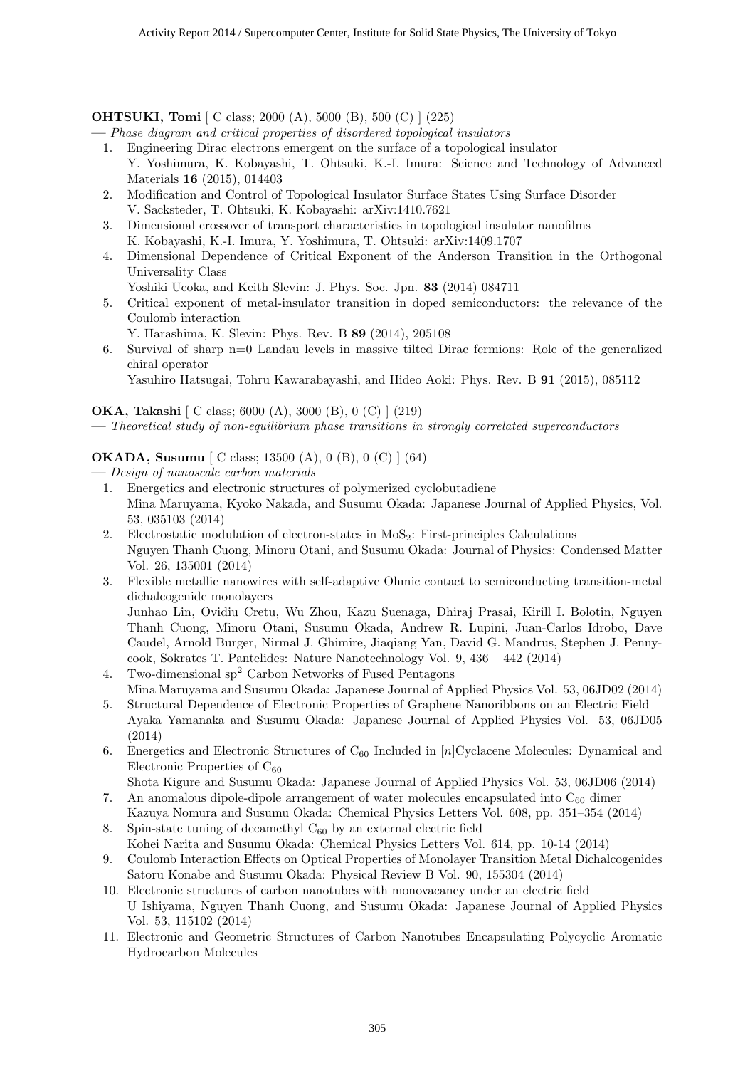**OHTSUKI, Tomi** [ C class; 2000 (A), 5000 (B), 500 (C) ] (225)

— *Phase diagram and critical properties of disordered topological insulators*

1. Engineering Dirac electrons emergent on the surface of a topological insulator
   Y. Yoshimura, K. Kobayashi, T. Ohtsuki, K.-I. Imura: Science and Technology of Advanced Materials **16** (2015), 014403
2. Modification and Control of Topological Insulator Surface States Using Surface Disorder
   V. Sacksteder, T. Ohtsuki, K. Kobayashi: arXiv:1410.7621
3. Dimensional crossover of transport characteristics in topological insulator nanofilms
   K. Kobayashi, K.-I. Imura, Y. Yoshimura, T. Ohtsuki: arXiv:1409.1707
4. Dimensional Dependence of Critical Exponent of the Anderson Transition in the Orthogonal Universality Class
   Yoshiki Ueoka, and Keith Slevin: J. Phys. Soc. Jpn. **83** (2014) 084711
5. Critical exponent of metal-insulator transition in doped semiconductors: the relevance of the Coulomb interaction
   Y. Harashima, K. Slevin: Phys. Rev. B **89** (2014), 205108
6. Survival of sharp n=0 Landau levels in massive tilted Dirac fermions: Role of the generalized chiral operator
   Yasuhiro Hatsugai, Tohru Kawarabayashi, and Hideo Aoki: Phys. Rev. B **91** (2015), 085112

**OKA, Takashi** [ C class; 6000 (A), 3000 (B), 0 (C) ] (219)

— *Theoretical study of non-equilibrium phase transitions in strongly correlated superconductors*

**OKADA, Susumu** [ C class; 13500 (A), 0 (B), 0 (C) ] (64)

— *Design of nanoscale carbon materials*

1. Energetics and electronic structures of polymerized cyclobutadiene
   Mina Maruyama, Kyoko Nakada, and Susumu Okada: Japanese Journal of Applied Physics, Vol. 53, 035103 (2014)
2. Electrostatic modulation of electron-states in $MoS_2$: First-principles Calculations
   Nguyen Thanh Cuong, Minoru Otani, and Susumu Okada: Journal of Physics: Condensed Matter Vol. 26, 135001 (2014)
3. Flexible metallic nanowires with self-adaptive Ohmic contact to semiconducting transition-metal dichalcogenide monolayers
   Junhao Lin, Ovidiu Cretu, Wu Zhou, Kazu Suenaga, Dhiraj Prasai, Kirill I. Bolotin, Nguyen Thanh Cuong, Minoru Otani, Susumu Okada, Andrew R. Lupini, Juan-Carlos Idrobo, Dave Caudel, Arnold Burger, Nirmal J. Ghimire, Jiaqiang Yan, David G. Mandrus, Stephen J. Pennycook, Sokrates T. Pantelides: Nature Nanotechnology Vol. 9, 436 – 442 (2014)
4. Two-dimensional $sp^2$ Carbon Networks of Fused Pentagons
   Mina Maruyama and Susumu Okada: Japanese Journal of Applied Physics Vol. 53, 06JD02 (2014)
5. Structural Dependence of Electronic Properties of Graphene Nanoribbons on an Electric Field
   Ayaka Yamanaka and Susumu Okada: Japanese Journal of Applied Physics Vol. 53, 06JD05 (2014)
6. Energetics and Electronic Structures of $C_{60}$ Included in $[n]$Cyclacene Molecules: Dynamical and Electronic Properties of $C_{60}$
   Shota Kigure and Susumu Okada: Japanese Journal of Applied Physics Vol. 53, 06JD06 (2014)
7. An anomalous dipole-dipole arrangement of water molecules encapsulated into $C_{60}$ dimer
   Kazuya Nomura and Susumu Okada: Chemical Physics Letters Vol. 608, pp. 351–354 (2014)
8. Spin-state tuning of decamethyl $C_{60}$ by an external electric field
   Kohei Narita and Susumu Okada: Chemical Physics Letters Vol. 614, pp. 10-14 (2014)
9. Coulomb Interaction Effects on Optical Properties of Monolayer Transition Metal Dichalcogenides
   Satoru Konabe and Susumu Okada: Physical Review B Vol. 90, 155304 (2014)
10. Electronic structures of carbon nanotubes with monovacancy under an electric field
    U Ishiyama, Nguyen Thanh Cuong, and Susumu Okada: Japanese Journal of Applied Physics Vol. 53, 115102 (2014)
11. Electronic and Geometric Structures of Carbon Nanotubes Encapsulating Polycyclic Aromatic Hydrocarbon Molecules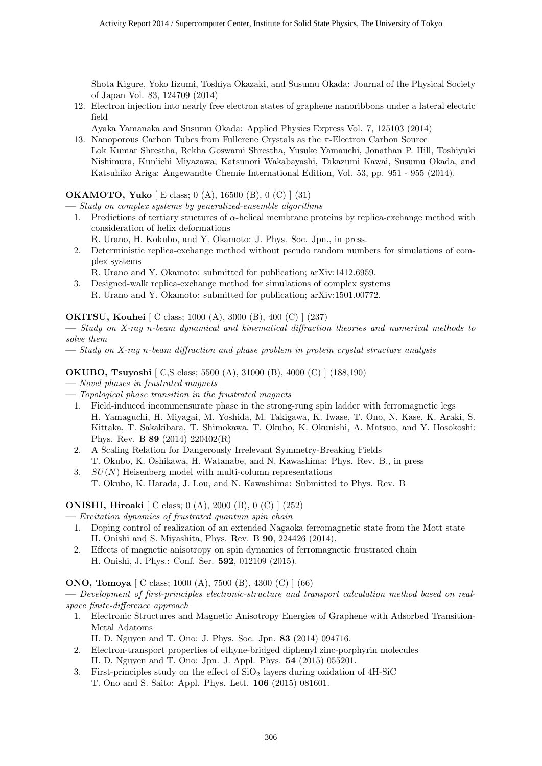Shota Kigure, Yoko Iizumi, Toshiya Okazaki, and Susumu Okada: Journal of the Physical Society of Japan Vol. 83, 124709 (2014)

12. Electron injection into nearly free electron states of graphene nanoribbons under a lateral electric field
    Ayaka Yamanaka and Susumu Okada: Applied Physics Express Vol. 7, 125103 (2014)
13. Nanoporous Carbon Tubes from Fullerene Crystals as the $\pi$-Electron Carbon Source
    Lok Kumar Shrestha, Rekha Goswami Shrestha, Yusuke Yamauchi, Jonathan P. Hill, Toshiyuki Nishimura, Kun'ichi Miyazawa, Katsunori Wakabayashi, Takazumi Kawai, Susumu Okada, and Katsuhiko Ariga: Angewandte Chemie International Edition, Vol. 53, pp. 951 - 955 (2014).

**OKAMOTO, Yuko** [ E class; 0 (A), 16500 (B), 0 (C) ] (31)

— *Study on complex systems by generalized-ensemble algorithms*

1. Predictions of tertiary stuctures of $\alpha$-helical membrane proteins by replica-exchange method with consideration of helix deformations
   R. Urano, H. Kokubo, and Y. Okamoto: J. Phys. Soc. Jpn., in press.
2. Deterministic replica-exchange method without pseudo random numbers for simulations of complex systems
   R. Urano and Y. Okamoto: submitted for publication; arXiv:1412.6959.
3. Designed-walk replica-exchange method for simulations of complex systems
   R. Urano and Y. Okamoto: submitted for publication; arXiv:1501.00772.

**OKITSU, Kouhei** [ C class; 1000 (A), 3000 (B), 400 (C) ] (237)

— *Study on X-ray n-beam dynamical and kinematical diffraction theories and numerical methods to solve them*

— *Study on X-ray n-beam diffraction and phase problem in protein crystal structure analysis*

**OKUBO, Tsuyoshi** [ C,S class; 5500 (A), 31000 (B), 4000 (C) ] (188,190)

— *Novel phases in frustrated magnets*

— *Topological phase transition in the frustrated magnets*

1. Field-induced incommensurate phase in the strong-rung spin ladder with ferromagnetic legs
   H. Yamaguchi, H. Miyagai, M. Yoshida, M. Takigawa, K. Iwase, T. Ono, N. Kase, K. Araki, S. Kittaka, T. Sakakibara, T. Shimokawa, T. Okubo, K. Okunishi, A. Matsuo, and Y. Hosokoshi: Phys. Rev. B **89** (2014) 220402(R)
2. A Scaling Relation for Dangerously Irrelevant Symmetry-Breaking Fields
   T. Okubo, K. Oshikawa, H. Watanabe, and N. Kawashima: Phys. Rev. B., in press
3. $SU(N)$ Heisenberg model with multi-column representations
   T. Okubo, K. Harada, J. Lou, and N. Kawashima: Submitted to Phys. Rev. B

**ONISHI, Hiroaki** [ C class; 0 (A), 2000 (B), 0 (C) ] (252)

— *Excitation dynamics of frustrated quantum spin chain*

1. Doping control of realization of an extended Nagaoka ferromagnetic state from the Mott state
   H. Onishi and S. Miyashita, Phys. Rev. B **90**, 224426 (2014).
2. Effects of magnetic anisotropy on spin dynamics of ferromagnetic frustrated chain
   H. Onishi, J. Phys.: Conf. Ser. **592**, 012109 (2015).

**ONO, Tomoya** [ C class; 1000 (A), 7500 (B), 4300 (C) ] (66)

— *Development of first-principles electronic-structure and transport calculation method based on real-space finite-difference approach*

1. Electronic Structures and Magnetic Anisotropy Energies of Graphene with Adsorbed Transition-Metal Adatoms
   H. D. Nguyen and T. Ono: J. Phys. Soc. Jpn. **83** (2014) 094716.
2. Electron-transport properties of ethyne-bridged diphenyl zinc-porphyrin molecules
   H. D. Nguyen and T. Ono: Jpn. J. Appl. Phys. **54** (2015) 055201.
3. First-principles study on the effect of $SiO_2$ layers during oxidation of 4H-SiC
   T. Ono and S. Saito: Appl. Phys. Lett. **106** (2015) 081601.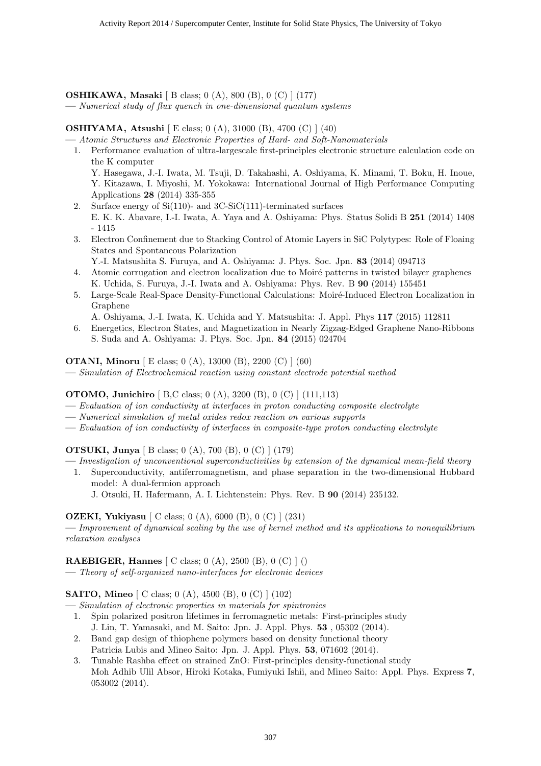**OSHIKAWA, Masaki** [ B class; 0 (A), 800 (B), 0 (C) ] (177)
— *Numerical study of flux quench in one-dimensional quantum systems*

**OSHIYAMA, Atsushi** [ E class; 0 (A), 31000 (B), 4700 (C) ] (40)
— *Atomic Structures and Electronic Properties of Hard- and Soft-Nanomaterials*

1. Performance evaluation of ultra-largescale first-principles electronic structure calculation code on the K computer
   Y. Hasegawa, J.-I. Iwata, M. Tsuji, D. Takahashi, A. Oshiyama, K. Minami, T. Boku, H. Inoue, Y. Kitazawa, I. Miyoshi, M. Yokokawa: International Journal of High Performance Computing Applications **28** (2014) 335-355
2. Surface energy of Si(110)- and 3C-SiC(111)-terminated surfaces
   E. K. K. Abavare, I.-I. Iwata, A. Yaya and A. Oshiyama: Phys. Status Solidi B **251** (2014) 1408 - 1415
3. Electron Confinement due to Stacking Control of Atomic Layers in SiC Polytypes: Role of Floaing States and Spontaneous Polarization
   Y.-I. Matsushita S. Furuya, and A. Oshiyama: J. Phys. Soc. Jpn. **83** (2014) 094713
4. Atomic corrugation and electron localization due to Moiré patterns in twisted bilayer graphenes
   K. Uchida, S. Furuya, J.-I. Iwata and A. Oshiyama: Phys. Rev. B **90** (2014) 155451
5. Large-Scale Real-Space Density-Functional Calculations: Moiré-Induced Electron Localization in Graphene
   A. Oshiyama, J.-I. Iwata, K. Uchida and Y. Matsushita: J. Appl. Phys **117** (2015) 112811
6. Energetics, Electron States, and Magnetization in Nearly Zigzag-Edged Graphene Nano-Ribbons
   S. Suda and A. Oshiyama: J. Phys. Soc. Jpn. **84** (2015) 024704

**OTANI, Minoru** [ E class; 0 (A), 13000 (B), 2200 (C) ] (60)
— *Simulation of Electrochemical reaction using constant electrode potential method*

**OTOMO, Junichiro** [ B,C class; 0 (A), 3200 (B), 0 (C) ] (111,113)
— *Evaluation of ion conductivity at interfaces in proton conducting composite electrolyte*
— *Numerical simulation of metal oxides redox reaction on various supports*
— *Evaluation of ion conductivity of interfaces in composite-type proton conducting electrolyte*

**OTSUKI, Junya** [ B class; 0 (A), 700 (B), 0 (C) ] (179)
— *Investigation of unconventional superconductivities by extension of the dynamical mean-field theory*

1. Superconductivity, antiferromagnetism, and phase separation in the two-dimensional Hubbard model: A dual-fermion approach
   J. Otsuki, H. Hafermann, A. I. Lichtenstein: Phys. Rev. B **90** (2014) 235132.

**OZEKI, Yukiyasu** [ C class; 0 (A), 6000 (B), 0 (C) ] (231)
— *Improvement of dynamical scaling by the use of kernel method and its applications to nonequilibrium relaxation analyses*

**RAEBIGER, Hannes** [ C class; 0 (A), 2500 (B), 0 (C) ] ()
— *Theory of self-organized nano-interfaces for electronic devices*

**SAITO, Mineo** [ C class; 0 (A), 4500 (B), 0 (C) ] (102)
— *Simulation of electronic properties in materials for spintronics*

1. Spin polarized positron lifetimes in ferromagnetic metals: First-principles study
   J. Lin, T. Yamasaki, and M. Saito: Jpn. J. Appl. Phys. **53** , 05302 (2014).
2. Band gap design of thiophene polymers based on density functional theory
   Patricia Lubis and Mineo Saito: Jpn. J. Appl. Phys. **53**, 071602 (2014).
3. Tunable Rashba effect on strained ZnO: First-principles density-functional study
   Moh Adhib Ulil Absor, Hiroki Kotaka, Fumiyuki Ishii, and Mineo Saito: Appl. Phys. Express **7**, 053002 (2014).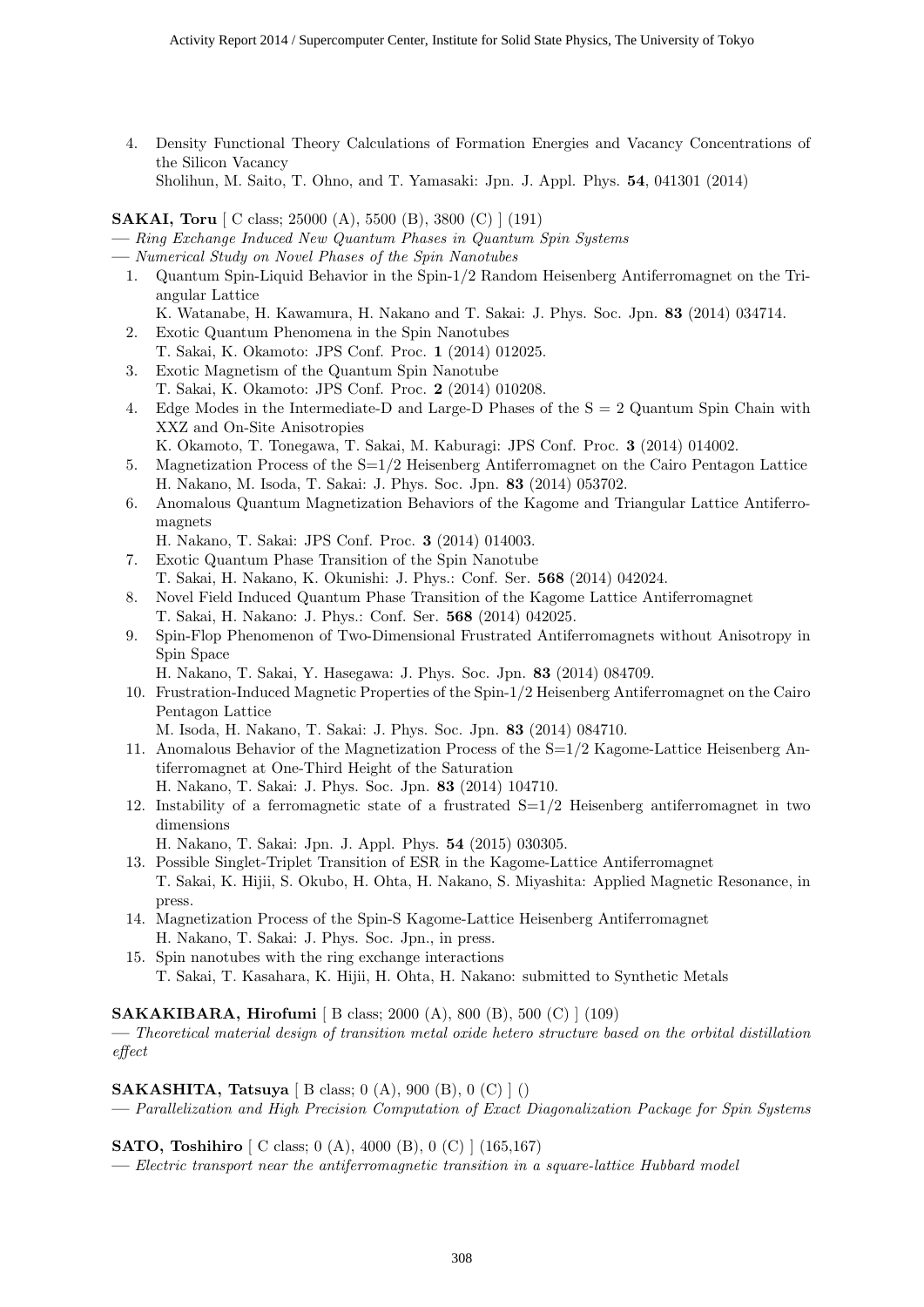4. Density Functional Theory Calculations of Formation Energies and Vacancy Concentrations of the Silicon Vacancy
   Sholihun, M. Saito, T. Ohno, and T. Yamasaki: Jpn. J. Appl. Phys. **54**, 041301 (2014)

**SAKAI, Toru** [ C class; 25000 (A), 5500 (B), 3800 (C) ] (191)

— *Ring Exchange Induced New Quantum Phases in Quantum Spin Systems*

— *Numerical Study on Novel Phases of the Spin Nanotubes*

1. Quantum Spin-Liquid Behavior in the Spin-1/2 Random Heisenberg Antiferromagnet on the Triangular Lattice
   K. Watanabe, H. Kawamura, H. Nakano and T. Sakai: J. Phys. Soc. Jpn. **83** (2014) 034714.
2. Exotic Quantum Phenomena in the Spin Nanotubes
   T. Sakai, K. Okamoto: JPS Conf. Proc. **1** (2014) 012025.
3. Exotic Magnetism of the Quantum Spin Nanotube
   T. Sakai, K. Okamoto: JPS Conf. Proc. **2** (2014) 010208.
4. Edge Modes in the Intermediate-D and Large-D Phases of the S = 2 Quantum Spin Chain with XXZ and On-Site Anisotropies
   K. Okamoto, T. Tonegawa, T. Sakai, M. Kaburagi: JPS Conf. Proc. **3** (2014) 014002.
5. Magnetization Process of the S=1/2 Heisenberg Antiferromagnet on the Cairo Pentagon Lattice
   H. Nakano, M. Isoda, T. Sakai: J. Phys. Soc. Jpn. **83** (2014) 053702.
6. Anomalous Quantum Magnetization Behaviors of the Kagome and Triangular Lattice Antiferromagnets
   H. Nakano, T. Sakai: JPS Conf. Proc. **3** (2014) 014003.
7. Exotic Quantum Phase Transition of the Spin Nanotube
   T. Sakai, H. Nakano, K. Okunishi: J. Phys.: Conf. Ser. **568** (2014) 042024.
8. Novel Field Induced Quantum Phase Transition of the Kagome Lattice Antiferromagnet
   T. Sakai, H. Nakano: J. Phys.: Conf. Ser. **568** (2014) 042025.
9. Spin-Flop Phenomenon of Two-Dimensional Frustrated Antiferromagnets without Anisotropy in Spin Space
   H. Nakano, T. Sakai, Y. Hasegawa: J. Phys. Soc. Jpn. **83** (2014) 084709.
10. Frustration-Induced Magnetic Properties of the Spin-1/2 Heisenberg Antiferromagnet on the Cairo Pentagon Lattice
    M. Isoda, H. Nakano, T. Sakai: J. Phys. Soc. Jpn. **83** (2014) 084710.
11. Anomalous Behavior of the Magnetization Process of the S=1/2 Kagome-Lattice Heisenberg Antiferromagnet at One-Third Height of the Saturation
    H. Nakano, T. Sakai: J. Phys. Soc. Jpn. **83** (2014) 104710.
12. Instability of a ferromagnetic state of a frustrated S=1/2 Heisenberg antiferromagnet in two dimensions
    H. Nakano, T. Sakai: Jpn. J. Appl. Phys. **54** (2015) 030305.
13. Possible Singlet-Triplet Transition of ESR in the Kagome-Lattice Antiferromagnet
    T. Sakai, K. Hijii, S. Okubo, H. Ohta, H. Nakano, S. Miyashita: Applied Magnetic Resonance, in press.
14. Magnetization Process of the Spin-S Kagome-Lattice Heisenberg Antiferromagnet
    H. Nakano, T. Sakai: J. Phys. Soc. Jpn., in press.
15. Spin nanotubes with the ring exchange interactions
    T. Sakai, T. Kasahara, K. Hijii, H. Ohta, H. Nakano: submitted to Synthetic Metals

**SAKAKIBARA, Hirofumi** [ B class; 2000 (A), 800 (B), 500 (C) ] (109)

— *Theoretical material design of transition metal oxide hetero structure based on the orbital distillation effect*

**SAKASHITA, Tatsuya** [ B class; 0 (A), 900 (B), 0 (C) ] ()

— *Parallelization and High Precision Computation of Exact Diagonalization Package for Spin Systems*

**SATO, Toshihiro** [ C class; 0 (A), 4000 (B), 0 (C) ] (165,167)

— *Electric transport near the antiferromagnetic transition in a square-lattice Hubbard model*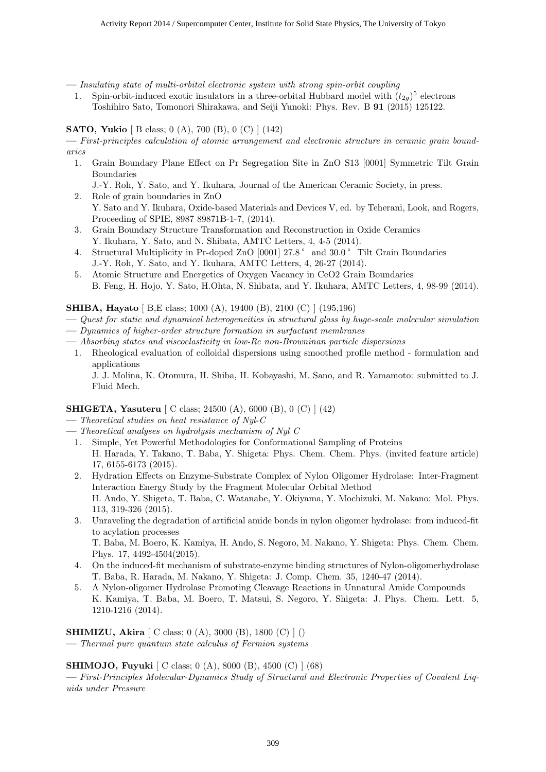— *Insulating state of multi-orbital electronic system with strong spin-orbit coupling*

1. Spin-orbit-induced exotic insulators in a three-orbital Hubbard model with $(t_{2g})^5$ electrons
   Toshihiro Sato, Tomonori Shirakawa, and Seiji Yunoki: Phys. Rev. B **91** (2015) 125122.

**SATO, Yukio** [ B class; 0 (A), 700 (B), 0 (C) ] (142)

— *First-principles calculation of atomic arrangement and electronic structure in ceramic grain boundaries*

1. Grain Boundary Plane Effect on Pr Segregation Site in ZnO S13 [0001] Symmetric Tilt Grain Boundaries
   J.-Y. Roh, Y. Sato, and Y. Ikuhara, Journal of the American Ceramic Society, in press.
2. Role of grain boundaries in ZnO
   Y. Sato and Y. Ikuhara, Oxide-based Materials and Devices V, ed. by Teherani, Look, and Rogers, Proceeding of SPIE, 8987 89871B-1-7, (2014).
3. Grain Boundary Structure Transformation and Reconstruction in Oxide Ceramics
   Y. Ikuhara, Y. Sato, and N. Shibata, AMTC Letters, 4, 4-5 (2014).
4. Structural Multiplicity in Pr-doped ZnO [0001] 27.8° and 30.0° Tilt Grain Boundaries
   J.-Y. Roh, Y. Sato, and Y. Ikuhara, AMTC Letters, 4, 26-27 (2014).
5. Atomic Structure and Energetics of Oxygen Vacancy in CeO2 Grain Boundaries
   B. Feng, H. Hojo, Y. Sato, H.Ohta, N. Shibata, and Y. Ikuhara, AMTC Letters, 4, 98-99 (2014).

**SHIBA, Hayato** [ B,E class; 1000 (A), 19400 (B), 2100 (C) ] (195,196)

— *Quest for static and dynamical heterogeneities in structural glass by huge-scale molecular simulation*

— *Dynamics of higher-order structure formation in surfactant membranes*

— *Absorbing states and viscoelasticity in low-Re non-Browninan particle dispersions*

1. Rheological evaluation of colloidal dispersions using smoothed profile method - formulation and applications
   J. J. Molina, K. Otomura, H. Shiba, H. Kobayashi, M. Sano, and R. Yamamoto: submitted to J. Fluid Mech.

**SHIGETA, Yasuteru** [ C class; 24500 (A), 6000 (B), 0 (C) ] (42)

— *Theoretical studies on heat resistance of Nyl-C*

— *Theoretical analyses on hydrolysis mechanism of Nyl C*

1. Simple, Yet Powerful Methodologies for Conformational Sampling of Proteins
   H. Harada, Y. Takano, T. Baba, Y. Shigeta: Phys. Chem. Chem. Phys. (invited feature article) 17, 6155-6173 (2015).
2. Hydration Effects on Enzyme-Substrate Complex of Nylon Oligomer Hydrolase: Inter-Fragment Interaction Energy Study by the Fragment Molecular Orbital Method
   H. Ando, Y. Shigeta, T. Baba, C. Watanabe, Y. Okiyama, Y. Mochizuki, M. Nakano: Mol. Phys. 113, 319-326 (2015).
3. Unraveling the degradation of artificial amide bonds in nylon oligomer hydrolase: from induced-fit to acylation processes
   T. Baba, M. Boero, K. Kamiya, H. Ando, S. Negoro, M. Nakano, Y. Shigeta: Phys. Chem. Chem. Phys. 17, 4492-4504(2015).
4. On the induced-fit mechanism of substrate-enzyme binding structures of Nylon-oligomerhydrolase
   T. Baba, R. Harada, M. Nakano, Y. Shigeta: J. Comp. Chem. 35, 1240-47 (2014).
5. A Nylon-oligomer Hydrolase Promoting Cleavage Reactions in Unnatural Amide Compounds
   K. Kamiya, T. Baba, M. Boero, T. Matsui, S. Negoro, Y. Shigeta: J. Phys. Chem. Lett. 5, 1210-1216 (2014).

**SHIMIZU, Akira** [ C class; 0 (A), 3000 (B), 1800 (C) ] ()

— *Thermal pure quantum state calculus of Fermion systems*

**SHIMOJO, Fuyuki** [ C class; 0 (A), 8000 (B), 4500 (C) ] (68)

— *First-Principles Molecular-Dynamics Study of Structural and Electronic Properties of Covalent Liquids under Pressure*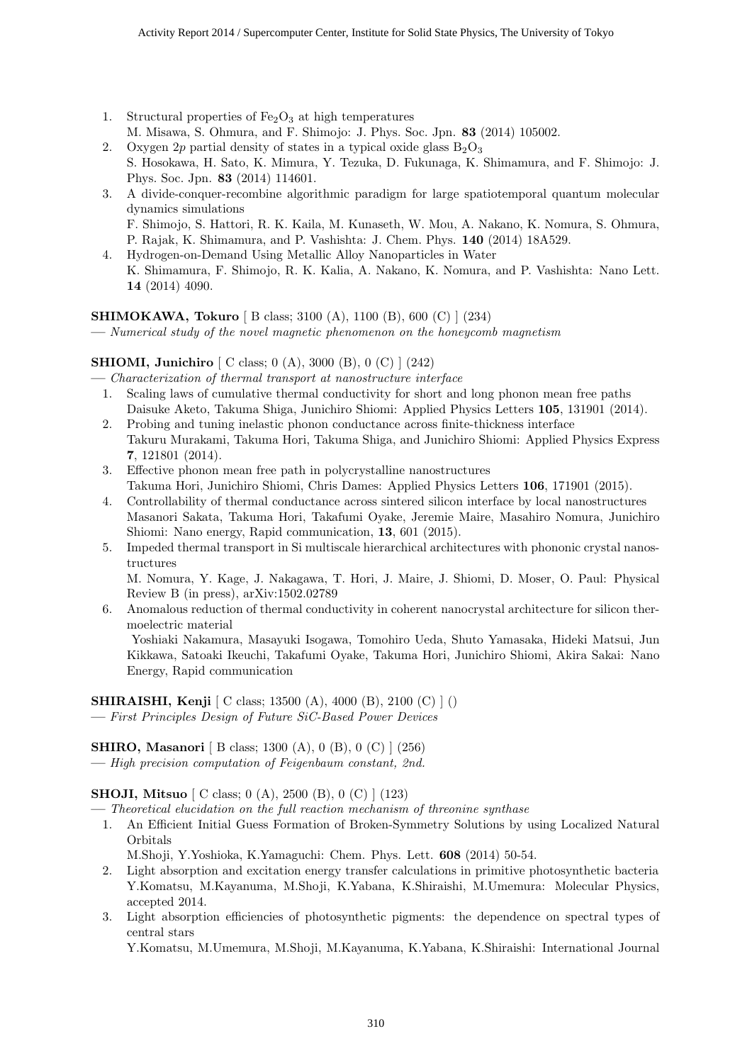1. Structural properties of $Fe_2O_3$ at high temperatures
   M. Misawa, S. Ohmura, and F. Shimojo: J. Phys. Soc. Jpn. **83** (2014) 105002.
2. Oxygen 2$p$ partial density of states in a typical oxide glass $B_2O_3$
   S. Hosokawa, H. Sato, K. Mimura, Y. Tezuka, D. Fukunaga, K. Shimamura, and F. Shimojo: J. Phys. Soc. Jpn. **83** (2014) 114601.
3. A divide-conquer-recombine algorithmic paradigm for large spatiotemporal quantum molecular dynamics simulations
   F. Shimojo, S. Hattori, R. K. Kaila, M. Kunaseth, W. Mou, A. Nakano, K. Nomura, S. Ohmura, P. Rajak, K. Shimamura, and P. Vashishta: J. Chem. Phys. **140** (2014) 18A529.
4. Hydrogen-on-Demand Using Metallic Alloy Nanoparticles in Water
   K. Shimamura, F. Shimojo, R. K. Kalia, A. Nakano, K. Nomura, and P. Vashishta: Nano Lett. **14** (2014) 4090.

**SHIMOKAWA, Tokuro** [ B class; 3100 (A), 1100 (B), 600 (C) ] (234)
— *Numerical study of the novel magnetic phenomenon on the honeycomb magnetism*

**SHIOMI, Junichiro** [ C class; 0 (A), 3000 (B), 0 (C) ] (242)
— *Characterization of thermal transport at nanostructure interface*

1. Scaling laws of cumulative thermal conductivity for short and long phonon mean free paths
   Daisuke Aketo, Takuma Shiga, Junichiro Shiomi: Applied Physics Letters **105**, 131901 (2014).
2. Probing and tuning inelastic phonon conductance across finite-thickness interface
   Takuru Murakami, Takuma Hori, Takuma Shiga, and Junichiro Shiomi: Applied Physics Express **7**, 121801 (2014).
3. Effective phonon mean free path in polycrystalline nanostructures
   Takuma Hori, Junichiro Shiomi, Chris Dames: Applied Physics Letters **106**, 171901 (2015).
4. Controllability of thermal conductance across sintered silicon interface by local nanostructures
   Masanori Sakata, Takuma Hori, Takafumi Oyake, Jeremie Maire, Masahiro Nomura, Junichiro Shiomi: Nano energy, Rapid communication, **13**, 601 (2015).
5. Impeded thermal transport in Si multiscale hierarchical architectures with phononic crystal nanostructures
   M. Nomura, Y. Kage, J. Nakagawa, T. Hori, J. Maire, J. Shiomi, D. Moser, O. Paul: Physical Review B (in press), arXiv:1502.02789
6. Anomalous reduction of thermal conductivity in coherent nanocrystal architecture for silicon thermoelectric material
   Yoshiaki Nakamura, Masayuki Isogawa, Tomohiro Ueda, Shuto Yamasaka, Hideki Matsui, Jun Kikkawa, Satoaki Ikeuchi, Takafumi Oyake, Takuma Hori, Junichiro Shiomi, Akira Sakai: Nano Energy, Rapid communication

**SHIRAISHI, Kenji** [ C class; 13500 (A), 4000 (B), 2100 (C) ] ()
— *First Principles Design of Future SiC-Based Power Devices*

**SHIRO, Masanori** [ B class; 1300 (A), 0 (B), 0 (C) ] (256)
— *High precision computation of Feigenbaum constant, 2nd.*

**SHOJI, Mitsuo** [ C class; 0 (A), 2500 (B), 0 (C) ] (123)
— *Theoretical elucidation on the full reaction mechanism of threonine synthase*

1. An Efficient Initial Guess Formation of Broken-Symmetry Solutions by using Localized Natural Orbitals
   M.Shoji, Y.Yoshioka, K.Yamaguchi: Chem. Phys. Lett. **608** (2014) 50-54.
2. Light absorption and excitation energy transfer calculations in primitive photosynthetic bacteria
   Y.Komatsu, M.Kayanuma, M.Shoji, K.Yabana, K.Shiraishi, M.Umemura: Molecular Physics, accepted 2014.
3. Light absorption efficiencies of photosynthetic pigments: the dependence on spectral types of central stars
   Y.Komatsu, M.Umemura, M.Shoji, M.Kayanuma, K.Yabana, K.Shiraishi: International Journal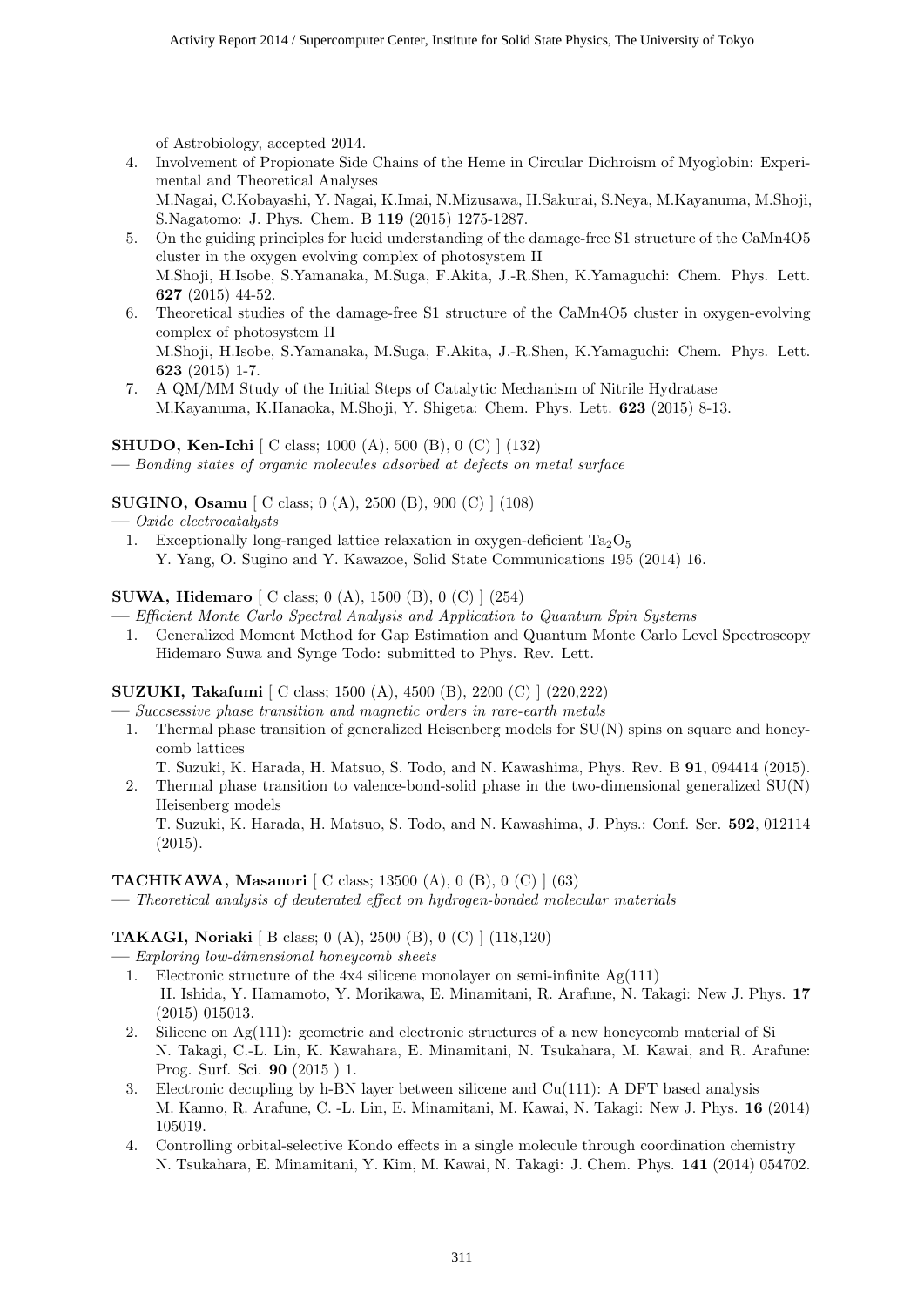of Astrobiology, accepted 2014.

4. Involvement of Propionate Side Chains of the Heme in Circular Dichroism of Myoglobin: Experimental and Theoretical Analyses
   M.Nagai, C.Kobayashi, Y. Nagai, K.Imai, N.Mizusawa, H.Sakurai, S.Neya, M.Kayanuma, M.Shoji, S.Nagatomo: J. Phys. Chem. B **119** (2015) 1275-1287.
5. On the guiding principles for lucid understanding of the damage-free S1 structure of the CaMn4O5 cluster in the oxygen evolving complex of photosystem II
   M.Shoji, H.Isobe, S.Yamanaka, M.Suga, F.Akita, J.-R.Shen, K.Yamaguchi: Chem. Phys. Lett. **627** (2015) 44-52.
6. Theoretical studies of the damage-free S1 structure of the CaMn4O5 cluster in oxygen-evolving complex of photosystem II
   M.Shoji, H.Isobe, S.Yamanaka, M.Suga, F.Akita, J.-R.Shen, K.Yamaguchi: Chem. Phys. Lett. **623** (2015) 1-7.
7. A QM/MM Study of the Initial Steps of Catalytic Mechanism of Nitrile Hydratase
   M.Kayanuma, K.Hanaoka, M.Shoji, Y. Shigeta: Chem. Phys. Lett. **623** (2015) 8-13.

**SHUDO, Ken-Ichi** [ C class; 1000 (A), 500 (B), 0 (C) ] (132)
— *Bonding states of organic molecules adsorbed at defects on metal surface*

**SUGINO, Osamu** [ C class; 0 (A), 2500 (B), 900 (C) ] (108)
— *Oxide electrocatalysts*

1. Exceptionally long-ranged lattice relaxation in oxygen-deficient $Ta_2O_5$
   Y. Yang, O. Sugino and Y. Kawazoe, Solid State Communications 195 (2014) 16.

**SUWA, Hidemaro** [ C class; 0 (A), 1500 (B), 0 (C) ] (254)
— *Efficient Monte Carlo Spectral Analysis and Application to Quantum Spin Systems*

1. Generalized Moment Method for Gap Estimation and Quantum Monte Carlo Level Spectroscopy
   Hidemaro Suwa and Synge Todo: submitted to Phys. Rev. Lett.

**SUZUKI, Takafumi** [ C class; 1500 (A), 4500 (B), 2200 (C) ] (220,222)
— *Succsessive phase transition and magnetic orders in rare-earth metals*

1. Thermal phase transition of generalized Heisenberg models for SU(N) spins on square and honeycomb lattices
   T. Suzuki, K. Harada, H. Matsuo, S. Todo, and N. Kawashima, Phys. Rev. B **91**, 094414 (2015).
2. Thermal phase transition to valence-bond-solid phase in the two-dimensional generalized SU(N) Heisenberg models
   T. Suzuki, K. Harada, H. Matsuo, S. Todo, and N. Kawashima, J. Phys.: Conf. Ser. **592**, 012114 (2015).

**TACHIKAWA, Masanori** [ C class; 13500 (A), 0 (B), 0 (C) ] (63)
— *Theoretical analysis of deuterated effect on hydrogen-bonded molecular materials*

**TAKAGI, Noriaki** [ B class; 0 (A), 2500 (B), 0 (C) ] (118,120)
— *Exploring low-dimensional honeycomb sheets*

1. Electronic structure of the 4x4 silicene monolayer on semi-infinite Ag(111)
   H. Ishida, Y. Hamamoto, Y. Morikawa, E. Minamitani, R. Arafune, N. Takagi: New J. Phys. **17** (2015) 015013.
2. Silicene on Ag(111): geometric and electronic structures of a new honeycomb material of Si
   N. Takagi, C.-L. Lin, K. Kawahara, E. Minamitani, N. Tsukahara, M. Kawai, and R. Arafune: Prog. Surf. Sci. **90** (2015 ) 1.
3. Electronic decupling by h-BN layer between silicene and Cu(111): A DFT based analysis
   M. Kanno, R. Arafune, C. -L. Lin, E. Minamitani, M. Kawai, N. Takagi: New J. Phys. **16** (2014) 105019.
4. Controlling orbital-selective Kondo effects in a single molecule through coordination chemistry
   N. Tsukahara, E. Minamitani, Y. Kim, M. Kawai, N. Takagi: J. Chem. Phys. **141** (2014) 054702.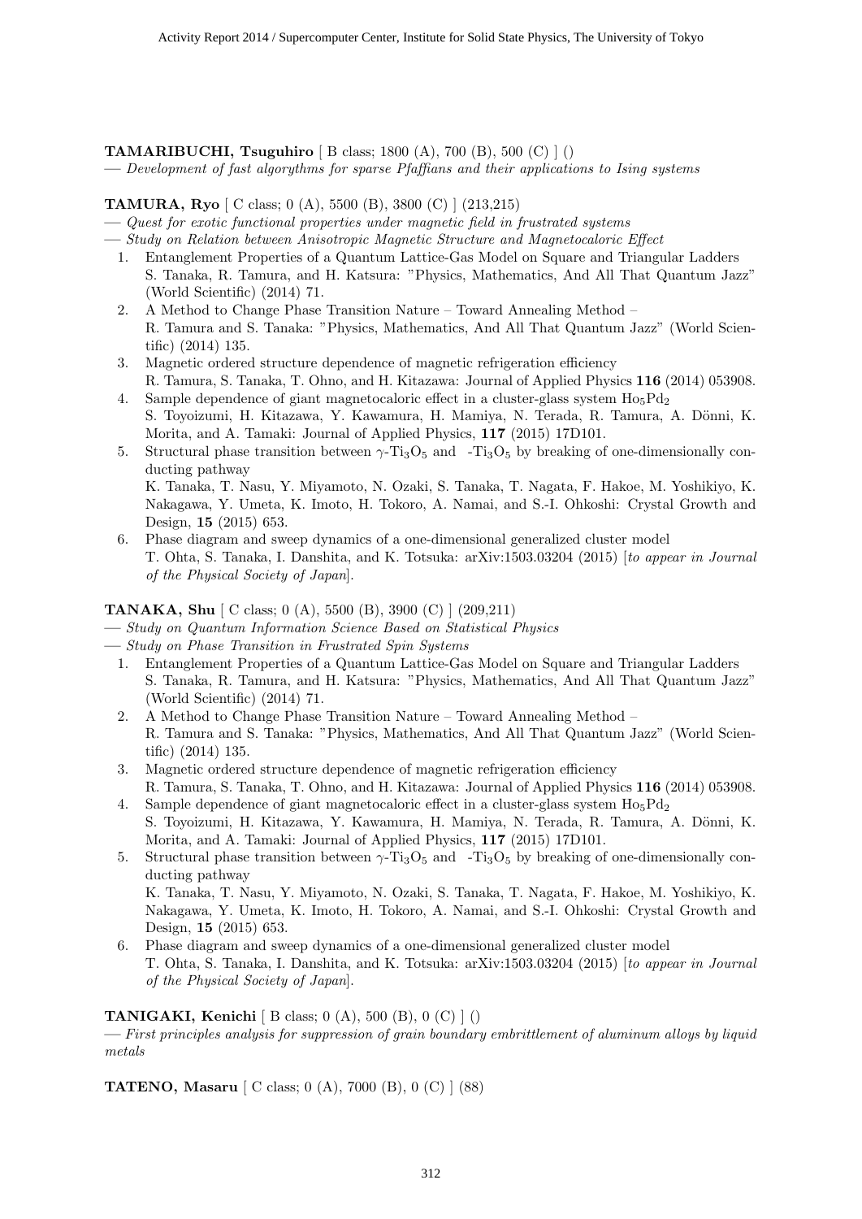**TAMARIBUCHI, Tsuguhiro** [ B class; 1800 (A), 700 (B), 500 (C) ] ()

— *Development of fast algorythms for sparse Pfaffians and their applications to Ising systems*

**TAMURA, Ryo** [ C class; 0 (A), 5500 (B), 3800 (C) ] (213,215)

— *Quest for exotic functional properties under magnetic field in frustrated systems*

— *Study on Relation between Anisotropic Magnetic Structure and Magnetocaloric Effect*

1. Entanglement Properties of a Quantum Lattice-Gas Model on Square and Triangular Ladders
   S. Tanaka, R. Tamura, and H. Katsura: "Physics, Mathematics, And All That Quantum Jazz" (World Scientific) (2014) 71.
2. A Method to Change Phase Transition Nature – Toward Annealing Method –
   R. Tamura and S. Tanaka: "Physics, Mathematics, And All That Quantum Jazz" (World Scientific) (2014) 135.
3. Magnetic ordered structure dependence of magnetic refrigeration efficiency
   R. Tamura, S. Tanaka, T. Ohno, and H. Kitazawa: Journal of Applied Physics **116** (2014) 053908.
4. Sample dependence of giant magnetocaloric effect in a cluster-glass system $Ho_5Pd_2$
   S. Toyoizumi, H. Kitazawa, Y. Kawamura, H. Mamiya, N. Terada, R. Tamura, A. Dönni, K. Morita, and A. Tamaki: Journal of Applied Physics, **117** (2015) 17D101.
5. Structural phase transition between $\gamma$-$Ti_3O_5$ and -$Ti_3O_5$ by breaking of one-dimensionally conducting pathway
   K. Tanaka, T. Nasu, Y. Miyamoto, N. Ozaki, S. Tanaka, T. Nagata, F. Hakoe, M. Yoshikiyo, K. Nakagawa, Y. Umeta, K. Imoto, H. Tokoro, A. Namai, and S.-I. Ohkoshi: Crystal Growth and Design, **15** (2015) 653.
6. Phase diagram and sweep dynamics of a one-dimensional generalized cluster model
   T. Ohta, S. Tanaka, I. Danshita, and K. Totsuka: arXiv:1503.03204 (2015) [*to appear in Journal of the Physical Society of Japan*].

**TANAKA, Shu** [ C class; 0 (A), 5500 (B), 3900 (C) ] (209,211)

— *Study on Quantum Information Science Based on Statistical Physics*

— *Study on Phase Transition in Frustrated Spin Systems*

1. Entanglement Properties of a Quantum Lattice-Gas Model on Square and Triangular Ladders
   S. Tanaka, R. Tamura, and H. Katsura: "Physics, Mathematics, And All That Quantum Jazz" (World Scientific) (2014) 71.
2. A Method to Change Phase Transition Nature – Toward Annealing Method –
   R. Tamura and S. Tanaka: "Physics, Mathematics, And All That Quantum Jazz" (World Scientific) (2014) 135.
3. Magnetic ordered structure dependence of magnetic refrigeration efficiency
   R. Tamura, S. Tanaka, T. Ohno, and H. Kitazawa: Journal of Applied Physics **116** (2014) 053908.
4. Sample dependence of giant magnetocaloric effect in a cluster-glass system $Ho_5Pd_2$
   S. Toyoizumi, H. Kitazawa, Y. Kawamura, H. Mamiya, N. Terada, R. Tamura, A. Dönni, K. Morita, and A. Tamaki: Journal of Applied Physics, **117** (2015) 17D101.
5. Structural phase transition between $\gamma$-$Ti_3O_5$ and -$Ti_3O_5$ by breaking of one-dimensionally conducting pathway
   K. Tanaka, T. Nasu, Y. Miyamoto, N. Ozaki, S. Tanaka, T. Nagata, F. Hakoe, M. Yoshikiyo, K. Nakagawa, Y. Umeta, K. Imoto, H. Tokoro, A. Namai, and S.-I. Ohkoshi: Crystal Growth and Design, **15** (2015) 653.
6. Phase diagram and sweep dynamics of a one-dimensional generalized cluster model
   T. Ohta, S. Tanaka, I. Danshita, and K. Totsuka: arXiv:1503.03204 (2015) [*to appear in Journal of the Physical Society of Japan*].

**TANIGAKI, Kenichi** [ B class; 0 (A), 500 (B), 0 (C) ] ()

— *First principles analysis for suppression of grain boundary embrittlement of aluminum alloys by liquid metals*

**TATENO, Masaru** [ C class; 0 (A), 7000 (B), 0 (C) ] (88)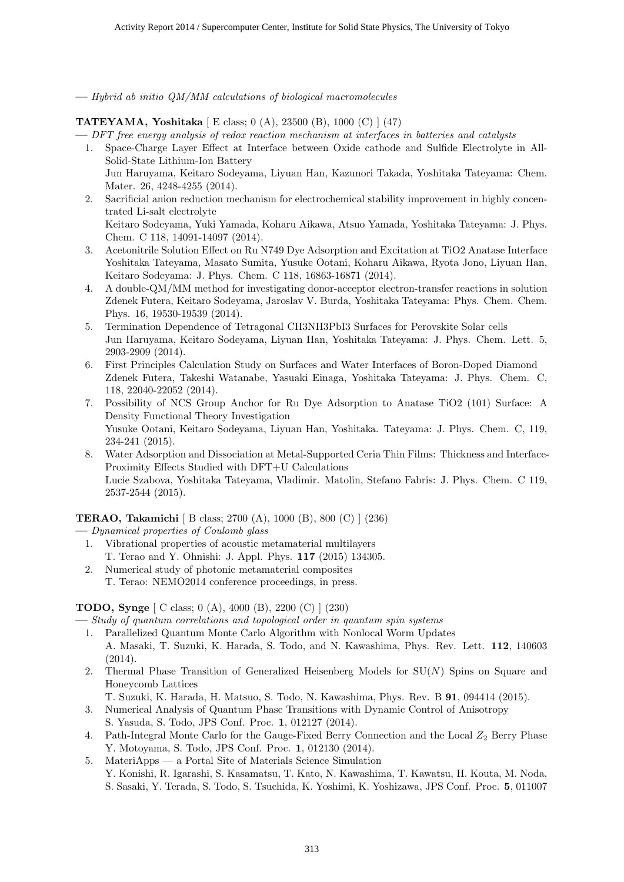— *Hybrid ab initio QM/MM calculations of biological macromolecules*

**TATEYAMA, Yoshitaka** [ E class; 0 (A), 23500 (B), 1000 (C) ] (47)

— *DFT free energy analysis of redox reaction mechanism at interfaces in batteries and catalysts*

1. Space-Charge Layer Effect at Interface between Oxide cathode and Sulfide Electrolyte in All-Solid-State Lithium-Ion Battery
   Jun Haruyama, Keitaro Sodeyama, Liyuan Han, Kazunori Takada, Yoshitaka Tateyama: Chem. Mater. 26, 4248-4255 (2014).
2. Sacrificial anion reduction mechanism for electrochemical stability improvement in highly concentrated Li-salt electrolyte
   Keitaro Sodeyama, Yuki Yamada, Koharu Aikawa, Atsuo Yamada, Yoshitaka Tateyama: J. Phys. Chem. C 118, 14091-14097 (2014).
3. Acetonitrile Solution Effect on Ru N749 Dye Adsorption and Excitation at TiO2 Anatase Interface
   Yoshitaka Tateyama, Masato Sumita, Yusuke Ootani, Koharu Aikawa, Ryota Jono, Liyuan Han, Keitaro Sodeyama: J. Phys. Chem. C 118, 16863-16871 (2014).
4. A double-QM/MM method for investigating donor-acceptor electron-transfer reactions in solution
   Zdenek Futera, Keitaro Sodeyama, Jaroslav V. Burda, Yoshitaka Tateyama: Phys. Chem. Chem. Phys. 16, 19530-19539 (2014).
5. Termination Dependence of Tetragonal CH3NH3PbI3 Surfaces for Perovskite Solar cells
   Jun Haruyama, Keitaro Sodeyama, Liyuan Han, Yoshitaka Tateyama: J. Phys. Chem. Lett. 5, 2903-2909 (2014).
6. First Principles Calculation Study on Surfaces and Water Interfaces of Boron-Doped Diamond
   Zdenek Futera, Takeshi Watanabe, Yasuaki Einaga, Yoshitaka Tateyama: J. Phys. Chem. C, 118, 22040-22052 (2014).
7. Possibility of NCS Group Anchor for Ru Dye Adsorption to Anatase TiO2 (101) Surface: A Density Functional Theory Investigation
   Yusuke Ootani, Keitaro Sodeyama, Liyuan Han, Yoshitaka. Tateyama: J. Phys. Chem. C, 119, 234-241 (2015).
8. Water Adsorption and Dissociation at Metal-Supported Ceria Thin Films: Thickness and Interface-Proximity Effects Studied with DFT+U Calculations
   Lucie Szabova, Yoshitaka Tateyama, Vladimir. Matolin, Stefano Fabris: J. Phys. Chem. C 119, 2537-2544 (2015).

**TERAO, Takamichi** [ B class; 2700 (A), 1000 (B), 800 (C) ] (236)

— *Dynamical properties of Coulomb glass*

1. Vibrational properties of acoustic metamaterial multilayers
   T. Terao and Y. Ohnishi: J. Appl. Phys. **117** (2015) 134305.
2. Numerical study of photonic metamaterial composites
   T. Terao: NEMO2014 conference proceedings, in press.

**TODO, Synge** [ C class; 0 (A), 4000 (B), 2200 (C) ] (230)

— *Study of quantum correlations and topological order in quantum spin systems*

1. Parallelized Quantum Monte Carlo Algorithm with Nonlocal Worm Updates
   A. Masaki, T. Suzuki, K. Harada, S. Todo, and N. Kawashima, Phys. Rev. Lett. **112**, 140603 (2014).
2. Thermal Phase Transition of Generalized Heisenberg Models for SU($N$) Spins on Square and Honeycomb Lattices
   T. Suzuki, K. Harada, H. Matsuo, S. Todo, N. Kawashima, Phys. Rev. B **91**, 094414 (2015).
3. Numerical Analysis of Quantum Phase Transitions with Dynamic Control of Anisotropy
   S. Yasuda, S. Todo, JPS Conf. Proc. **1**, 012127 (2014).
4. Path-Integral Monte Carlo for the Gauge-Fixed Berry Connection and the Local $Z_2$ Berry Phase
   Y. Motoyama, S. Todo, JPS Conf. Proc. **1**, 012130 (2014).
5. MateriApps — a Portal Site of Materials Science Simulation
   Y. Konishi, R. Igarashi, S. Kasamatsu, T. Kato, N. Kawashima, T. Kawatsu, H. Kouta, M. Noda, S. Sasaki, Y. Terada, S. Todo, S. Tsuchida, K. Yoshimi, K. Yoshizawa, JPS Conf. Proc. **5**, 011007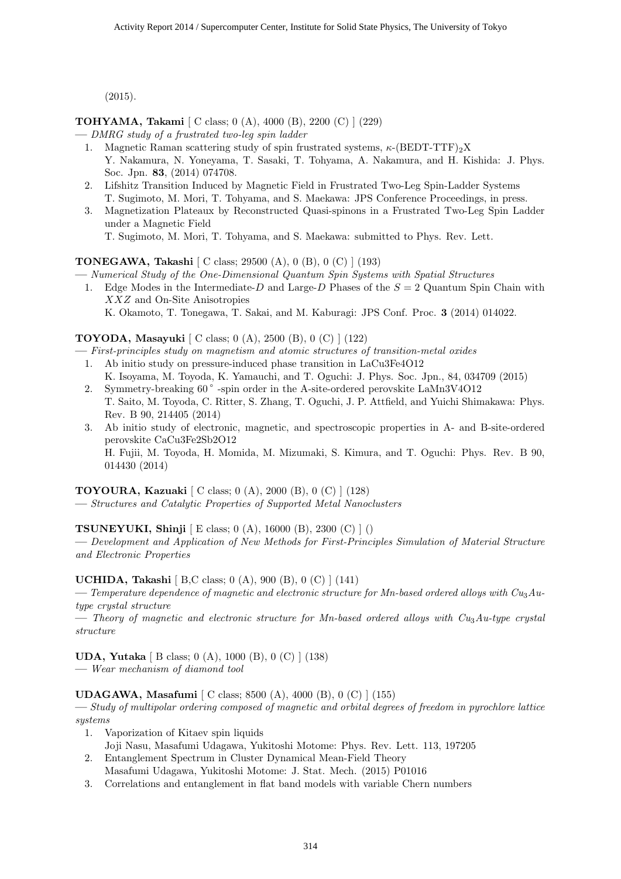(2015).

**TOHYAMA, Takami** [ C class; 0 (A), 4000 (B), 2200 (C) ] (229)

— *DMRG study of a frustrated two-leg spin ladder*

1. Magnetic Raman scattering study of spin frustrated systems, $\kappa$-(BEDT-TTF)$_2$X
   Y. Nakamura, N. Yoneyama, T. Sasaki, T. Tohyama, A. Nakamura, and H. Kishida: J. Phys. Soc. Jpn. **83**, (2014) 074708.
2. Lifshitz Transition Induced by Magnetic Field in Frustrated Two-Leg Spin-Ladder Systems
   T. Sugimoto, M. Mori, T. Tohyama, and S. Maekawa: JPS Conference Proceedings, in press.
3. Magnetization Plateaux by Reconstructed Quasi-spinons in a Frustrated Two-Leg Spin Ladder under a Magnetic Field
   T. Sugimoto, M. Mori, T. Tohyama, and S. Maekawa: submitted to Phys. Rev. Lett.

**TONEGAWA, Takashi** [ C class; 29500 (A), 0 (B), 0 (C) ] (193)

— *Numerical Study of the One-Dimensional Quantum Spin Systems with Spatial Structures*

1. Edge Modes in the Intermediate-$D$ and Large-$D$ Phases of the $S = 2$ Quantum Spin Chain with $XXZ$ and On-Site Anisotropies
   K. Okamoto, T. Tonegawa, T. Sakai, and M. Kaburagi: JPS Conf. Proc. **3** (2014) 014022.

**TOYODA, Masayuki** [ C class; 0 (A), 2500 (B), 0 (C) ] (122)

— *First-principles study on magnetism and atomic structures of transition-metal oxides*

1. Ab initio study on pressure-induced phase transition in LaCu3Fe4O12
   K. Isoyama, M. Toyoda, K. Yamauchi, and T. Oguchi: J. Phys. Soc. Jpn., 84, 034709 (2015)
2. Symmetry-breaking 60$^\circ$ -spin order in the A-site-ordered perovskite LaMn3V4O12
   T. Saito, M. Toyoda, C. Ritter, S. Zhang, T. Oguchi, J. P. Attfield, and Yuichi Shimakawa: Phys. Rev. B 90, 214405 (2014)
3. Ab initio study of electronic, magnetic, and spectroscopic properties in A- and B-site-ordered perovskite CaCu3Fe2Sb2O12
   H. Fujii, M. Toyoda, H. Momida, M. Mizumaki, S. Kimura, and T. Oguchi: Phys. Rev. B 90, 014430 (2014)

**TOYOURA, Kazuaki** [ C class; 0 (A), 2000 (B), 0 (C) ] (128)

— *Structures and Catalytic Properties of Supported Metal Nanoclusters*

**TSUNEYUKI, Shinji** [ E class; 0 (A), 16000 (B), 2300 (C) ] ()

— *Development and Application of New Methods for First-Principles Simulation of Material Structure and Electronic Properties*

**UCHIDA, Takashi** [ B,C class; 0 (A), 900 (B), 0 (C) ] (141)

— *Temperature dependence of magnetic and electronic structure for Mn-based ordered alloys with $Cu_3Au$-type crystal structure*

— *Theory of magnetic and electronic structure for Mn-based ordered alloys with $Cu_3Au$-type crystal structure*

**UDA, Yutaka** [ B class; 0 (A), 1000 (B), 0 (C) ] (138)

— *Wear mechanism of diamond tool*

**UDAGAWA, Masafumi** [ C class; 8500 (A), 4000 (B), 0 (C) ] (155)

— *Study of multipolar ordering composed of magnetic and orbital degrees of freedom in pyrochlore lattice systems*

1. Vaporization of Kitaev spin liquids
   Joji Nasu, Masafumi Udagawa, Yukitoshi Motome: Phys. Rev. Lett. 113, 197205
2. Entanglement Spectrum in Cluster Dynamical Mean-Field Theory
   Masafumi Udagawa, Yukitoshi Motome: J. Stat. Mech. (2015) P01016
3. Correlations and entanglement in flat band models with variable Chern numbers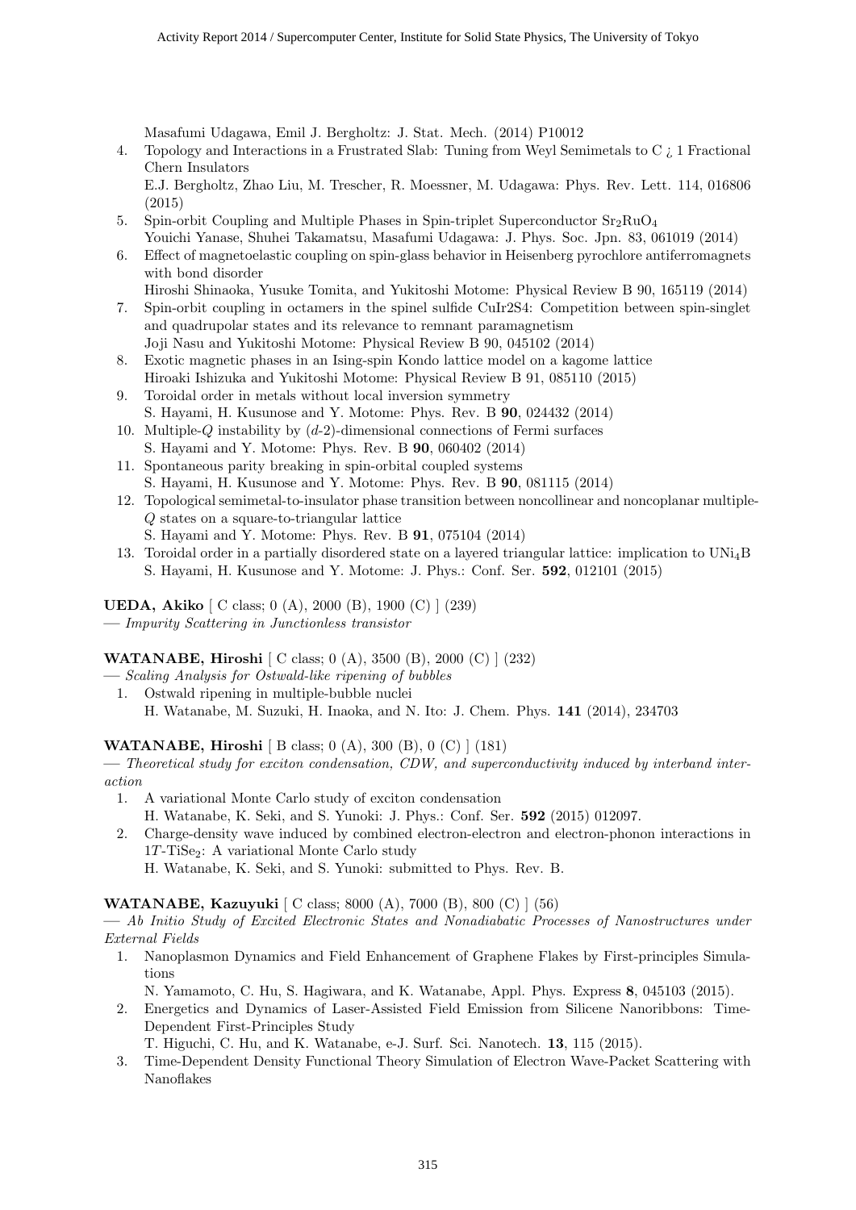Masafumi Udagawa, Emil J. Bergholtz: J. Stat. Mech. (2014) P10012

4. Topology and Interactions in a Frustrated Slab: Tuning from Weyl Semimetals to C ¿ 1 Fractional Chern Insulators
   E.J. Bergholtz, Zhao Liu, M. Trescher, R. Moessner, M. Udagawa: Phys. Rev. Lett. 114, 016806 (2015)
5. Spin-orbit Coupling and Multiple Phases in Spin-triplet Superconductor $Sr_2RuO_4$
   Youichi Yanase, Shuhei Takamatsu, Masafumi Udagawa: J. Phys. Soc. Jpn. 83, 061019 (2014)
6. Effect of magnetoelastic coupling on spin-glass behavior in Heisenberg pyrochlore antiferromagnets with bond disorder
   Hiroshi Shinaoka, Yusuke Tomita, and Yukitoshi Motome: Physical Review B 90, 165119 (2014)
7. Spin-orbit coupling in octamers in the spinel sulfide CuIr2S4: Competition between spin-singlet and quadrupolar states and its relevance to remnant paramagnetism
   Joji Nasu and Yukitoshi Motome: Physical Review B 90, 045102 (2014)
8. Exotic magnetic phases in an Ising-spin Kondo lattice model on a kagome lattice
   Hiroaki Ishizuka and Yukitoshi Motome: Physical Review B 91, 085110 (2015)
9. Toroidal order in metals without local inversion symmetry
   S. Hayami, H. Kusunose and Y. Motome: Phys. Rev. B **90**, 024432 (2014)
10. Multiple-$Q$ instability by ($d$-2)-dimensional connections of Fermi surfaces
    S. Hayami and Y. Motome: Phys. Rev. B **90**, 060402 (2014)
11. Spontaneous parity breaking in spin-orbital coupled systems
    S. Hayami, H. Kusunose and Y. Motome: Phys. Rev. B **90**, 081115 (2014)
12. Topological semimetal-to-insulator phase transition between noncollinear and noncoplanar multiple-$Q$ states on a square-to-triangular lattice
    S. Hayami and Y. Motome: Phys. Rev. B **91**, 075104 (2014)
13. Toroidal order in a partially disordered state on a layered triangular lattice: implication to $UNi_4B$
    S. Hayami, H. Kusunose and Y. Motome: J. Phys.: Conf. Ser. **592**, 012101 (2015)

**UEDA, Akiko** [ C class; 0 (A), 2000 (B), 1900 (C) ] (239)
— *Impurity Scattering in Junctionless transistor*

**WATANABE, Hiroshi** [ C class; 0 (A), 3500 (B), 2000 (C) ] (232)
— *Scaling Analysis for Ostwald-like ripening of bubbles*

1. Ostwald ripening in multiple-bubble nuclei
   H. Watanabe, M. Suzuki, H. Inaoka, and N. Ito: J. Chem. Phys. **141** (2014), 234703

**WATANABE, Hiroshi** [ B class; 0 (A), 300 (B), 0 (C) ] (181)
— *Theoretical study for exciton condensation, CDW, and superconductivity induced by interband interaction*

1. A variational Monte Carlo study of exciton condensation
   H. Watanabe, K. Seki, and S. Yunoki: J. Phys.: Conf. Ser. **592** (2015) 012097.
2. Charge-density wave induced by combined electron-electron and electron-phonon interactions in $1T$-$TiSe_2$: A variational Monte Carlo study
   H. Watanabe, K. Seki, and S. Yunoki: submitted to Phys. Rev. B.

**WATANABE, Kazuyuki** [ C class; 8000 (A), 7000 (B), 800 (C) ] (56)
— *Ab Initio Study of Excited Electronic States and Nonadiabatic Processes of Nanostructures under External Fields*

1. Nanoplasmon Dynamics and Field Enhancement of Graphene Flakes by First-principles Simulations
   N. Yamamoto, C. Hu, S. Hagiwara, and K. Watanabe, Appl. Phys. Express **8**, 045103 (2015).
2. Energetics and Dynamics of Laser-Assisted Field Emission from Silicene Nanoribbons: Time-Dependent First-Principles Study
   T. Higuchi, C. Hu, and K. Watanabe, e-J. Surf. Sci. Nanotech. **13**, 115 (2015).
3. Time-Dependent Density Functional Theory Simulation of Electron Wave-Packet Scattering with Nanoflakes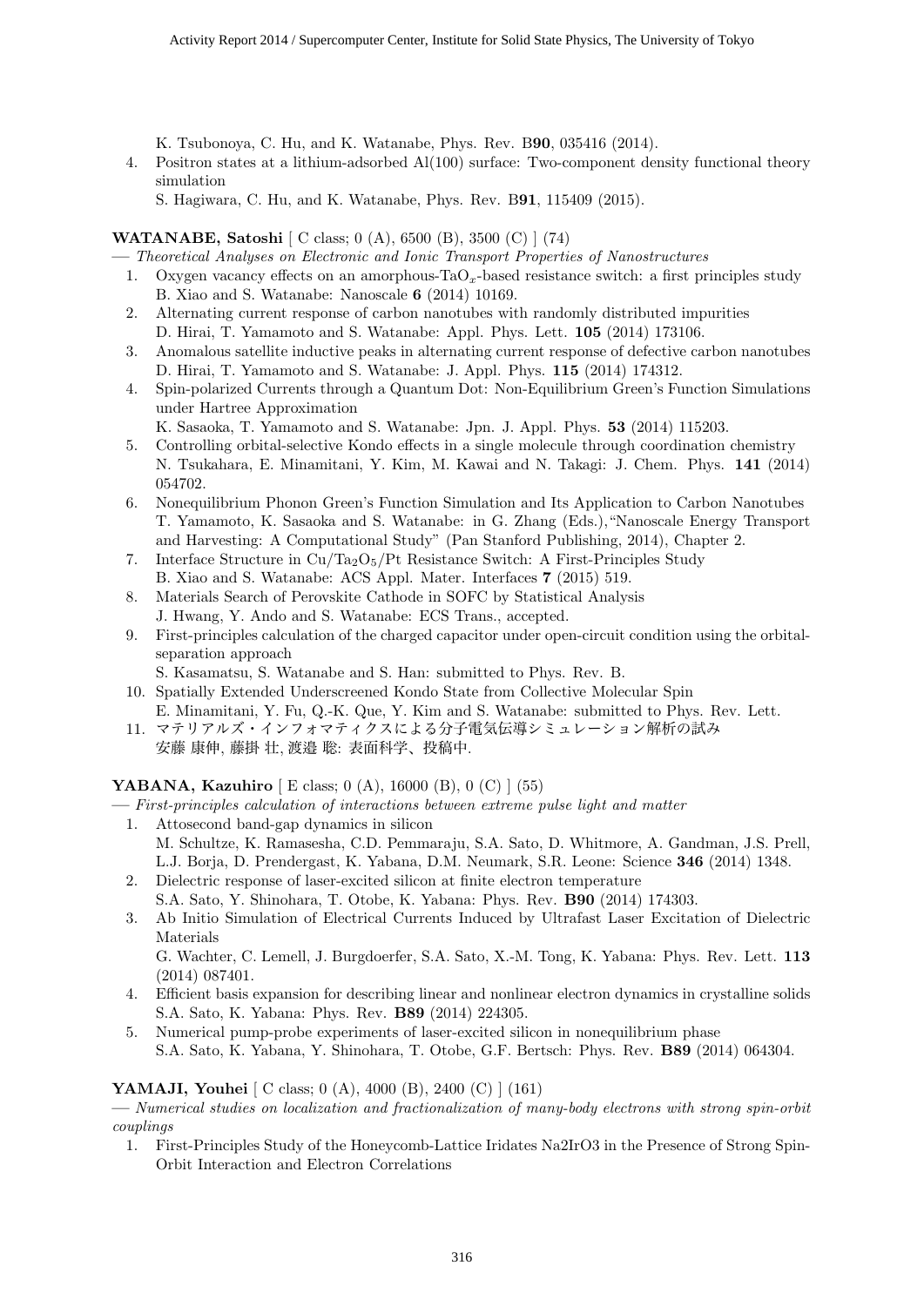K. Tsubonoya, C. Hu, and K. Watanabe, Phys. Rev. B**90**, 035416 (2014).

4. Positron states at a lithium-adsorbed Al(100) surface: Two-component density functional theory simulation
   S. Hagiwara, C. Hu, and K. Watanabe, Phys. Rev. B**91**, 115409 (2015).

**WATANABE, Satoshi** [ C class; 0 (A), 6500 (B), 3500 (C) ] (74)

— *Theoretical Analyses on Electronic and Ionic Transport Properties of Nanostructures*

1. Oxygen vacancy effects on an amorphous-$TaO_x$-based resistance switch: a first principles study
   B. Xiao and S. Watanabe: Nanoscale **6** (2014) 10169.
2. Alternating current response of carbon nanotubes with randomly distributed impurities
   D. Hirai, T. Yamamoto and S. Watanabe: Appl. Phys. Lett. **105** (2014) 173106.
3. Anomalous satellite inductive peaks in alternating current response of defective carbon nanotubes
   D. Hirai, T. Yamamoto and S. Watanabe: J. Appl. Phys. **115** (2014) 174312.
4. Spin-polarized Currents through a Quantum Dot: Non-Equilibrium Green's Function Simulations under Hartree Approximation
   K. Sasaoka, T. Yamamoto and S. Watanabe: Jpn. J. Appl. Phys. **53** (2014) 115203.
5. Controlling orbital-selective Kondo effects in a single molecule through coordination chemistry
   N. Tsukahara, E. Minamitani, Y. Kim, M. Kawai and N. Takagi: J. Chem. Phys. **141** (2014) 054702.
6. Nonequilibrium Phonon Green's Function Simulation and Its Application to Carbon Nanotubes
   T. Yamamoto, K. Sasaoka and S. Watanabe: in G. Zhang (Eds.),"Nanoscale Energy Transport and Harvesting: A Computational Study" (Pan Stanford Publishing, 2014), Chapter 2.
7. Interface Structure in $Cu/Ta_2O_5/Pt$ Resistance Switch: A First-Principles Study
   B. Xiao and S. Watanabe: ACS Appl. Mater. Interfaces **7** (2015) 519.
8. Materials Search of Perovskite Cathode in SOFC by Statistical Analysis
   J. Hwang, Y. Ando and S. Watanabe: ECS Trans., accepted.
9. First-principles calculation of the charged capacitor under open-circuit condition using the orbital-separation approach
   S. Kasamatsu, S. Watanabe and S. Han: submitted to Phys. Rev. B.
10. Spatially Extended Underscreened Kondo State from Collective Molecular Spin
    E. Minamitani, Y. Fu, Q.-K. Que, Y. Kim and S. Watanabe: submitted to Phys. Rev. Lett.
11. マテリアルズ・インフォマティクスによる分子電気伝導シミュレーション解析の試み
    安藤 康伸, 藤掛 壮, 渡邉 聡: 表面科学、投稿中.

**YABANA, Kazuhiro** [ E class; 0 (A), 16000 (B), 0 (C) ] (55)

— *First-principles calculation of interactions between extreme pulse light and matter*

1. Attosecond band-gap dynamics in silicon
   M. Schultze, K. Ramasesha, C.D. Pemmaraju, S.A. Sato, D. Whitmore, A. Gandman, J.S. Prell, L.J. Borja, D. Prendergast, K. Yabana, D.M. Neumark, S.R. Leone: Science **346** (2014) 1348.
2. Dielectric response of laser-excited silicon at finite electron temperature
   S.A. Sato, Y. Shinohara, T. Otobe, K. Yabana: Phys. Rev. **B90** (2014) 174303.
3. Ab Initio Simulation of Electrical Currents Induced by Ultrafast Laser Excitation of Dielectric Materials
   G. Wachter, C. Lemell, J. Burgdoerfer, S.A. Sato, X.-M. Tong, K. Yabana: Phys. Rev. Lett. **113** (2014) 087401.
4. Efficient basis expansion for describing linear and nonlinear electron dynamics in crystalline solids
   S.A. Sato, K. Yabana: Phys. Rev. **B89** (2014) 224305.
5. Numerical pump-probe experiments of laser-excited silicon in nonequilibrium phase
   S.A. Sato, K. Yabana, Y. Shinohara, T. Otobe, G.F. Bertsch: Phys. Rev. **B89** (2014) 064304.

**YAMAJI, Youhei** [ C class; 0 (A), 4000 (B), 2400 (C) ] (161)

— *Numerical studies on localization and fractionalization of many-body electrons with strong spin-orbit couplings*

1. First-Principles Study of the Honeycomb-Lattice Iridates Na2IrO3 in the Presence of Strong Spin-Orbit Interaction and Electron Correlations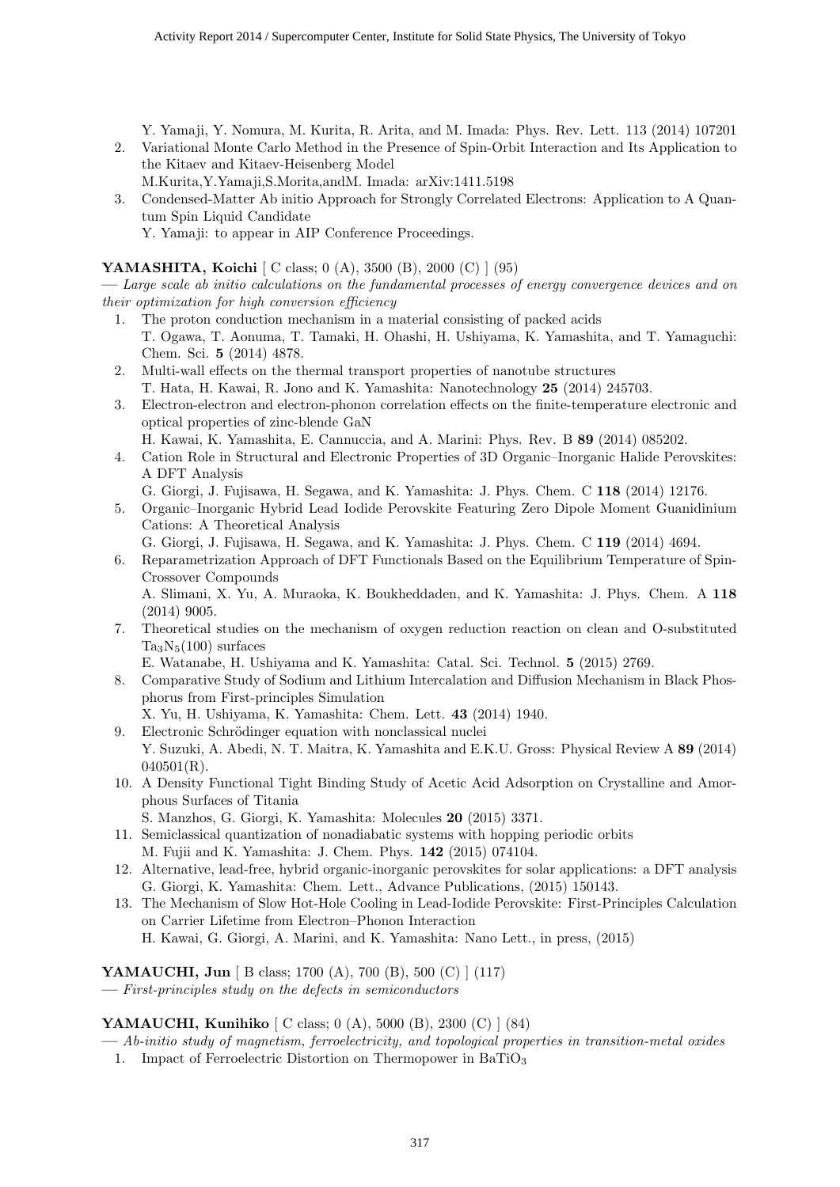Y. Yamaji, Y. Nomura, M. Kurita, R. Arita, and M. Imada: Phys. Rev. Lett. 113 (2014) 107201

2. Variational Monte Carlo Method in the Presence of Spin-Orbit Interaction and Its Application to the Kitaev and Kitaev-Heisenberg Model
   M.Kurita,Y.Yamaji,S.Morita,andM. Imada: arXiv:1411.5198
3. Condensed-Matter Ab initio Approach for Strongly Correlated Electrons: Application to A Quantum Spin Liquid Candidate
   Y. Yamaji: to appear in AIP Conference Proceedings.

**YAMASHITA, Koichi** [ C class; 0 (A), 3500 (B), 2000 (C) ] (95)
— *Large scale ab initio calculations on the fundamental processes of energy convergence devices and on their optimization for high conversion efficiency*

1. The proton conduction mechanism in a material consisting of packed acids
   T. Ogawa, T. Aonuma, T. Tamaki, H. Ohashi, H. Ushiyama, K. Yamashita, and T. Yamaguchi: Chem. Sci. **5** (2014) 4878.
2. Multi-wall effects on the thermal transport properties of nanotube structures
   T. Hata, H. Kawai, R. Jono and K. Yamashita: Nanotechnology **25** (2014) 245703.
3. Electron-electron and electron-phonon correlation effects on the finite-temperature electronic and optical properties of zinc-blende GaN
   H. Kawai, K. Yamashita, E. Cannuccia, and A. Marini: Phys. Rev. B **89** (2014) 085202.
4. Cation Role in Structural and Electronic Properties of 3D Organic–Inorganic Halide Perovskites: A DFT Analysis
   G. Giorgi, J. Fujisawa, H. Segawa, and K. Yamashita: J. Phys. Chem. C **118** (2014) 12176.
5. Organic–Inorganic Hybrid Lead Iodide Perovskite Featuring Zero Dipole Moment Guanidinium Cations: A Theoretical Analysis
   G. Giorgi, J. Fujisawa, H. Segawa, and K. Yamashita: J. Phys. Chem. C **119** (2014) 4694.
6. Reparametrization Approach of DFT Functionals Based on the Equilibrium Temperature of Spin-Crossover Compounds
   A. Slimani, X. Yu, A. Muraoka, K. Boukheddaden, and K. Yamashita: J. Phys. Chem. A **118** (2014) 9005.
7. Theoretical studies on the mechanism of oxygen reduction reaction on clean and O-substituted $Ta_3N_5(100)$ surfaces
   E. Watanabe, H. Ushiyama and K. Yamashita: Catal. Sci. Technol. **5** (2015) 2769.
8. Comparative Study of Sodium and Lithium Intercalation and Diffusion Mechanism in Black Phosphorus from First-principles Simulation
   X. Yu, H. Ushiyama, K. Yamashita: Chem. Lett. **43** (2014) 1940.
9. Electronic Schrödinger equation with nonclassical nuclei
   Y. Suzuki, A. Abedi, N. T. Maitra, K. Yamashita and E.K.U. Gross: Physical Review A **89** (2014) 040501(R).
10. A Density Functional Tight Binding Study of Acetic Acid Adsorption on Crystalline and Amorphous Surfaces of Titania
    S. Manzhos, G. Giorgi, K. Yamashita: Molecules **20** (2015) 3371.
11. Semiclassical quantization of nonadiabatic systems with hopping periodic orbits
    M. Fujii and K. Yamashita: J. Chem. Phys. **142** (2015) 074104.
12. Alternative, lead-free, hybrid organic-inorganic perovskites for solar applications: a DFT analysis
    G. Giorgi, K. Yamashita: Chem. Lett., Advance Publications, (2015) 150143.
13. The Mechanism of Slow Hot-Hole Cooling in Lead-Iodide Perovskite: First-Principles Calculation on Carrier Lifetime from Electron–Phonon Interaction
    H. Kawai, G. Giorgi, A. Marini, and K. Yamashita: Nano Lett., in press, (2015)

**YAMAUCHI, Jun** [ B class; 1700 (A), 700 (B), 500 (C) ] (117)
— *First-principles study on the defects in semiconductors*

**YAMAUCHI, Kunihiko** [ C class; 0 (A), 5000 (B), 2300 (C) ] (84)
— *Ab-initio study of magnetism, ferroelectricity, and topological properties in transition-metal oxides*

1. Impact of Ferroelectric Distortion on Thermopower in $BaTiO_3$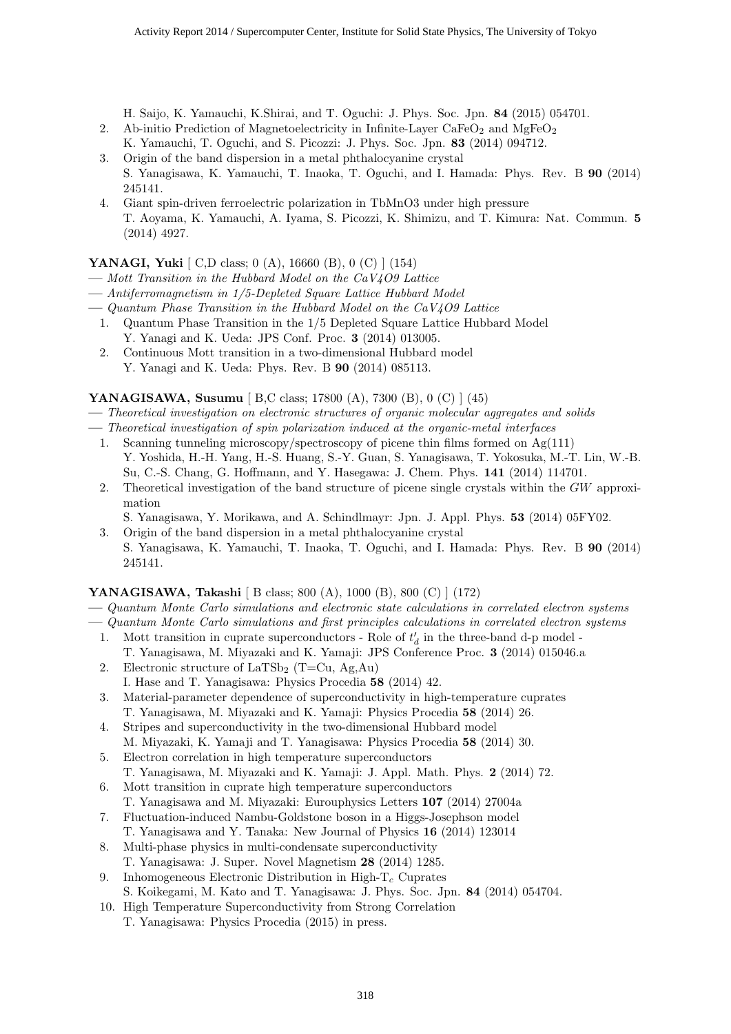H. Saijo, K. Yamauchi, K.Shirai, and T. Oguchi: J. Phys. Soc. Jpn. **84** (2015) 054701.

2. Ab-initio Prediction of Magnetoelectricity in Infinite-Layer $CaFeO_2$ and $MgFeO_2$
   K. Yamauchi, T. Oguchi, and S. Picozzi: J. Phys. Soc. Jpn. **83** (2014) 094712.
3. Origin of the band dispersion in a metal phthalocyanine crystal
   S. Yanagisawa, K. Yamauchi, T. Inaoka, T. Oguchi, and I. Hamada: Phys. Rev. B **90** (2014) 245141.
4. Giant spin-driven ferroelectric polarization in TbMnO3 under high pressure
   T. Aoyama, K. Yamauchi, A. Iyama, S. Picozzi, K. Shimizu, and T. Kimura: Nat. Commun. **5** (2014) 4927.

**YANAGI, Yuki** [ C,D class; 0 (A), 16660 (B), 0 (C) ] (154)

— *Mott Transition in the Hubbard Model on the CaV4O9 Lattice*

— *Antiferromagnetism in 1/5-Depleted Square Lattice Hubbard Model*

— *Quantum Phase Transition in the Hubbard Model on the CaV4O9 Lattice*

1. Quantum Phase Transition in the 1/5 Depleted Square Lattice Hubbard Model
   Y. Yanagi and K. Ueda: JPS Conf. Proc. **3** (2014) 013005.
2. Continuous Mott transition in a two-dimensional Hubbard model
   Y. Yanagi and K. Ueda: Phys. Rev. B **90** (2014) 085113.

**YANAGISAWA, Susumu** [ B,C class; 17800 (A), 7300 (B), 0 (C) ] (45)

— *Theoretical investigation on electronic structures of organic molecular aggregates and solids*

— *Theoretical investigation of spin polarization induced at the organic-metal interfaces*

1. Scanning tunneling microscopy/spectroscopy of picene thin films formed on Ag(111)
   Y. Yoshida, H.-H. Yang, H.-S. Huang, S.-Y. Guan, S. Yanagisawa, T. Yokosuka, M.-T. Lin, W.-B. Su, C.-S. Chang, G. Hoffmann, and Y. Hasegawa: J. Chem. Phys. **141** (2014) 114701.
2. Theoretical investigation of the band structure of picene single crystals within the *GW* approximation
   S. Yanagisawa, Y. Morikawa, and A. Schindlmayr: Jpn. J. Appl. Phys. **53** (2014) 05FY02.
3. Origin of the band dispersion in a metal phthalocyanine crystal
   S. Yanagisawa, K. Yamauchi, T. Inaoka, T. Oguchi, and I. Hamada: Phys. Rev. B **90** (2014) 245141.

**YANAGISAWA, Takashi** [ B class; 800 (A), 1000 (B), 800 (C) ] (172)

— *Quantum Monte Carlo simulations and electronic state calculations in correlated electron systems*

— *Quantum Monte Carlo simulations and first principles calculations in correlated electron systems*

1. Mott transition in cuprate superconductors - Role of $t'_d$ in the three-band d-p model -
   T. Yanagisawa, M. Miyazaki and K. Yamaji: JPS Conference Proc. **3** (2014) 015046.a
2. Electronic structure of $LaTSb_2$ (T=Cu, Ag,Au)
   I. Hase and T. Yanagisawa: Physics Procedia **58** (2014) 42.
3. Material-parameter dependence of superconductivity in high-temperature cuprates
   T. Yanagisawa, M. Miyazaki and K. Yamaji: Physics Procedia **58** (2014) 26.
4. Stripes and superconductivity in the two-dimensional Hubbard model
   M. Miyazaki, K. Yamaji and T. Yanagisawa: Physics Procedia **58** (2014) 30.
5. Electron correlation in high temperature superconductors
   T. Yanagisawa, M. Miyazaki and K. Yamaji: J. Appl. Math. Phys. **2** (2014) 72.
6. Mott transition in cuprate high temperature superconductors
   T. Yanagisawa and M. Miyazaki: Eurouphysics Letters **107** (2014) 27004a
7. Fluctuation-induced Nambu-Goldstone boson in a Higgs-Josephson model
   T. Yanagisawa and Y. Tanaka: New Journal of Physics **16** (2014) 123014
8. Multi-phase physics in multi-condensate superconductivity
   T. Yanagisawa: J. Super. Novel Magnetism **28** (2014) 1285.
9. Inhomogeneous Electronic Distribution in High-$T_c$ Cuprates
   S. Koikegami, M. Kato and T. Yanagisawa: J. Phys. Soc. Jpn. **84** (2014) 054704.
10. High Temperature Superconductivity from Strong Correlation
    T. Yanagisawa: Physics Procedia (2015) in press.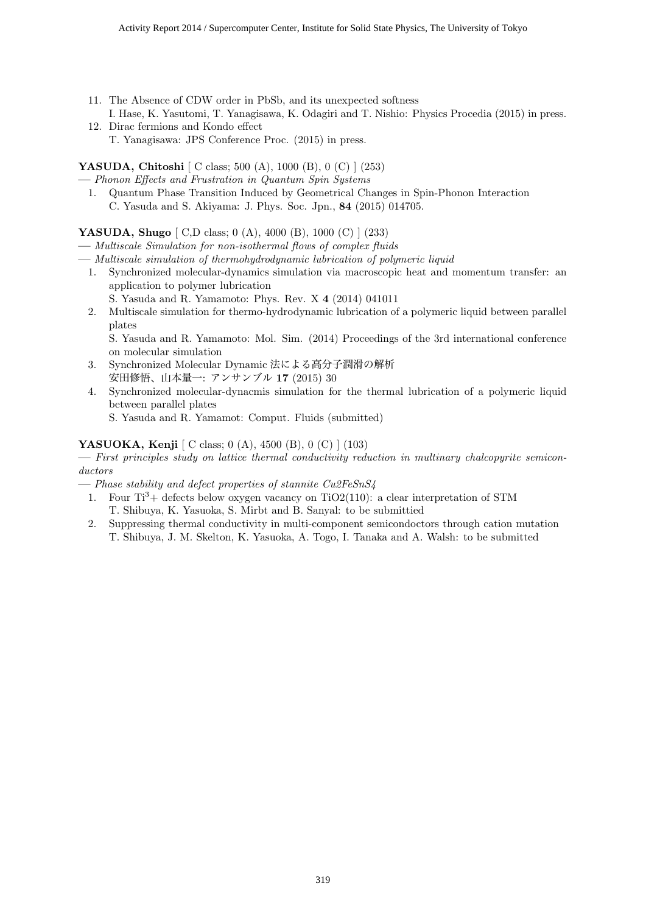11. The Absence of CDW order in PbSb, and its unexpected softness
    I. Hase, K. Yasutomi, T. Yanagisawa, K. Odagiri and T. Nishio: Physics Procedia (2015) in press.
12. Dirac fermions and Kondo effect
    T. Yanagisawa: JPS Conference Proc. (2015) in press.

**YASUDA, Chitoshi** [ C class; 500 (A), 1000 (B), 0 (C) ] (253)

— *Phonon Effects and Frustration in Quantum Spin Systems*

1. Quantum Phase Transition Induced by Geometrical Changes in Spin-Phonon Interaction
   C. Yasuda and S. Akiyama: J. Phys. Soc. Jpn., **84** (2015) 014705.

**YASUDA, Shugo** [ C,D class; 0 (A), 4000 (B), 1000 (C) ] (233)

— *Multiscale Simulation for non-isothermal flows of complex fluids*

— *Multiscale simulation of thermohydrodynamic lubrication of polymeric liquid*

1. Synchronized molecular-dynamics simulation via macroscopic heat and momentum transfer: an application to polymer lubrication
   S. Yasuda and R. Yamamoto: Phys. Rev. X **4** (2014) 041011
2. Multiscale simulation for thermo-hydrodynamic lubrication of a polymeric liquid between parallel plates
   S. Yasuda and R. Yamamoto: Mol. Sim. (2014) Proceedings of the 3rd international conference on molecular simulation
3. Synchronized Molecular Dynamic 法による高分子潤滑の解析
   安田修悟、山本量一: アンサンブル **17** (2015) 30
4. Synchronized molecular-dynacmis simulation for the thermal lubrication of a polymeric liquid between parallel plates
   S. Yasuda and R. Yamamot: Comput. Fluids (submitted)

**YASUOKA, Kenji** [ C class; 0 (A), 4500 (B), 0 (C) ] (103)

— *First principles study on lattice thermal conductivity reduction in multinary chalcopyrite semiconductors*

— *Phase stability and defect properties of stannite Cu2FeSnS4*

1. Four $Ti^{3}$+ defects below oxygen vacancy on TiO2(110): a clear interpretation of STM
   T. Shibuya, K. Yasuoka, S. Mirbt and B. Sanyal: to be submittied
2. Suppressing thermal conductivity in multi-component semicondoctors through cation mutation
   T. Shibuya, J. M. Skelton, K. Yasuoka, A. Togo, I. Tanaka and A. Walsh: to be submitted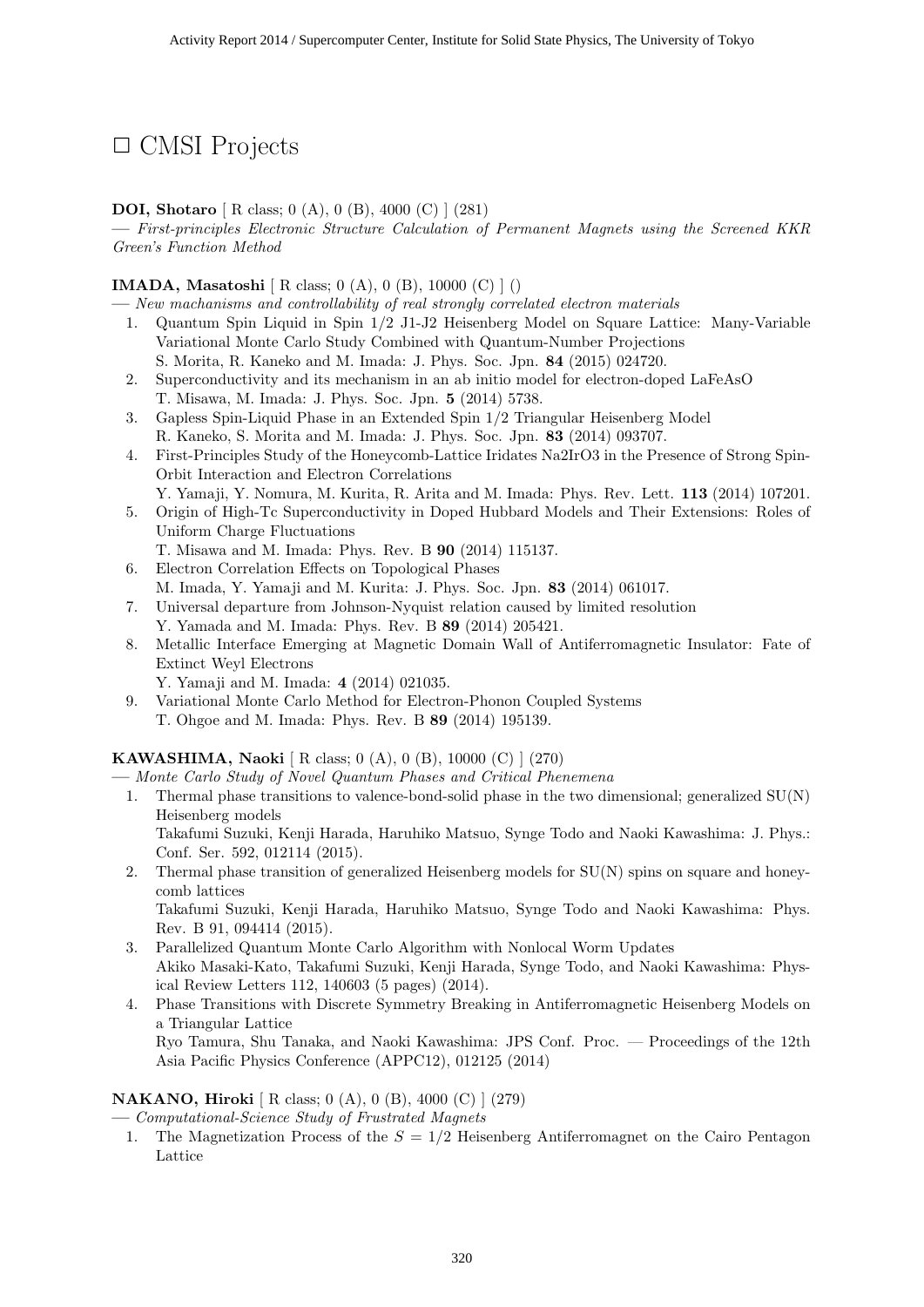# □ CMSI Projects

**DOI, Shotaro** [ R class; 0 (A), 0 (B), 4000 (C) ] (281)
— *First-principles Electronic Structure Calculation of Permanent Magnets using the Screened KKR Green's Function Method*

**IMADA, Masatoshi** [ R class; 0 (A), 0 (B), 10000 (C) ] ()
— *New machanisms and controllability of real strongly correlated electron materials*

1. Quantum Spin Liquid in Spin 1/2 J1-J2 Heisenberg Model on Square Lattice: Many-Variable Variational Monte Carlo Study Combined with Quantum-Number Projections
   S. Morita, R. Kaneko and M. Imada: J. Phys. Soc. Jpn. **84** (2015) 024720.
2. Superconductivity and its mechanism in an ab initio model for electron-doped LaFeAsO
   T. Misawa, M. Imada: J. Phys. Soc. Jpn. **5** (2014) 5738.
3. Gapless Spin-Liquid Phase in an Extended Spin 1/2 Triangular Heisenberg Model
   R. Kaneko, S. Morita and M. Imada: J. Phys. Soc. Jpn. **83** (2014) 093707.
4. First-Principles Study of the Honeycomb-Lattice Iridates Na2IrO3 in the Presence of Strong Spin-Orbit Interaction and Electron Correlations
   Y. Yamaji, Y. Nomura, M. Kurita, R. Arita and M. Imada: Phys. Rev. Lett. **113** (2014) 107201.
5. Origin of High-Tc Superconductivity in Doped Hubbard Models and Their Extensions: Roles of Uniform Charge Fluctuations
   T. Misawa and M. Imada: Phys. Rev. B **90** (2014) 115137.
6. Electron Correlation Effects on Topological Phases
   M. Imada, Y. Yamaji and M. Kurita: J. Phys. Soc. Jpn. **83** (2014) 061017.
7. Universal departure from Johnson-Nyquist relation caused by limited resolution
   Y. Yamada and M. Imada: Phys. Rev. B **89** (2014) 205421.
8. Metallic Interface Emerging at Magnetic Domain Wall of Antiferromagnetic Insulator: Fate of Extinct Weyl Electrons
   Y. Yamaji and M. Imada: **4** (2014) 021035.
9. Variational Monte Carlo Method for Electron-Phonon Coupled Systems
   T. Ohgoe and M. Imada: Phys. Rev. B **89** (2014) 195139.

**KAWASHIMA, Naoki** [ R class; 0 (A), 0 (B), 10000 (C) ] (270)
— *Monte Carlo Study of Novel Quantum Phases and Critical Phenemena*

1. Thermal phase transitions to valence-bond-solid phase in the two dimensional; generalized SU(N) Heisenberg models
   Takafumi Suzuki, Kenji Harada, Haruhiko Matsuo, Synge Todo and Naoki Kawashima: J. Phys.: Conf. Ser. 592, 012114 (2015).
2. Thermal phase transition of generalized Heisenberg models for SU(N) spins on square and honeycomb lattices
   Takafumi Suzuki, Kenji Harada, Haruhiko Matsuo, Synge Todo and Naoki Kawashima: Phys. Rev. B 91, 094414 (2015).
3. Parallelized Quantum Monte Carlo Algorithm with Nonlocal Worm Updates
   Akiko Masaki-Kato, Takafumi Suzuki, Kenji Harada, Synge Todo, and Naoki Kawashima: Physical Review Letters 112, 140603 (5 pages) (2014).
4. Phase Transitions with Discrete Symmetry Breaking in Antiferromagnetic Heisenberg Models on a Triangular Lattice
   Ryo Tamura, Shu Tanaka, and Naoki Kawashima: JPS Conf. Proc. — Proceedings of the 12th Asia Pacific Physics Conference (APPC12), 012125 (2014)

**NAKANO, Hiroki** [ R class; 0 (A), 0 (B), 4000 (C) ] (279)
— *Computational-Science Study of Frustrated Magnets*

1. The Magnetization Process of the $S = 1/2$ Heisenberg Antiferromagnet on the Cairo Pentagon Lattice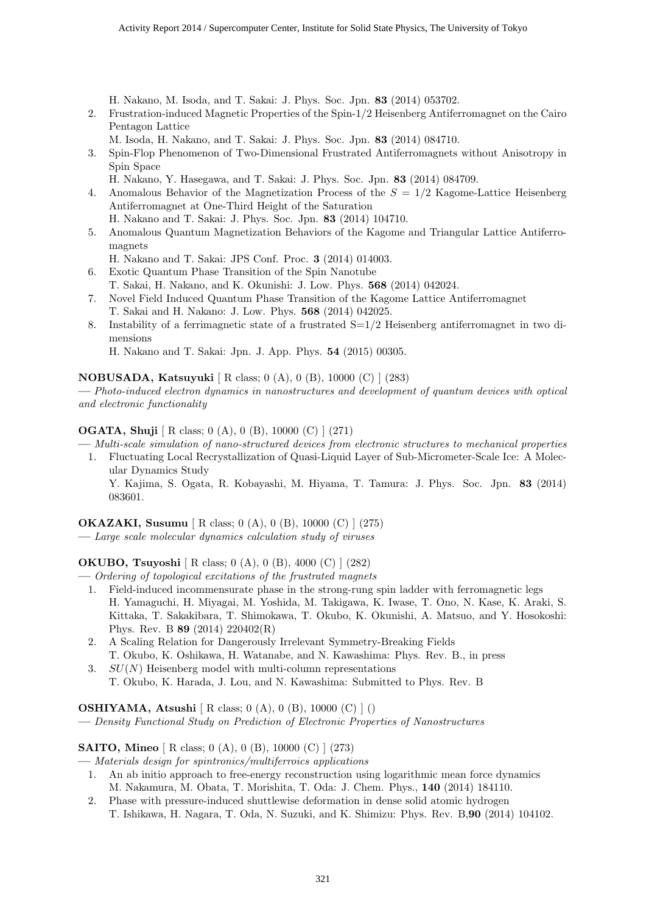H. Nakano, M. Isoda, and T. Sakai: J. Phys. Soc. Jpn. **83** (2014) 053702.

2. Frustration-induced Magnetic Properties of the Spin-1/2 Heisenberg Antiferromagnet on the Cairo Pentagon Lattice
   M. Isoda, H. Nakano, and T. Sakai: J. Phys. Soc. Jpn. **83** (2014) 084710.
3. Spin-Flop Phenomenon of Two-Dimensional Frustrated Antiferromagnets without Anisotropy in Spin Space
   H. Nakano, Y. Hasegawa, and T. Sakai: J. Phys. Soc. Jpn. **83** (2014) 084709.
4. Anomalous Behavior of the Magnetization Process of the $S = 1/2$ Kagome-Lattice Heisenberg Antiferromagnet at One-Third Height of the Saturation
   H. Nakano and T. Sakai: J. Phys. Soc. Jpn. **83** (2014) 104710.
5. Anomalous Quantum Magnetization Behaviors of the Kagome and Triangular Lattice Antiferromagnets
   H. Nakano and T. Sakai: JPS Conf. Proc. **3** (2014) 014003.
6. Exotic Quantum Phase Transition of the Spin Nanotube
   T. Sakai, H. Nakano, and K. Okunishi: J. Low. Phys. **568** (2014) 042024.
7. Novel Field Induced Quantum Phase Transition of the Kagome Lattice Antiferromagnet
   T. Sakai and H. Nakano: J. Low. Phys. **568** (2014) 042025.
8. Instability of a ferrimagnetic state of a frustrated S=1/2 Heisenberg antiferromagnet in two dimensions
   H. Nakano and T. Sakai: Jpn. J. App. Phys. **54** (2015) 00305.

**NOBUSADA, Katsuyuki** [ R class; 0 (A), 0 (B), 10000 (C) ] (283)
— *Photo-induced electron dynamics in nanostructures and development of quantum devices with optical and electronic functionality*

**OGATA, Shuji** [ R class; 0 (A), 0 (B), 10000 (C) ] (271)
— *Multi-scale simulation of nano-structured devices from electronic structures to mechanical properties*

1. Fluctuating Local Recrystallization of Quasi-Liquid Layer of Sub-Micrometer-Scale Ice: A Molecular Dynamics Study
   Y. Kajima, S. Ogata, R. Kobayashi, M. Hiyama, T. Tamura: J. Phys. Soc. Jpn. **83** (2014) 083601.

**OKAZAKI, Susumu** [ R class; 0 (A), 0 (B), 10000 (C) ] (275)
— *Large scale molecular dynamics calculation study of viruses*

**OKUBO, Tsuyoshi** [ R class; 0 (A), 0 (B), 4000 (C) ] (282)
— *Ordering of topological excitations of the frustrated magnets*

1. Field-induced incommensurate phase in the strong-rung spin ladder with ferromagnetic legs
   H. Yamaguchi, H. Miyagai, M. Yoshida, M. Takigawa, K. Iwase, T. Ono, N. Kase, K. Araki, S. Kittaka, T. Sakakibara, T. Shimokawa, T. Okubo, K. Okunishi, A. Matsuo, and Y. Hosokoshi: Phys. Rev. B **89** (2014) 220402(R)
2. A Scaling Relation for Dangerously Irrelevant Symmetry-Breaking Fields
   T. Okubo, K. Oshikawa, H. Watanabe, and N. Kawashima: Phys. Rev. B., in press
3. $SU(N)$ Heisenberg model with multi-column representations
   T. Okubo, K. Harada, J. Lou, and N. Kawashima: Submitted to Phys. Rev. B

**OSHIYAMA, Atsushi** [ R class; 0 (A), 0 (B), 10000 (C) ] ()
— *Density Functional Study on Prediction of Electronic Properties of Nanostructures*

**SAITO, Mineo** [ R class; 0 (A), 0 (B), 10000 (C) ] (273)
— *Materials design for spintronics/multiferroics applications*

1. An ab initio approach to free-energy reconstruction using logarithmic mean force dynamics
   M. Nakamura, M. Obata, T. Morishita, T. Oda: J. Chem. Phys., **140** (2014) 184110.
2. Phase with pressure-induced shuttlewise deformation in dense solid atomic hydrogen
   T. Ishikawa, H. Nagara, T. Oda, N. Suzuki, and K. Shimizu: Phys. Rev. B,**90** (2014) 104102.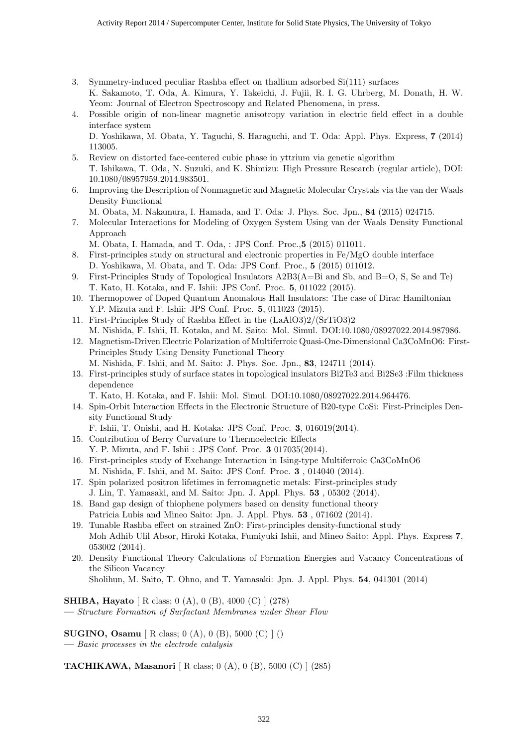3. Symmetry-induced peculiar Rashba effect on thallium adsorbed Si(111) surfaces
   K. Sakamoto, T. Oda, A. Kimura, Y. Takeichi, J. Fujii, R. I. G. Uhrberg, M. Donath, H. W. Yeom: Journal of Electron Spectroscopy and Related Phenomena, in press.
4. Possible origin of non-linear magnetic anisotropy variation in electric field effect in a double interface system
   D. Yoshikawa, M. Obata, Y. Taguchi, S. Haraguchi, and T. Oda: Appl. Phys. Express, **7** (2014) 113005.
5. Review on distorted face-centered cubic phase in yttrium via genetic algorithm
   T. Ishikawa, T. Oda, N. Suzuki, and K. Shimizu: High Pressure Research (regular article), DOI: 10.1080/08957959.2014.983501.
6. Improving the Description of Nonmagnetic and Magnetic Molecular Crystals via the van der Waals Density Functional
   M. Obata, M. Nakamura, I. Hamada, and T. Oda: J. Phys. Soc. Jpn., **84** (2015) 024715.
7. Molecular Interactions for Modeling of Oxygen System Using van der Waals Density Functional Approach
   M. Obata, I. Hamada, and T. Oda, : JPS Conf. Proc.,**5** (2015) 011011.
8. First-principles study on structural and electronic properties in Fe/MgO double interface
   D. Yoshikawa, M. Obata, and T. Oda: JPS Conf. Proc., **5** (2015) 011012.
9. First-Principles Study of Topological Insulators A2B3(A=Bi and Sb, and B=O, S, Se and Te)
   T. Kato, H. Kotaka, and F. Ishii: JPS Conf. Proc. **5**, 011022 (2015).
10. Thermopower of Doped Quantum Anomalous Hall Insulators: The case of Dirac Hamiltonian
    Y.P. Mizuta and F. Ishii: JPS Conf. Proc. **5**, 011023 (2015).
11. First-Principles Study of Rashba Effect in the (LaAlO3)2/(SrTiO3)2
    M. Nishida, F. Ishii, H. Kotaka, and M. Saito: Mol. Simul. DOI:10.1080/08927022.2014.987986.
12. Magnetism-Driven Electric Polarization of Multiferroic Quasi-One-Dimensional Ca3CoMnO6: First-Principles Study Using Density Functional Theory
    M. Nishida, F. Ishii, and M. Saito: J. Phys. Soc. Jpn., **83**, 124711 (2014).
13. First-principles study of surface states in topological insulators Bi2Te3 and Bi2Se3 :Film thickness dependence
    T. Kato, H. Kotaka, and F. Ishii: Mol. Simul. DOI:10.1080/08927022.2014.964476.
14. Spin-Orbit Interaction Effects in the Electronic Structure of B20-type CoSi: First-Principles Density Functional Study
    F. Ishii, T. Onishi, and H. Kotaka: JPS Conf. Proc. **3**, 016019(2014).
15. Contribution of Berry Curvature to Thermoelectric Effects
    Y. P. Mizuta, and F. Ishii : JPS Conf. Proc. **3** 017035(2014).
16. First-principles study of Exchange Interaction in Ising-type Multiferroic Ca3CoMnO6
    M. Nishida, F. Ishii, and M. Saito: JPS Conf. Proc. **3** , 014040 (2014).
17. Spin polarized positron lifetimes in ferromagnetic metals: First-principles study
    J. Lin, T. Yamasaki, and M. Saito: Jpn. J. Appl. Phys. **53** , 05302 (2014).
18. Band gap design of thiophene polymers based on density functional theory
    Patricia Lubis and Mineo Saito: Jpn. J. Appl. Phys. **53** , 071602 (2014).
19. Tunable Rashba effect on strained ZnO: First-principles density-functional study
    Moh Adhib Ulil Absor, Hiroki Kotaka, Fumiyuki Ishii, and Mineo Saito: Appl. Phys. Express **7**, 053002 (2014).
20. Density Functional Theory Calculations of Formation Energies and Vacancy Concentrations of the Silicon Vacancy
    Sholihun, M. Saito, T. Ohno, and T. Yamasaki: Jpn. J. Appl. Phys. **54**, 041301 (2014)

**SHIBA, Hayato** [ R class; 0 (A), 0 (B), 4000 (C) ] (278)
— *Structure Formation of Surfactant Membranes under Shear Flow*

**SUGINO, Osamu** [ R class; 0 (A), 0 (B), 5000 (C) ] ()
— *Basic processes in the electrode catalysis*

**TACHIKAWA, Masanori** [ R class; 0 (A), 0 (B), 5000 (C) ] (285)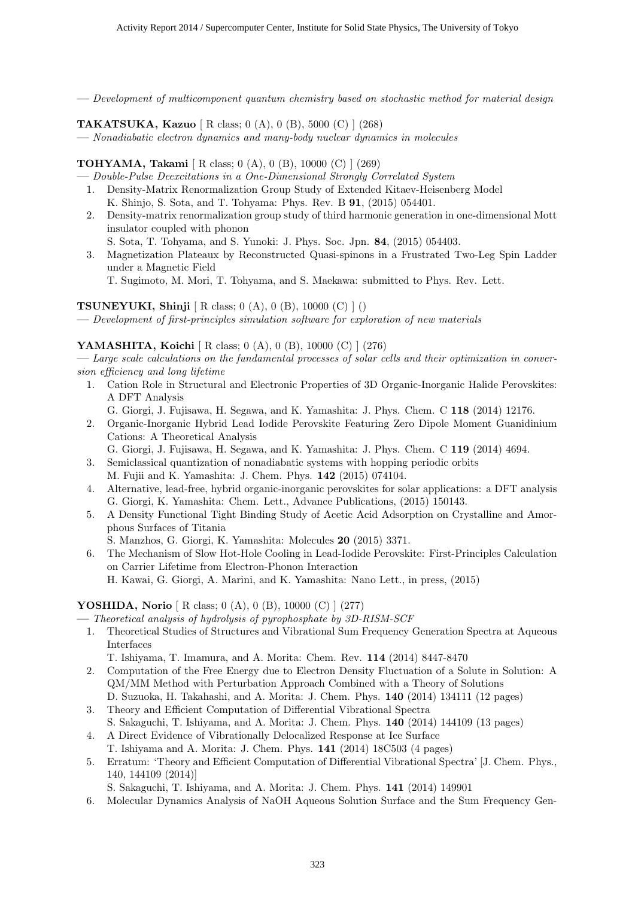— *Development of multicomponent quantum chemistry based on stochastic method for material design*

**TAKATSUKA, Kazuo** [ R class; 0 (A), 0 (B), 5000 (C) ] (268)

— *Nonadiabatic electron dynamics and many-body nuclear dynamics in molecules*

**TOHYAMA, Takami** [ R class; 0 (A), 0 (B), 10000 (C) ] (269)

— *Double-Pulse Deexcitations in a One-Dimensional Strongly Correlated System*

1. Density-Matrix Renormalization Group Study of Extended Kitaev-Heisenberg Model
   K. Shinjo, S. Sota, and T. Tohyama: Phys. Rev. B **91**, (2015) 054401.
2. Density-matrix renormalization group study of third harmonic generation in one-dimensional Mott insulator coupled with phonon
   S. Sota, T. Tohyama, and S. Yunoki: J. Phys. Soc. Jpn. **84**, (2015) 054403.
3. Magnetization Plateaux by Reconstructed Quasi-spinons in a Frustrated Two-Leg Spin Ladder under a Magnetic Field
   T. Sugimoto, M. Mori, T. Tohyama, and S. Maekawa: submitted to Phys. Rev. Lett.

**TSUNEYUKI, Shinji** [ R class; 0 (A), 0 (B), 10000 (C) ] ()

— *Development of first-principles simulation software for exploration of new materials*

**YAMASHITA, Koichi** [ R class; 0 (A), 0 (B), 10000 (C) ] (276)

— *Large scale calculations on the fundamental processes of solar cells and their optimization in conversion efficiency and long lifetime*

1. Cation Role in Structural and Electronic Properties of 3D Organic-Inorganic Halide Perovskites: A DFT Analysis
   G. Giorgi, J. Fujisawa, H. Segawa, and K. Yamashita: J. Phys. Chem. C **118** (2014) 12176.
2. Organic-Inorganic Hybrid Lead Iodide Perovskite Featuring Zero Dipole Moment Guanidinium Cations: A Theoretical Analysis
   G. Giorgi, J. Fujisawa, H. Segawa, and K. Yamashita: J. Phys. Chem. C **119** (2014) 4694.
3. Semiclassical quantization of nonadiabatic systems with hopping periodic orbits
   M. Fujii and K. Yamashita: J. Chem. Phys. **142** (2015) 074104.
4. Alternative, lead-free, hybrid organic-inorganic perovskites for solar applications: a DFT analysis
   G. Giorgi, K. Yamashita: Chem. Lett., Advance Publications, (2015) 150143.
5. A Density Functional Tight Binding Study of Acetic Acid Adsorption on Crystalline and Amorphous Surfaces of Titania
   S. Manzhos, G. Giorgi, K. Yamashita: Molecules **20** (2015) 3371.
6. The Mechanism of Slow Hot-Hole Cooling in Lead-Iodide Perovskite: First-Principles Calculation on Carrier Lifetime from Electron-Phonon Interaction
   H. Kawai, G. Giorgi, A. Marini, and K. Yamashita: Nano Lett., in press, (2015)

**YOSHIDA, Norio** [ R class; 0 (A), 0 (B), 10000 (C) ] (277)

— *Theoretical analysis of hydrolysis of pyrophosphate by 3D-RISM-SCF*

1. Theoretical Studies of Structures and Vibrational Sum Frequency Generation Spectra at Aqueous Interfaces
   T. Ishiyama, T. Imamura, and A. Morita: Chem. Rev. **114** (2014) 8447-8470
2. Computation of the Free Energy due to Electron Density Fluctuation of a Solute in Solution: A QM/MM Method with Perturbation Approach Combined with a Theory of Solutions
   D. Suzuoka, H. Takahashi, and A. Morita: J. Chem. Phys. **140** (2014) 134111 (12 pages)
3. Theory and Efficient Computation of Differential Vibrational Spectra
   S. Sakaguchi, T. Ishiyama, and A. Morita: J. Chem. Phys. **140** (2014) 144109 (13 pages)
4. A Direct Evidence of Vibrationally Delocalized Response at Ice Surface
   T. Ishiyama and A. Morita: J. Chem. Phys. **141** (2014) 18C503 (4 pages)
5. Erratum: 'Theory and Efficient Computation of Differential Vibrational Spectra' [J. Chem. Phys., 140, 144109 (2014)]
   S. Sakaguchi, T. Ishiyama, and A. Morita: J. Chem. Phys. **141** (2014) 149901
6. Molecular Dynamics Analysis of NaOH Aqueous Solution Surface and the Sum Frequency Gen-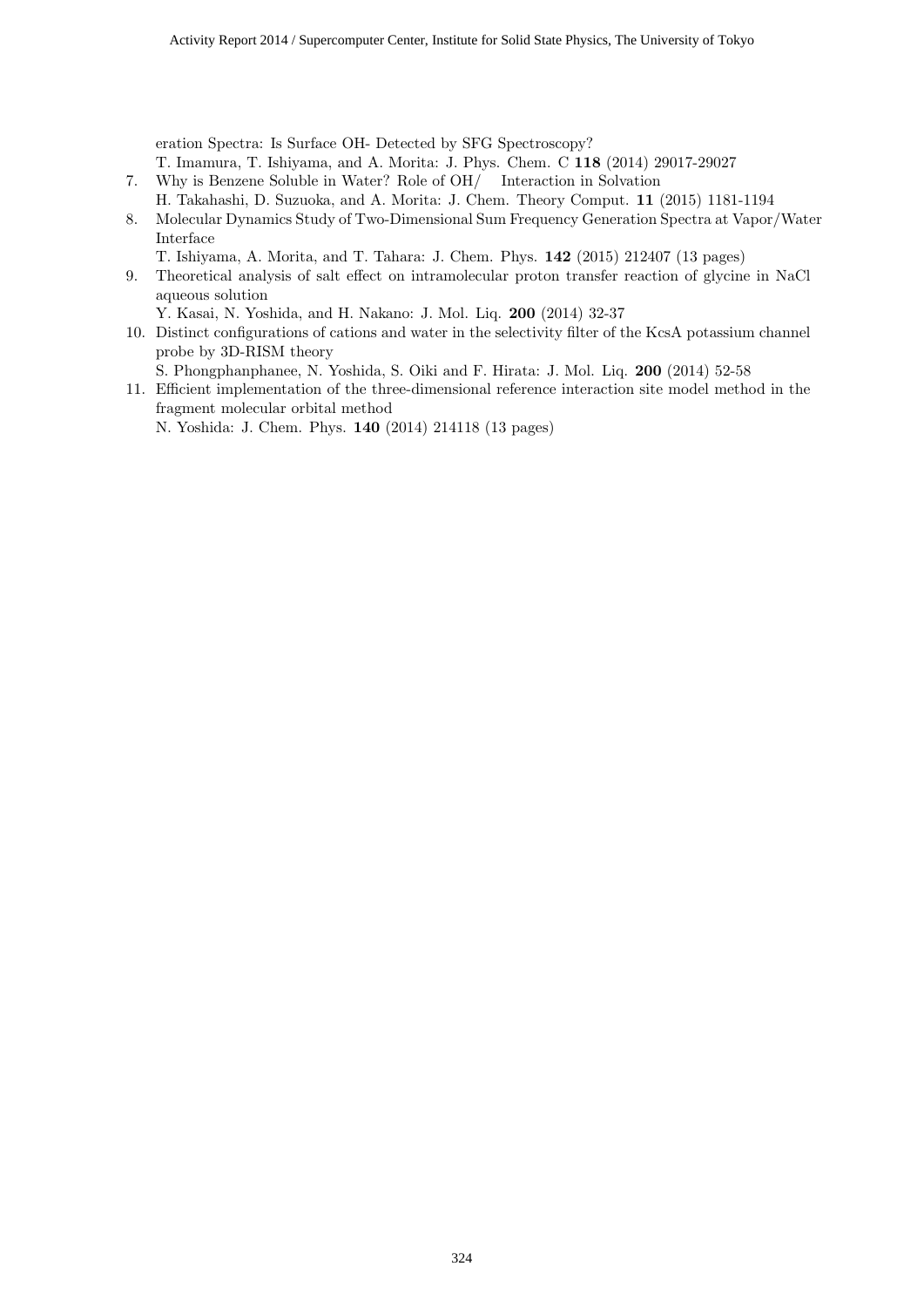eration Spectra: Is Surface OH- Detected by SFG Spectroscopy?
T. Imamura, T. Ishiyama, and A. Morita: J. Phys. Chem. C **118** (2014) 29017-29027

7. Why is Benzene Soluble in Water? Role of OH/  Interaction in Solvation
   H. Takahashi, D. Suzuoka, and A. Morita: J. Chem. Theory Comput. **11** (2015) 1181-1194
8. Molecular Dynamics Study of Two-Dimensional Sum Frequency Generation Spectra at Vapor/Water Interface
   T. Ishiyama, A. Morita, and T. Tahara: J. Chem. Phys. **142** (2015) 212407 (13 pages)
9. Theoretical analysis of salt effect on intramolecular proton transfer reaction of glycine in NaCl aqueous solution
   Y. Kasai, N. Yoshida, and H. Nakano: J. Mol. Liq. **200** (2014) 32-37
10. Distinct configurations of cations and water in the selectivity filter of the KcsA potassium channel probe by 3D-RISM theory
    S. Phongphanphanee, N. Yoshida, S. Oiki and F. Hirata: J. Mol. Liq. **200** (2014) 52-58
11. Efficient implementation of the three-dimensional reference interaction site model method in the fragment molecular orbital method
    N. Yoshida: J. Chem. Phys. **140** (2014) 214118 (13 pages)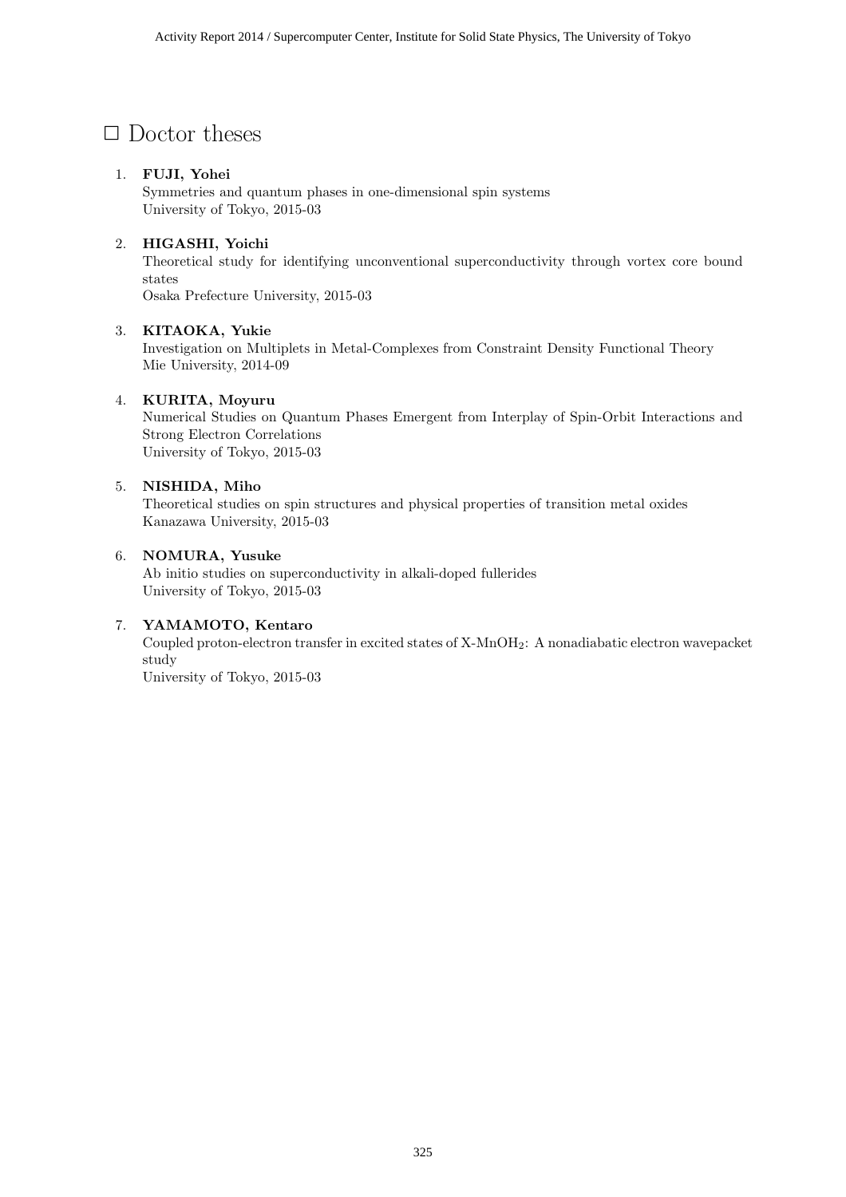# □ Doctor theses

1. **FUJI, Yohei**
   Symmetries and quantum phases in one-dimensional spin systems
   University of Tokyo, 2015-03

2. **HIGASHI, Yoichi**
   Theoretical study for identifying unconventional superconductivity through vortex core bound states
   Osaka Prefecture University, 2015-03

3. **KITAOKA, Yukie**
   Investigation on Multiplets in Metal-Complexes from Constraint Density Functional Theory
   Mie University, 2014-09

4. **KURITA, Moyuru**
   Numerical Studies on Quantum Phases Emergent from Interplay of Spin-Orbit Interactions and Strong Electron Correlations
   University of Tokyo, 2015-03

5. **NISHIDA, Miho**
   Theoretical studies on spin structures and physical properties of transition metal oxides
   Kanazawa University, 2015-03

6. **NOMURA, Yusuke**
   Ab initio studies on superconductivity in alkali-doped fullerides
   University of Tokyo, 2015-03

7. **YAMAMOTO, Kentaro**
   Coupled proton-electron transfer in excited states of X-$MnOH_2$: A nonadiabatic electron wavepacket study
   University of Tokyo, 2015-03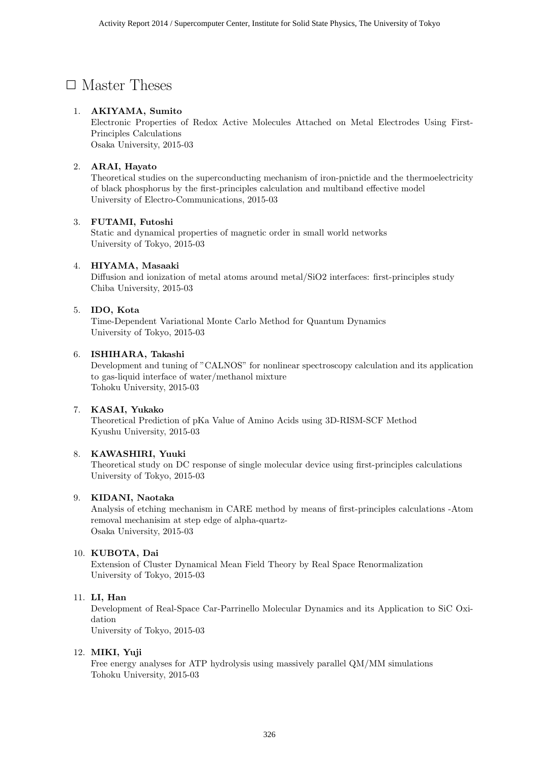## □ Master Theses

1. **AKIYAMA, Sumito**
   Electronic Properties of Redox Active Molecules Attached on Metal Electrodes Using First-Principles Calculations
   Osaka University, 2015-03

2. **ARAI, Hayato**
   Theoretical studies on the superconducting mechanism of iron-pnictide and the thermoelectricity of black phosphorus by the first-principles calculation and multiband effective model
   University of Electro-Communications, 2015-03

3. **FUTAMI, Futoshi**
   Static and dynamical properties of magnetic order in small world networks
   University of Tokyo, 2015-03

4. **HIYAMA, Masaaki**
   Diffusion and ionization of metal atoms around metal/SiO2 interfaces: first-principles study
   Chiba University, 2015-03

5. **IDO, Kota**
   Time-Dependent Variational Monte Carlo Method for Quantum Dynamics
   University of Tokyo, 2015-03

6. **ISHIHARA, Takashi**
   Development and tuning of "CALNOS" for nonlinear spectroscopy calculation and its application to gas-liquid interface of water/methanol mixture
   Tohoku University, 2015-03

7. **KASAI, Yukako**
   Theoretical Prediction of pKa Value of Amino Acids using 3D-RISM-SCF Method
   Kyushu University, 2015-03

8. **KAWASHIRI, Yuuki**
   Theoretical study on DC response of single molecular device using first-principles calculations
   University of Tokyo, 2015-03

9. **KIDANI, Naotaka**
   Analysis of etching mechanism in CARE method by means of first-principles calculations -Atom removal mechanisim at step edge of alpha-quartz-
   Osaka University, 2015-03

10. **KUBOTA, Dai**
    Extension of Cluster Dynamical Mean Field Theory by Real Space Renormalization
    University of Tokyo, 2015-03

11. **LI, Han**
    Development of Real-Space Car-Parrinello Molecular Dynamics and its Application to SiC Oxidation
    University of Tokyo, 2015-03

12. **MIKI, Yuji**
    Free energy analyses for ATP hydrolysis using massively parallel QM/MM simulations
    Tohoku University, 2015-03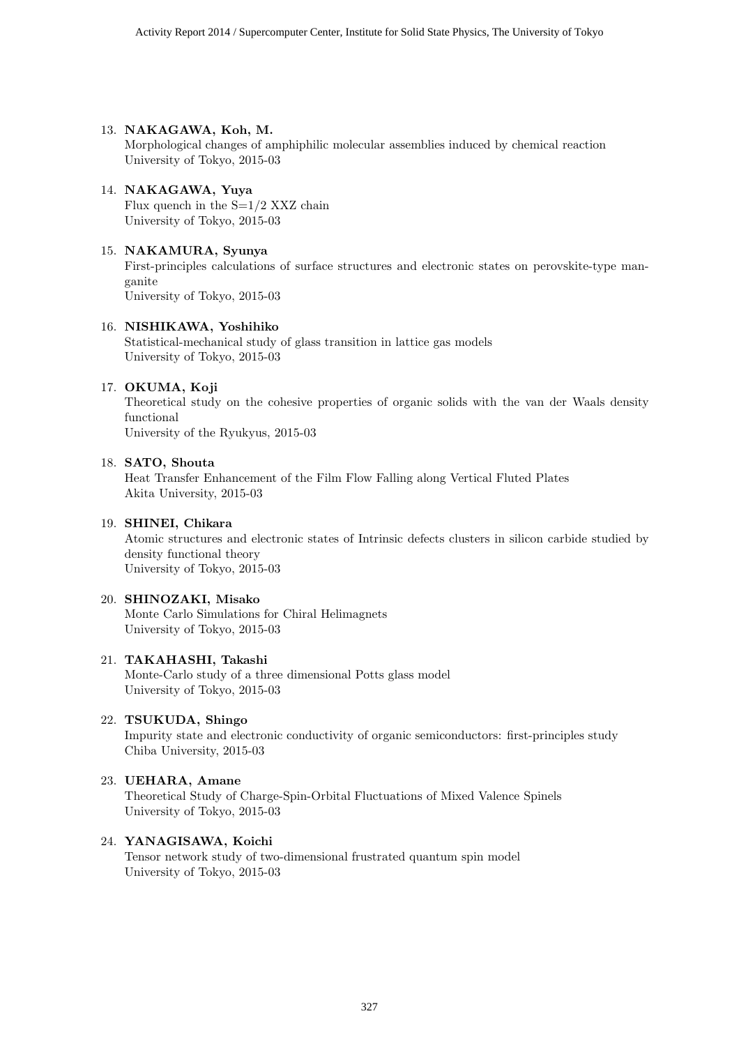13. **NAKAGAWA, Koh, M.**
    Morphological changes of amphiphilic molecular assemblies induced by chemical reaction
    University of Tokyo, 2015-03

14. **NAKAGAWA, Yuya**
    Flux quench in the S=1/2 XXZ chain
    University of Tokyo, 2015-03

15. **NAKAMURA, Syunya**
    First-principles calculations of surface structures and electronic states on perovskite-type manganite
    University of Tokyo, 2015-03

16. **NISHIKAWA, Yoshihiko**
    Statistical-mechanical study of glass transition in lattice gas models
    University of Tokyo, 2015-03

17. **OKUMA, Koji**
    Theoretical study on the cohesive properties of organic solids with the van der Waals density functional
    University of the Ryukyus, 2015-03

18. **SATO, Shouta**
    Heat Transfer Enhancement of the Film Flow Falling along Vertical Fluted Plates
    Akita University, 2015-03

19. **SHINEI, Chikara**
    Atomic structures and electronic states of Intrinsic defects clusters in silicon carbide studied by density functional theory
    University of Tokyo, 2015-03

20. **SHINOZAKI, Misako**
    Monte Carlo Simulations for Chiral Helimagnets
    University of Tokyo, 2015-03

21. **TAKAHASHI, Takashi**
    Monte-Carlo study of a three dimensional Potts glass model
    University of Tokyo, 2015-03

22. **TSUKUDA, Shingo**
    Impurity state and electronic conductivity of organic semiconductors: first-principles study
    Chiba University, 2015-03

23. **UEHARA, Amane**
    Theoretical Study of Charge-Spin-Orbital Fluctuations of Mixed Valence Spinels
    University of Tokyo, 2015-03

24. **YANAGISAWA, Koichi**
    Tensor network study of two-dimensional frustrated quantum spin model
    University of Tokyo, 2015-03